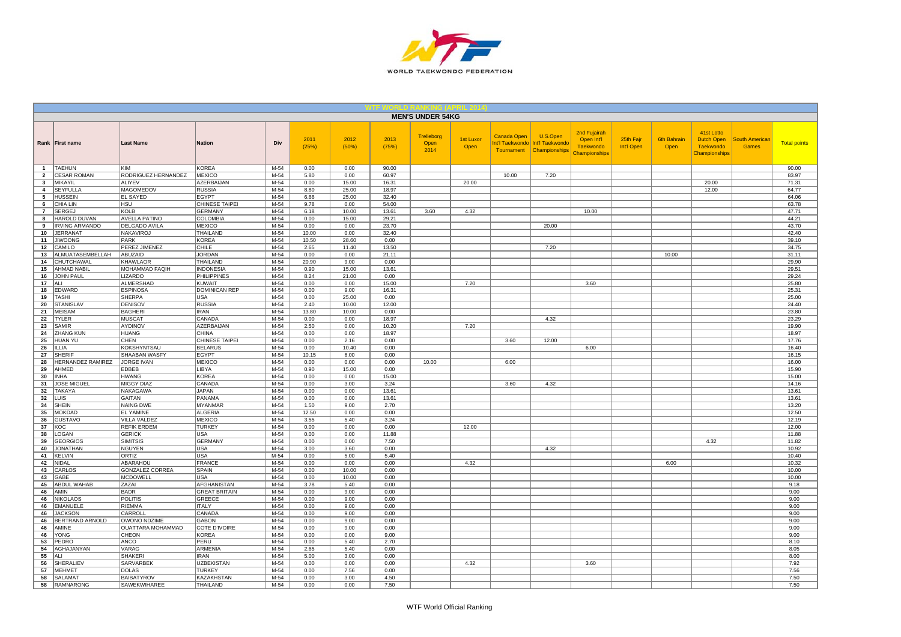# WTF WORLD RANKING (APRIL 2014)

## MEN'S UNDER 54KG

| Rank | First name | Last Name | Nation | Div | 2011 (25%) | 2012 (50%) | 2013 (75%) | Trelleborg Open 2014 | 1st Luxor Open | Canada Open Int'l Taekwondo Tournament | U.S.Open Int'l Taekwondo Championships | 2nd Fujairah Open Int'l Taekwondo Championships | 25th Fajr Int'l Open | 6th Bahrain Open | 41st Lotto Dutch Open Taekwondo Championships | South American Games | Total points |
|---|---|---|---|---|---|---|---|---|---|---|---|---|---|---|---|---|---|
| 1 | TAEHUN | KIM | KOREA | M-54 | 0.00 | 0.00 | 90.00 | | | | | | | | | | 90.00 |
| 2 | CESAR ROMAN | RODRIGUEZ HERNANDEZ | MEXICO | M-54 | 5.80 | 0.00 | 60.97 | | | 10.00 | 7.20 | | | | | | 83.97 |
| 3 | MIKAYIL | ALIYEV | AZERBAIJAN | M-54 | 0.00 | 15.00 | 16.31 | | 20.00 | | | | | | 20.00 | | 71.31 |
| 4 | SEYFULLA | MAGOMEDOV | RUSSIA | M-54 | 8.80 | 25.00 | 18.97 | | | | | | | | 12.00 | | 64.77 |
| 5 | HUSSEIN | EL SAYED | EGYPT | M-54 | 6.66 | 25.00 | 32.40 | | | | | | | | | | 64.06 |
| 6 | CHIA LIN | HSU | CHINESE TAIPEI | M-54 | 9.78 | 0.00 | 54.00 | | | | | | | | | | 63.78 |
| 7 | SERGEJ | KOLB | GERMANY | M-54 | 6.18 | 10.00 | 13.61 | 3.60 | 4.32 | | | 10.00 | | | | | 47.71 |
| 8 | HAROLD DUVAN | AVELLA PATINO | COLOMBIA | M-54 | 0.00 | 15.00 | 29.21 | | | | | | | | | | 44.21 |
| 9 | IRVING ARMANDO | DELGADO AVILA | MEXICO | M-54 | 0.00 | 0.00 | 23.70 | | | | 20.00 | | | | | | 43.70 |
| 10 | JERRANAT | NAKAVIROJ | THAILAND | M-54 | 10.00 | 0.00 | 32.40 | | | | | | | | | | 42.40 |
| 11 | JIWOONG | PARK | KOREA | M-54 | 10.50 | 28.60 | 0.00 | | | | | | | | | | 39.10 |
| 12 | CAMILO | PEREZ JIMENEZ | CHILE | M-54 | 2.65 | 11.40 | 13.50 | | | | 7.20 | | | | | | 34.75 |
| 13 | ALMUATASEMBELLAH | ABUZAID | JORDAN | M-54 | 0.00 | 0.00 | 21.11 | | | | | | | 10.00 | | | 31.11 |
| 14 | CHUTCHAWAL | KHAWLAOR | THAILAND | M-54 | 20.90 | 9.00 | 0.00 | | | | | | | | | | 29.90 |
| 15 | AHMAD NABIL | MOHAMMAD FAQIH | INDONESIA | M-54 | 0.90 | 15.00 | 13.61 | | | | | | | | | | 29.51 |
| 16 | JOHN PAUL | LIZARDO | PHILIPPINES | M-54 | 8.24 | 21.00 | 0.00 | | | | | | | | | | 29.24 |
| 17 | ALI | ALMERSHAD | KUWAIT | M-54 | 0.00 | 0.00 | 15.00 | | 7.20 | | | 3.60 | | | | | 25.80 |
| 18 | EDWARD | ESPINOSA | DOMINICAN REP | M-54 | 0.00 | 9.00 | 16.31 | | | | | | | | | | 25.31 |
| 19 | TASHI | SHERPA | USA | M-54 | 0.00 | 25.00 | 0.00 | | | | | | | | | | 25.00 |
| 20 | STANISLAV | DENISOV | RUSSIA | M-54 | 2.40 | 10.00 | 12.00 | | | | | | | | | | 24.40 |
| 21 | MEISAM | BAGHERI | IRAN | M-54 | 13.80 | 10.00 | 0.00 | | | | | | | | | | 23.80 |
| 22 | TYLER | MUSCAT | CANADA | M-54 | 0.00 | 0.00 | 18.97 | | | | 4.32 | | | | | | 23.29 |
| 23 | SAMIR | AYDINOV | AZERBAIJAN | M-54 | 2.50 | 0.00 | 10.20 | | 7.20 | | | | | | | | 19.90 |
| 24 | ZHANG KUN | HUANG | CHINA | M-54 | 0.00 | 0.00 | 18.97 | | | | | | | | | | 18.97 |
| 25 | HUAN YU | CHEN | CHINESE TAIPEI | M-54 | 0.00 | 2.16 | 0.00 | | | 3.60 | 12.00 | | | | | | 17.76 |
| 26 | ILLIA | KOKSHYNTSAU | BELARUS | M-54 | 0.00 | 10.40 | 0.00 | | | | | 6.00 | | | | | 16.40 |
| 27 | SHERIF | SHAABAN WASFY | EGYPT | M-54 | 10.15 | 6.00 | 0.00 | | | | | | | | | | 16.15 |
| 28 | HERNANDEZ RAMIREZ | JORGE IVAN | MEXICO | M-54 | 0.00 | 0.00 | 0.00 | 10.00 | | 6.00 | | | | | | | 16.00 |
| 29 | AHMED | EDBEB | LIBYA | M-54 | 0.90 | 15.00 | 0.00 | | | | | | | | | | 15.90 |
| 30 | INHA | HWANG | KOREA | M-54 | 0.00 | 0.00 | 15.00 | | | | | | | | | | 15.00 |
| 31 | JOSE MIGUEL | MIGGY DIAZ | CANADA | M-54 | 0.00 | 3.00 | 3.24 | | | 3.60 | 4.32 | | | | | | 14.16 |
| 32 | TAKAYA | NAKAGAWA | JAPAN | M-54 | 0.00 | 0.00 | 13.61 | | | | | | | | | | 13.61 |
| 32 | LUIS | GAITAN | PANAMA | M-54 | 0.00 | 0.00 | 13.61 | | | | | | | | | | 13.61 |
| 34 | SHEIN | NAING DWE | MYANMAR | M-54 | 1.50 | 9.00 | 2.70 | | | | | | | | | | 13.20 |
| 35 | MOKDAD | EL YAMINE | ALGERIA | M-54 | 12.50 | 0.00 | 0.00 | | | | | | | | | | 12.50 |
| 36 | GUSTAVO | VILLA VALDEZ | MEXICO | M-54 | 3.55 | 5.40 | 3.24 | | | | | | | | | | 12.19 |
| 37 | KOC | REFIK ERDEM | TURKEY | M-54 | 0.00 | 0.00 | 0.00 | | 12.00 | | | | | | | | 12.00 |
| 38 | LOGAN | GERICK | USA | M-54 | 0.00 | 0.00 | 11.88 | | | | | | | | | | 11.88 |
| 39 | GEORGIOS | SIMITSIS | GERMANY | M-54 | 0.00 | 0.00 | 7.50 | | | | | | | | 4.32 | | 11.82 |
| 40 | JONATHAN | NGUYEN | USA | M-54 | 3.00 | 3.60 | 0.00 | | | | 4.32 | | | | | | 10.92 |
| 41 | KELVIN | ORTIZ | USA | M-54 | 0.00 | 5.00 | 5.40 | | | | | | | | | | 10.40 |
| 42 | NIDAL | ABARAHOU | FRANCE | M-54 | 0.00 | 0.00 | 0.00 | | 4.32 | | | | | 6.00 | | | 10.32 |
| 43 | CARLOS | GONZALEZ CORREA | SPAIN | M-54 | 0.00 | 10.00 | 0.00 | | | | | | | | | | 10.00 |
| 43 | GABE | MCDOWELL | USA | M-54 | 0.00 | 10.00 | 0.00 | | | | | | | | | | 10.00 |
| 45 | ABDUL WAHAB | ZAZAI | AFGHANISTAN | M-54 | 3.78 | 5.40 | 0.00 | | | | | | | | | | 9.18 |
| 46 | AMIN | BADR | GREAT BRITAIN | M-54 | 0.00 | 9.00 | 0.00 | | | | | | | | | | 9.00 |
| 46 | NIKOLAOS | POLITIS | GREECE | M-54 | 0.00 | 9.00 | 0.00 | | | | | | | | | | 9.00 |
| 46 | EMANUELE | RIEMMA | ITALY | M-54 | 0.00 | 9.00 | 0.00 | | | | | | | | | | 9.00 |
| 46 | JACKSON | CARROLL | CANADA | M-54 | 0.00 | 9.00 | 0.00 | | | | | | | | | | 9.00 |
| 46 | BERTRAND ARNOLD | OWONO NDZIME | GABON | M-54 | 0.00 | 9.00 | 0.00 | | | | | | | | | | 9.00 |
| 46 | AMINE | OUATTARA MOHAMMAD | COTE D'IVOIRE | M-54 | 0.00 | 9.00 | 0.00 | | | | | | | | | | 9.00 |
| 46 | YONG | CHEON | KOREA | M-54 | 0.00 | 0.00 | 9.00 | | | | | | | | | | 9.00 |
| 53 | PEDRO | ANCO | PERU | M-54 | 0.00 | 5.40 | 2.70 | | | | | | | | | | 8.10 |
| 54 | AGHAJANYAN | VARAG | ARMENIA | M-54 | 2.65 | 5.40 | 0.00 | | | | | | | | | | 8.05 |
| 55 | ALI | SHAKERI | IRAN | M-54 | 5.00 | 3.00 | 0.00 | | | | | | | | | | 8.00 |
| 56 | SHERALIEV | SARVARBEK | UZBEKISTAN | M-54 | 0.00 | 0.00 | 0.00 | | 4.32 | | | 3.60 | | | | | 7.92 |
| 57 | MEHMET | DOLAS | TURKEY | M-54 | 0.00 | 7.56 | 0.00 | | | | | | | | | | 7.56 |
| 58 | SALAMAT | BAIBATYROV | KAZAKHSTAN | M-54 | 0.00 | 3.00 | 4.50 | | | | | | | | | | 7.50 |
| 58 | RAMNARONG | SAWEKWIHAREE | THAILAND | M-54 | 0.00 | 0.00 | 7.50 | | | | | | | | | | 7.50 |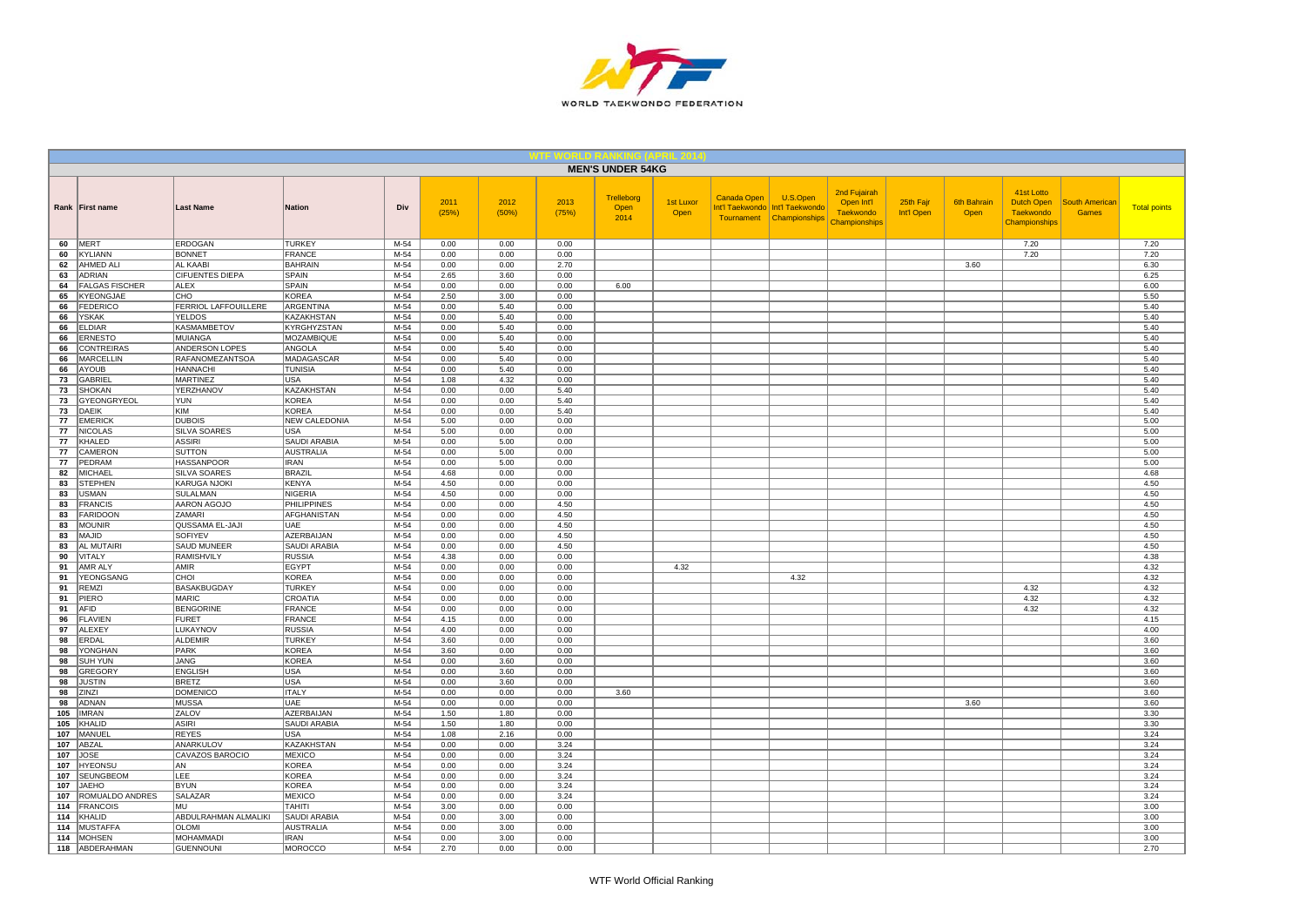## WTF WORLD RANKING (APRIL 2014)

### MEN'S UNDER 54KG

| Rank | First name | Last Name | Nation | Div | 2011 (25%) | 2012 (50%) | 2013 (75%) | Trelleborg Open 2014 | 1st Luxor Open | Canada Open Int'l Taekwondo Tournament | U.S.Open Int'l Taekwondo Championships | 2nd Fujairah Open Int'l Taekwondo Championships | 25th Fajr Int'l Open | 6th Bahrain Open | 41st Lotto Dutch Open Taekwondo Championships | South American Games | Total points |
|---|---|---|---|---|---|---|---|---|---|---|---|---|---|---|---|---|---|
| 60 | MERT | ERDOGAN | TURKEY | M-54 | 0.00 | 0.00 | 0.00 | | | | | | | | 7.20 | | 7.20 |
| 60 | KYLIANN | BONNET | FRANCE | M-54 | 0.00 | 0.00 | 0.00 | | | | | | | | 7.20 | | 7.20 |
| 62 | AHMED ALI | AL KAABI | BAHRAIN | M-54 | 0.00 | 0.00 | 2.70 | | | | | | | 3.60 | | | 6.30 |
| 63 | ADRIAN | CIFUENTES DIEPA | SPAIN | M-54 | 2.65 | 3.60 | 0.00 | | | | | | | | | | 6.25 |
| 64 | FALGAS FISCHER | ALEX | SPAIN | M-54 | 0.00 | 0.00 | 0.00 | 6.00 | | | | | | | | | 6.00 |
| 65 | KYEONGJAE | CHO | KOREA | M-54 | 2.50 | 3.00 | 0.00 | | | | | | | | | | 5.50 |
| 66 | FEDERICO | FERRIOL LAFFOUILLERE | ARGENTINA | M-54 | 0.00 | 5.40 | 0.00 | | | | | | | | | | 5.40 |
| 66 | YSKAK | YELDOS | KAZAKHSTAN | M-54 | 0.00 | 5.40 | 0.00 | | | | | | | | | | 5.40 |
| 66 | ELDIAR | KASMAMBETOV | KYRGHYZSTAN | M-54 | 0.00 | 5.40 | 0.00 | | | | | | | | | | 5.40 |
| 66 | ERNESTO | MUIANGA | MOZAMBIQUE | M-54 | 0.00 | 5.40 | 0.00 | | | | | | | | | | 5.40 |
| 66 | CONTREIRAS | ANDERSON LOPES | ANGOLA | M-54 | 0.00 | 5.40 | 0.00 | | | | | | | | | | 5.40 |
| 66 | MARCELLIN | RAFANOMEZANTSOA | MADAGASCAR | M-54 | 0.00 | 5.40 | 0.00 | | | | | | | | | | 5.40 |
| 66 | AYOUB | HANNACHI | TUNISIA | M-54 | 0.00 | 5.40 | 0.00 | | | | | | | | | | 5.40 |
| 73 | GABRIEL | MARTINEZ | USA | M-54 | 1.08 | 4.32 | 0.00 | | | | | | | | | | 5.40 |
| 73 | SHOKAN | YERZHANOV | KAZAKHSTAN | M-54 | 0.00 | 0.00 | 5.40 | | | | | | | | | | 5.40 |
| 73 | GYEONGRYEOL | YUN | KOREA | M-54 | 0.00 | 0.00 | 5.40 | | | | | | | | | | 5.40 |
| 73 | DAEIK | KIM | KOREA | M-54 | 0.00 | 0.00 | 5.40 | | | | | | | | | | 5.40 |
| 77 | EMERICK | DUBOIS | NEW CALEDONIA | M-54 | 5.00 | 0.00 | 0.00 | | | | | | | | | | 5.00 |
| 77 | NICOLAS | SILVA SOARES | USA | M-54 | 5.00 | 0.00 | 0.00 | | | | | | | | | | 5.00 |
| 77 | KHALED | ASSIRI | SAUDI ARABIA | M-54 | 0.00 | 5.00 | 0.00 | | | | | | | | | | 5.00 |
| 77 | CAMERON | SUTTON | AUSTRALIA | M-54 | 0.00 | 5.00 | 0.00 | | | | | | | | | | 5.00 |
| 77 | PEDRAM | HASSANPOOR | IRAN | M-54 | 0.00 | 5.00 | 0.00 | | | | | | | | | | 5.00 |
| 82 | MICHAEL | SILVA SOARES | BRAZIL | M-54 | 4.68 | 0.00 | 0.00 | | | | | | | | | | 4.68 |
| 83 | STEPHEN | KARUGA NJOKI | KENYA | M-54 | 4.50 | 0.00 | 0.00 | | | | | | | | | | 4.50 |
| 83 | USMAN | SULALMAN | NIGERIA | M-54 | 4.50 | 0.00 | 0.00 | | | | | | | | | | 4.50 |
| 83 | FRANCIS | AARON AGOJO | PHILIPPINES | M-54 | 0.00 | 0.00 | 4.50 | | | | | | | | | | 4.50 |
| 83 | FARIDOON | ZAMARI | AFGHANISTAN | M-54 | 0.00 | 0.00 | 4.50 | | | | | | | | | | 4.50 |
| 83 | MOUNIR | QUSSAMA EL-JAJI | UAE | M-54 | 0.00 | 0.00 | 4.50 | | | | | | | | | | 4.50 |
| 83 | MAJID | SOFIYEV | AZERBAIJAN | M-54 | 0.00 | 0.00 | 4.50 | | | | | | | | | | 4.50 |
| 83 | AL MUTAIRI | SAUD MUNEER | SAUDI ARABIA | M-54 | 0.00 | 0.00 | 4.50 | | | | | | | | | | 4.50 |
| 90 | VITALY | RAMISHVILY | RUSSIA | M-54 | 4.38 | 0.00 | 0.00 | | | | | | | | | | 4.38 |
| 91 | AMR ALY | AMIR | EGYPT | M-54 | 0.00 | 0.00 | 0.00 | | 4.32 | | | | | | | | 4.32 |
| 91 | YEONGSANG | CHOI | KOREA | M-54 | 0.00 | 0.00 | 0.00 | | | | 4.32 | | | | | | 4.32 |
| 91 | REMZI | BASAKBUGDAY | TURKEY | M-54 | 0.00 | 0.00 | 0.00 | | | | | | | | 4.32 | | 4.32 |
| 91 | PIERO | MARIC | CROATIA | M-54 | 0.00 | 0.00 | 0.00 | | | | | | | | 4.32 | | 4.32 |
| 91 | AFID | BENGORINE | FRANCE | M-54 | 0.00 | 0.00 | 0.00 | | | | | | | | 4.32 | | 4.32 |
| 96 | FLAVIEN | FURET | FRANCE | M-54 | 4.15 | 0.00 | 0.00 | | | | | | | | | | 4.15 |
| 97 | ALEXEY | LUKAYNOV | RUSSIA | M-54 | 4.00 | 0.00 | 0.00 | | | | | | | | | | 4.00 |
| 98 | ERDAL | ALDEMIR | TURKEY | M-54 | 3.60 | 0.00 | 0.00 | | | | | | | | | | 3.60 |
| 98 | YONGHAN | PARK | KOREA | M-54 | 3.60 | 0.00 | 0.00 | | | | | | | | | | 3.60 |
| 98 | SUH YUN | JANG | KOREA | M-54 | 0.00 | 3.60 | 0.00 | | | | | | | | | | 3.60 |
| 98 | GREGORY | ENGLISH | USA | M-54 | 0.00 | 3.60 | 0.00 | | | | | | | | | | 3.60 |
| 98 | JUSTIN | BRETZ | USA | M-54 | 0.00 | 3.60 | 0.00 | | | | | | | | | | 3.60 |
| 98 | ZINZI | DOMENICO | ITALY | M-54 | 0.00 | 0.00 | 0.00 | 3.60 | | | | | | | | | 3.60 |
| 98 | ADNAN | MUSSA | UAE | M-54 | 0.00 | 0.00 | 0.00 | | | | | | | 3.60 | | | 3.60 |
| 105 | IMRAN | ZALOV | AZERBAIJAN | M-54 | 1.50 | 1.80 | 0.00 | | | | | | | | | | 3.30 |
| 105 | KHALID | ASIRI | SAUDI ARABIA | M-54 | 1.50 | 1.80 | 0.00 | | | | | | | | | | 3.30 |
| 107 | MANUEL | REYES | USA | M-54 | 1.08 | 2.16 | 0.00 | | | | | | | | | | 3.24 |
| 107 | ABZAL | ANARKULOV | KAZAKHSTAN | M-54 | 0.00 | 0.00 | 3.24 | | | | | | | | | | 3.24 |
| 107 | JOSE | CAVAZOS BAROCIO | MEXICO | M-54 | 0.00 | 0.00 | 3.24 | | | | | | | | | | 3.24 |
| 107 | HYEONSU | AN | KOREA | M-54 | 0.00 | 0.00 | 3.24 | | | | | | | | | | 3.24 |
| 107 | SEUNGBEOM | LEE | KOREA | M-54 | 0.00 | 0.00 | 3.24 | | | | | | | | | | 3.24 |
| 107 | JAEHO | BYUN | KOREA | M-54 | 0.00 | 0.00 | 3.24 | | | | | | | | | | 3.24 |
| 107 | ROMUALDO ANDRES | SALAZAR | MEXICO | M-54 | 0.00 | 0.00 | 3.24 | | | | | | | | | | 3.24 |
| 114 | FRANCOIS | MU | TAHITI | M-54 | 3.00 | 0.00 | 0.00 | | | | | | | | | | 3.00 |
| 114 | KHALID | ABDULRAHMAN ALMALIKI | SAUDI ARABIA | M-54 | 0.00 | 3.00 | 0.00 | | | | | | | | | | 3.00 |
| 114 | MUSTAFFA | OLOMI | AUSTRALIA | M-54 | 0.00 | 3.00 | 0.00 | | | | | | | | | | 3.00 |
| 114 | MOHSEN | MOHAMMADI | IRAN | M-54 | 0.00 | 3.00 | 0.00 | | | | | | | | | | 3.00 |
| 118 | ABDERAHMAN | GUENNOUNI | MOROCCO | M-54 | 2.70 | 0.00 | 0.00 | | | | | | | | | | 2.70 |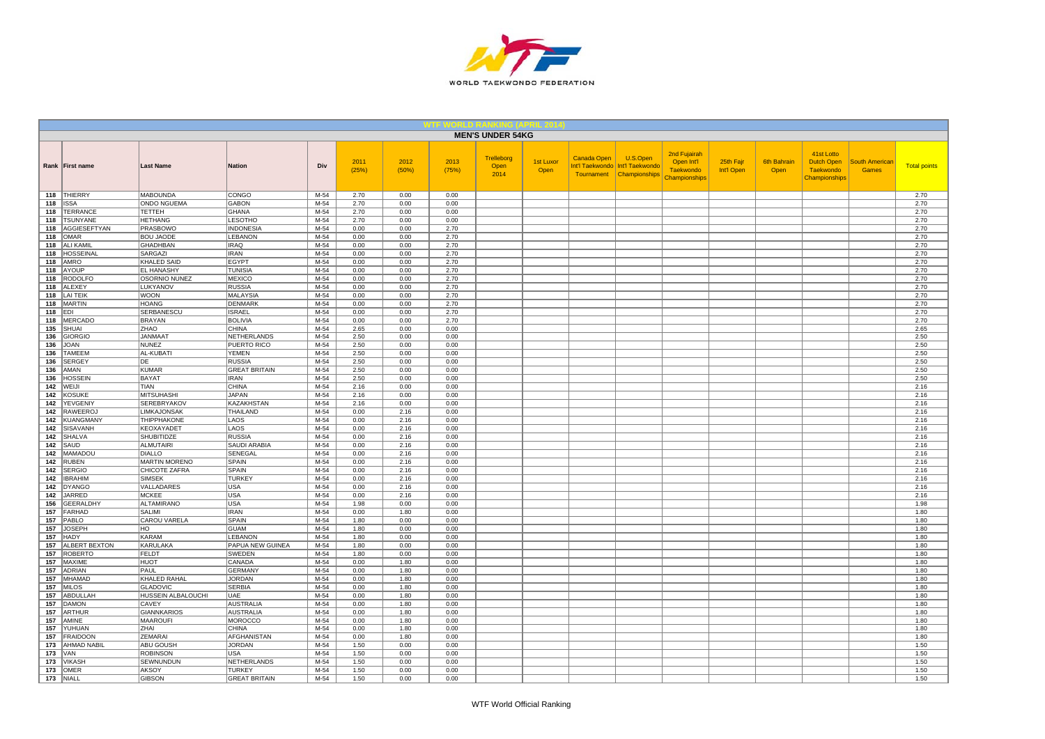## WTF WORLD RANKING (APRIL 2014)

### MEN'S UNDER 54KG

| Rank | First name | Last Name | Nation | Div | 2011 (25%) | 2012 (50%) | 2013 (75%) | Trelleborg Open 2014 | 1st Luxor Open | Canada Open Int'l Taekwondo Tournament | U.S.Open Int'l Taekwondo Championships | 2nd Fujairah Open Int'l Taekwondo Championships | 25th Fajr Int'l Open | 6th Bahrain Open | 41st Lotto Dutch Open Taekwondo Championships | South American Games | Total points |
|---|---|---|---|---|---|---|---|---|---|---|---|---|---|---|---|---|---|
| 118 | THIERRY | MABOUNDA | CONGO | M-54 | 2.70 | 0.00 | 0.00 | | | | | | | | | | 2.70 |
| 118 | ISSA | ONDO NGUEMA | GABON | M-54 | 2.70 | 0.00 | 0.00 | | | | | | | | | | 2.70 |
| 118 | TERRANCE | TETTEH | GHANA | M-54 | 2.70 | 0.00 | 0.00 | | | | | | | | | | 2.70 |
| 118 | TSUNYANE | HETHANG | LESOTHO | M-54 | 2.70 | 0.00 | 0.00 | | | | | | | | | | 2.70 |
| 118 | AGGIESEFTYAN | PRASBOWO | INDONESIA | M-54 | 0.00 | 0.00 | 2.70 | | | | | | | | | | 2.70 |
| 118 | OMAR | BOU JAODE | LEBANON | M-54 | 0.00 | 0.00 | 2.70 | | | | | | | | | | 2.70 |
| 118 | ALI KAMIL | GHADHBAN | IRAQ | M-54 | 0.00 | 0.00 | 2.70 | | | | | | | | | | 2.70 |
| 118 | HOSSEINAL | SARGAZI | IRAN | M-54 | 0.00 | 0.00 | 2.70 | | | | | | | | | | 2.70 |
| 118 | AMRO | KHALED SAID | EGYPT | M-54 | 0.00 | 0.00 | 2.70 | | | | | | | | | | 2.70 |
| 118 | AYOUP | EL HANASHY | TUNISIA | M-54 | 0.00 | 0.00 | 2.70 | | | | | | | | | | 2.70 |
| 118 | RODOLFO | OSORNIO NUNEZ | MEXICO | M-54 | 0.00 | 0.00 | 2.70 | | | | | | | | | | 2.70 |
| 118 | ALEXEY | LUKYANOV | RUSSIA | M-54 | 0.00 | 0.00 | 2.70 | | | | | | | | | | 2.70 |
| 118 | LAI TEIK | WOON | MALAYSIA | M-54 | 0.00 | 0.00 | 2.70 | | | | | | | | | | 2.70 |
| 118 | MARTIN | HOANG | DENMARK | M-54 | 0.00 | 0.00 | 2.70 | | | | | | | | | | 2.70 |
| 118 | EDI | SERBANESCU | ISRAEL | M-54 | 0.00 | 0.00 | 2.70 | | | | | | | | | | 2.70 |
| 118 | MERCADO | BRAYAN | BOLIVIA | M-54 | 0.00 | 0.00 | 2.70 | | | | | | | | | | 2.70 |
| 135 | SHUAI | ZHAO | CHINA | M-54 | 2.65 | 0.00 | 0.00 | | | | | | | | | | 2.65 |
| 136 | GIORGIO | JANMAAT | NETHERLANDS | M-54 | 2.50 | 0.00 | 0.00 | | | | | | | | | | 2.50 |
| 136 | JOAN | NUNEZ | PUERTO RICO | M-54 | 2.50 | 0.00 | 0.00 | | | | | | | | | | 2.50 |
| 136 | TAMEEM | AL-KUBATI | YEMEN | M-54 | 2.50 | 0.00 | 0.00 | | | | | | | | | | 2.50 |
| 136 | SERGEY | DE | RUSSIA | M-54 | 2.50 | 0.00 | 0.00 | | | | | | | | | | 2.50 |
| 136 | AMAN | KUMAR | GREAT BRITAIN | M-54 | 2.50 | 0.00 | 0.00 | | | | | | | | | | 2.50 |
| 136 | HOSSEIN | BAYAT | IRAN | M-54 | 2.50 | 0.00 | 0.00 | | | | | | | | | | 2.50 |
| 142 | WEIJI | TIAN | CHINA | M-54 | 2.16 | 0.00 | 0.00 | | | | | | | | | | 2.16 |
| 142 | KOSUKE | MITSUHASHI | JAPAN | M-54 | 2.16 | 0.00 | 0.00 | | | | | | | | | | 2.16 |
| 142 | YEVGENIY | SEREBRYAKOV | KAZAKHSTAN | M-54 | 2.16 | 0.00 | 0.00 | | | | | | | | | | 2.16 |
| 142 | RAWEEROJ | LIMKAJONSAK | THAILAND | M-54 | 0.00 | 2.16 | 0.00 | | | | | | | | | | 2.16 |
| 142 | KUANGMANY | THIPPHAKONE | LAOS | M-54 | 0.00 | 2.16 | 0.00 | | | | | | | | | | 2.16 |
| 142 | SISAVANH | KEOXAYADET | LAOS | M-54 | 0.00 | 2.16 | 0.00 | | | | | | | | | | 2.16 |
| 142 | SHALVA | SHUBITIDZE | RUSSIA | M-54 | 0.00 | 2.16 | 0.00 | | | | | | | | | | 2.16 |
| 142 | SAUD | ALMUTAIRI | SAUDI ARABIA | M-54 | 0.00 | 2.16 | 0.00 | | | | | | | | | | 2.16 |
| 142 | MAMADOU | DIALLO | SENEGAL | M-54 | 0.00 | 2.16 | 0.00 | | | | | | | | | | 2.16 |
| 142 | RUBEN | MARTIN MORENO | SPAIN | M-54 | 0.00 | 2.16 | 0.00 | | | | | | | | | | 2.16 |
| 142 | SERGIO | CHICOTE ZAFRA | SPAIN | M-54 | 0.00 | 2.16 | 0.00 | | | | | | | | | | 2.16 |
| 142 | IBRAHIM | SIMSEK | TURKEY | M-54 | 0.00 | 2.16 | 0.00 | | | | | | | | | | 2.16 |
| 142 | DYANGO | VALLADARES | USA | M-54 | 0.00 | 2.16 | 0.00 | | | | | | | | | | 2.16 |
| 142 | JARRED | MCKEE | USA | M-54 | 0.00 | 2.16 | 0.00 | | | | | | | | | | 2.16 |
| 156 | GEERALDHY | ALTAMIRANO | USA | M-54 | 1.98 | 0.00 | 0.00 | | | | | | | | | | 1.98 |
| 157 | FARHAD | SALIMI | IRAN | M-54 | 0.00 | 1.80 | 0.00 | | | | | | | | | | 1.80 |
| 157 | PABLO | CAROU VARELA | SPAIN | M-54 | 1.80 | 0.00 | 0.00 | | | | | | | | | | 1.80 |
| 157 | JOSEPH | HO | GUAM | M-54 | 1.80 | 0.00 | 0.00 | | | | | | | | | | 1.80 |
| 157 | HADY | KARAM | LEBANON | M-54 | 1.80 | 0.00 | 0.00 | | | | | | | | | | 1.80 |
| 157 | ALBERT BEXTON | KARULAKA | PAPUA NEW GUINEA | M-54 | 1.80 | 0.00 | 0.00 | | | | | | | | | | 1.80 |
| 157 | ROBERTO | FELDT | SWEDEN | M-54 | 1.80 | 0.00 | 0.00 | | | | | | | | | | 1.80 |
| 157 | MAXIME | HUOT | CANADA | M-54 | 0.00 | 1.80 | 0.00 | | | | | | | | | | 1.80 |
| 157 | ADRIAN | PAUL | GERMANY | M-54 | 0.00 | 1.80 | 0.00 | | | | | | | | | | 1.80 |
| 157 | MHAMAD | KHALED RAHAL | JORDAN | M-54 | 0.00 | 1.80 | 0.00 | | | | | | | | | | 1.80 |
| 157 | MILOS | GLADOVIC | SERBIA | M-54 | 0.00 | 1.80 | 0.00 | | | | | | | | | | 1.80 |
| 157 | ABDULLAH | HUSSEIN ALBALOUCHI | UAE | M-54 | 0.00 | 1.80 | 0.00 | | | | | | | | | | 1.80 |
| 157 | DAMON | CAVEY | AUSTRALIA | M-54 | 0.00 | 1.80 | 0.00 | | | | | | | | | | 1.80 |
| 157 | ARTHUR | GIANNKARIOS | AUSTRALIA | M-54 | 0.00 | 1.80 | 0.00 | | | | | | | | | | 1.80 |
| 157 | AMINE | MAAROUFI | MOROCCO | M-54 | 0.00 | 1.80 | 0.00 | | | | | | | | | | 1.80 |
| 157 | YUHUAN | ZHAI | CHINA | M-54 | 0.00 | 1.80 | 0.00 | | | | | | | | | | 1.80 |
| 157 | FRAIDOON | ZEMARAI | AFGHANISTAN | M-54 | 0.00 | 1.80 | 0.00 | | | | | | | | | | 1.80 |
| 173 | AHMAD NABIL | ABU GOUSH | JORDAN | M-54 | 1.50 | 0.00 | 0.00 | | | | | | | | | | 1.50 |
| 173 | VAN | ROBINSON | USA | M-54 | 1.50 | 0.00 | 0.00 | | | | | | | | | | 1.50 |
| 173 | VIKASH | SEWNUNDUN | NETHERLANDS | M-54 | 1.50 | 0.00 | 0.00 | | | | | | | | | | 1.50 |
| 173 | OMER | AKSOY | TURKEY | M-54 | 1.50 | 0.00 | 0.00 | | | | | | | | | | 1.50 |
| 173 | NIALL | GIBSON | GREAT BRITAIN | M-54 | 1.50 | 0.00 | 0.00 | | | | | | | | | | 1.50 |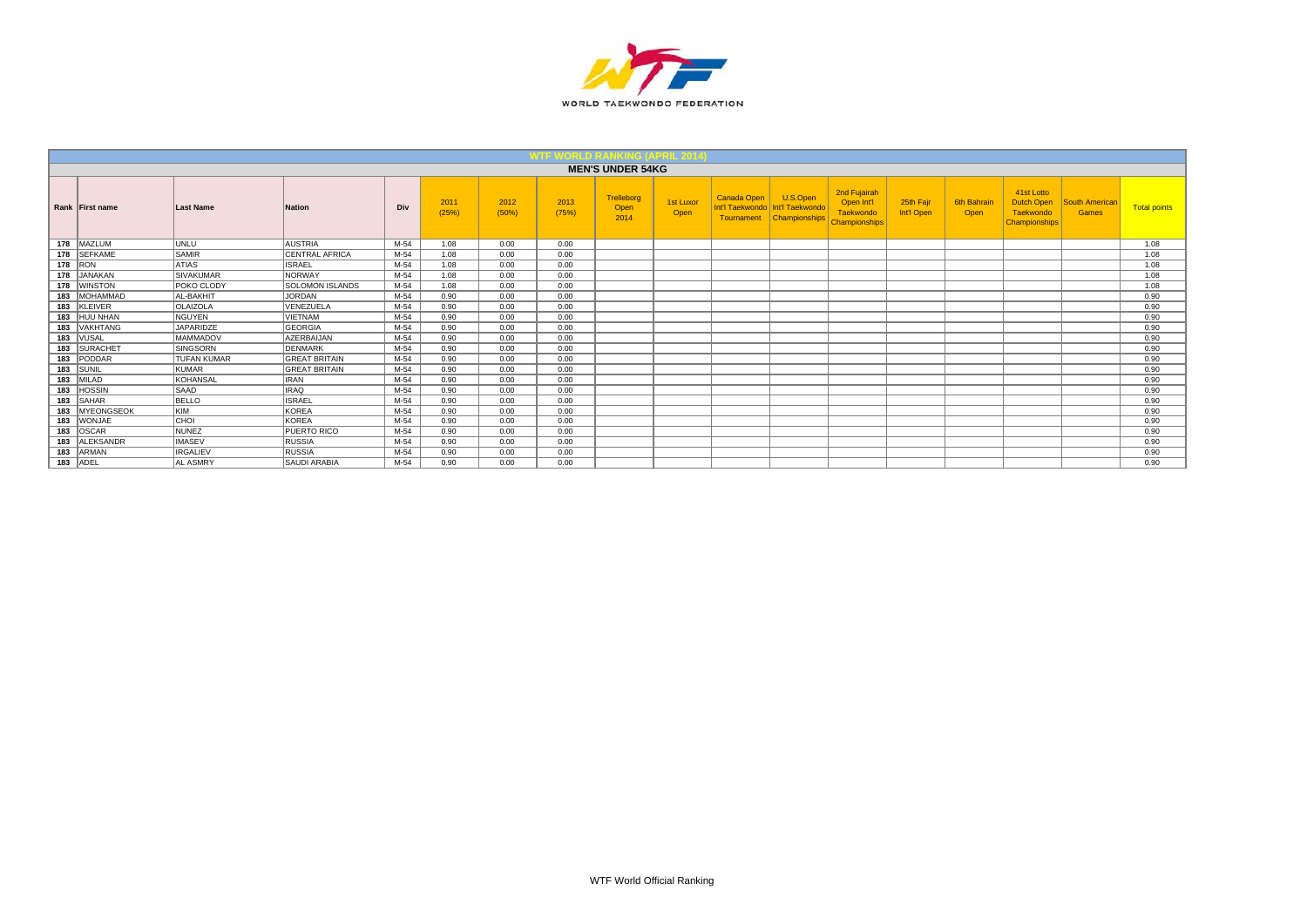WORLD TAEKWONDO FEDERATION

## WTF WORLD RANKING (APRIL 2014)

### MEN'S UNDER 54KG

| Rank | First name | Last Name | Nation | Div | 2011 (25%) | 2012 (50%) | 2013 (75%) | Trelleborg Open 2014 | 1st Luxor Open | Canada Open Int'l Taekwondo Tournament | U.S.Open Int'l Taekwondo Championships | 2nd Fujairah Open Int'l Taekwondo Championships | 25th Fajr Int'l Open | 6th Bahrain Open | 41st Lotto Dutch Open Taekwondo Championships | South American Games | Total points |
|---|---|---|---|---|---|---|---|---|---|---|---|---|---|---|---|---|---|
| 178 | MAZLUM | UNLU | AUSTRIA | M-54 | 1.08 | 0.00 | 0.00 | | | | | | | | | | 1.08 |
| 178 | SEFKAME | SAMIR | CENTRAL AFRICA | M-54 | 1.08 | 0.00 | 0.00 | | | | | | | | | | 1.08 |
| 178 | RON | ATIAS | ISRAEL | M-54 | 1.08 | 0.00 | 0.00 | | | | | | | | | | 1.08 |
| 178 | JANAKAN | SIVAKUMAR | NORWAY | M-54 | 1.08 | 0.00 | 0.00 | | | | | | | | | | 1.08 |
| 178 | WINSTON | POKO CLODY | SOLOMON ISLANDS | M-54 | 1.08 | 0.00 | 0.00 | | | | | | | | | | 1.08 |
| 183 | MOHAMMAD | AL-BAKHIT | JORDAN | M-54 | 0.90 | 0.00 | 0.00 | | | | | | | | | | 0.90 |
| 183 | KLEIVER | OLAIZOLA | VENEZUELA | M-54 | 0.90 | 0.00 | 0.00 | | | | | | | | | | 0.90 |
| 183 | HUU NHAN | NGUYEN | VIETNAM | M-54 | 0.90 | 0.00 | 0.00 | | | | | | | | | | 0.90 |
| 183 | VAKHTANG | JAPARIDZE | GEORGIA | M-54 | 0.90 | 0.00 | 0.00 | | | | | | | | | | 0.90 |
| 183 | VUSAL | MAMMADOV | AZERBAIJAN | M-54 | 0.90 | 0.00 | 0.00 | | | | | | | | | | 0.90 |
| 183 | SURACHET | SINGSORN | DENMARK | M-54 | 0.90 | 0.00 | 0.00 | | | | | | | | | | 0.90 |
| 183 | PODDAR | TUFAN KUMAR | GREAT BRITAIN | M-54 | 0.90 | 0.00 | 0.00 | | | | | | | | | | 0.90 |
| 183 | SUNIL | KUMAR | GREAT BRITAIN | M-54 | 0.90 | 0.00 | 0.00 | | | | | | | | | | 0.90 |
| 183 | MILAD | KOHANSAL | IRAN | M-54 | 0.90 | 0.00 | 0.00 | | | | | | | | | | 0.90 |
| 183 | HOSSIN | SAAD | IRAQ | M-54 | 0.90 | 0.00 | 0.00 | | | | | | | | | | 0.90 |
| 183 | SAHAR | BELLO | ISRAEL | M-54 | 0.90 | 0.00 | 0.00 | | | | | | | | | | 0.90 |
| 183 | MYEONGSEOK | KIM | KOREA | M-54 | 0.90 | 0.00 | 0.00 | | | | | | | | | | 0.90 |
| 183 | WONJAE | CHOI | KOREA | M-54 | 0.90 | 0.00 | 0.00 | | | | | | | | | | 0.90 |
| 183 | OSCAR | NUNEZ | PUERTO RICO | M-54 | 0.90 | 0.00 | 0.00 | | | | | | | | | | 0.90 |
| 183 | ALEKSANDR | IMASEV | RUSSIA | M-54 | 0.90 | 0.00 | 0.00 | | | | | | | | | | 0.90 |
| 183 | ARMAN | IRGALIEV | RUSSIA | M-54 | 0.90 | 0.00 | 0.00 | | | | | | | | | | 0.90 |
| 183 | ADEL | AL ASMRY | SAUDI ARABIA | M-54 | 0.90 | 0.00 | 0.00 | | | | | | | | | | 0.90 |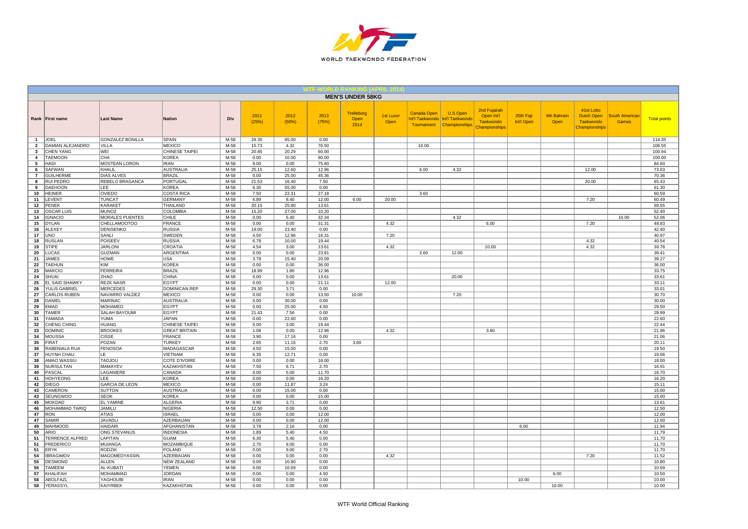WORLD TAEKWONDO FEDERATION

## WTF WORLD RANKING (APRIL 2014)

### MEN'S UNDER 58KG

| Rank | First name | Last Name | Nation | Div | 2011 (25%) | 2012 (50%) | 2013 (75%) | Trelleborg Open 2014 | 1st Luxor Open | Canada Open Int'l Taekwondo Tournament | U.S.Open Int'l Taekwondo Championships | 2nd Fujairah Open Int'l Taekwondo Championships | 25th Fajr Int'l Open | 6th Bahrain Open | 41st Lotto Dutch Open Taekwondo Championships | South American Games | Total points |
|---|---|---|---|---|---|---|---|---|---|---|---|---|---|---|---|---|---|
| 1 | JOEL | GONZALEZ BONILLA | SPAIN | M-58 | 29.35 | 85.00 | 0.00 | | | | | | | | | | 114.35 |
| 2 | DAMIAN ALEJANDRO | VILLA | MEXICO | M-58 | 15.73 | 4.32 | 76.50 | | | 10.00 | | | | | | | 106.55 |
| 3 | CHEN YANG | WEI | CHINESE TAIPEI | M-58 | 20.65 | 20.29 | 60.00 | | | | | | | | | | 100.94 |
| 4 | TAEMOON | CHA | KOREA | M-58 | 0.00 | 10.00 | 90.00 | | | | | | | | | | 100.00 |
| 5 | HADI | MOSTEAN LORON | IRAN | M-58 | 9.00 | 0.00 | 75.60 | | | | | | | | | | 84.60 |
| 6 | SAFWAN | KHALIL | AUSTRALIA | M-58 | 25.15 | 12.60 | 12.96 | | | 6.00 | 4.32 | | | | 12.00 | | 73.03 |
| 7 | GUILHERME | DIAS ALVES | BRAZIL | M-58 | 0.00 | 25.00 | 45.36 | | | | | | | | | | 70.36 |
| 8 | RUI PEDRO | REBELO BRAGANCA | PORTUGAL | M-58 | 21.53 | 16.40 | 7.50 | | | | | | | | 20.00 | | 65.43 |
| 9 | DAEHOON | LEE | KOREA | M-58 | 6.30 | 55.00 | 0.00 | | | | | | | | | | 61.30 |
| 10 | HEINER | OVIEDO | COSTA RICA | M-58 | 7.50 | 22.31 | 27.18 | | | 3.60 | | | | | | | 60.59 |
| 11 | LEVENT | TUNCAT | GERMANY | M-58 | 6.89 | 8.40 | 12.00 | 6.00 | 20.00 | | | | | | 7.20 | | 60.49 |
| 12 | PENEK | KARAKET | THAILAND | M-58 | 20.15 | 25.80 | 13.61 | | | | | | | | | | 59.55 |
| 13 | OSCAR LUIS | MUNOZ | COLOMBIA | M-58 | 15.20 | 27.00 | 10.20 | | | | | | | | | | 52.40 |
| 14 | IGNACIO | MORALES PUENTES | CHILE | M-58 | 0.00 | 5.40 | 32.34 | | | | 4.32 | | | | | 10.00 | 52.06 |
| 15 | DYLAN | CHELLAMOOTOO | FRANCE | M-58 | 0.00 | 0.00 | 31.31 | | 4.32 | | | 6.00 | | | 7.20 | | 48.83 |
| 16 | ALEXEY | DENISENKO | RUSSIA | M-58 | 19.00 | 23.40 | 0.00 | | | | | | | | | | 42.40 |
| 17 | UNO | SANLI | SWEDEN | M-58 | 4.50 | 12.96 | 16.31 | | 7.20 | | | | | | | | 40.97 |
| 18 | RUSLAN | POISEEV | RUSSIA | M-58 | 6.78 | 10.00 | 19.44 | | | | | | | | 4.32 | | 40.54 |
| 19 | STIPE | JARLONI | CROATIA | M-58 | 4.54 | 3.00 | 13.61 | | 4.32 | | | 10.00 | | | 4.32 | | 39.78 |
| 20 | LUCAS | GUZMAN | ARGENTINA | M-58 | 0.00 | 0.00 | 23.81 | | | 3.60 | 12.00 | | | | | | 39.41 |
| 21 | JAMES | HOWE | USA | M-58 | 3.78 | 15.40 | 20.09 | | | | | | | | | | 39.27 |
| 22 | TAEHUN | KIM | KOREA | M-58 | 0.00 | 0.00 | 36.00 | | | | | | | | | | 36.00 |
| 23 | MARCIO | FERREIRA | BRAZIL | M-58 | 18.99 | 1.80 | 12.96 | | | | | | | | | | 33.75 |
| 24 | SHUAI | ZHAO | CHINA | M-58 | 0.00 | 0.00 | 13.61 | | | | 20.00 | | | | | | 33.61 |
| 25 | EL SAID SHAWKY | REZK NASR | EGYPT | M-58 | 0.00 | 0.00 | 21.11 | | 12.00 | | | | | | | | 33.11 |
| 26 | YULIS GABRIEL | MERCEDES | DOMINICAN REP | M-58 | 29.30 | 3.71 | 0.00 | | | | | | | | | | 33.01 |
| 27 | CARLOS RUBEN | NAVARRO VALDEZ | MEXICO | M-58 | 0.00 | 0.00 | 13.50 | 10.00 | | | 7.20 | | | | | | 30.70 |
| 28 | DANIEL | MARINAC | AUSTRALIA | M-58 | 0.00 | 30.00 | 0.00 | | | | | | | | | | 30.00 |
| 29 | EMAD | MOHAMED | EGYPT | M-58 | 0.00 | 25.00 | 4.50 | | | | | | | | | | 29.50 |
| 30 | TAMER | SALAH BAYOUMI | EGYPT | M-58 | 21.43 | 7.56 | 0.00 | | | | | | | | | | 28.99 |
| 31 | YAMADA | YUMA | JAPAN | M-58 | 0.00 | 22.60 | 0.00 | | | | | | | | | | 22.60 |
| 32 | CHENG CHING | HUANG | CHINESE TAIPEI | M-58 | 0.00 | 3.00 | 19.44 | | | | | | | | | | 22.44 |
| 33 | DOMINIC | BROOKES | GREAT BRITAIN | M-58 | 1.08 | 0.00 | 12.96 | | 4.32 | | | 3.60 | | | | | 21.96 |
| 34 | MOUSSA | CISSE | FRANCE | M-58 | 3.90 | 17.16 | 0.00 | | | | | | | | | | 21.06 |
| 35 | FIRAT | POZAN | TURKEY | M-58 | 2.65 | 11.16 | 2.70 | 3.60 | | | | | | | | | 20.11 |
| 36 | RABENIALA RUA | FENOSOA | MADAGASCAR | M-58 | 4.50 | 15.00 | 0.00 | | | | | | | | | | 19.50 |
| 37 | HUYNH CHAU | LE | VIETNAM | M-58 | 6.35 | 12.71 | 0.00 | | | | | | | | | | 19.06 |
| 38 | AMAO WASSIU | TADJOU | COTE D'IVOIRE | M-58 | 0.00 | 0.00 | 18.00 | | | | | | | | | | 18.00 |
| 39 | NURSULTAN | MAMAYEV | KAZAKHSTAN | M-58 | 7.50 | 6.71 | 2.70 | | | | | | | | | | 16.91 |
| 40 | PASCAL | LAGANIERE | CANADA | M-58 | 0.00 | 5.00 | 11.70 | | | | | | | | | | 16.70 |
| 41 | HOHYEONG | LEE | KOREA | M-58 | 0.00 | 0.00 | 16.20 | | | | | | | | | | 16.20 |
| 42 | DIEGO | GARCIA DE LEON | MEXICO | M-58 | 0.00 | 11.87 | 3.24 | | | | | | | | | | 15.11 |
| 43 | CAMERON | SUTTON | AUSTRALIA | M-58 | 0.00 | 15.00 | 0.00 | | | | | | | | | | 15.00 |
| 43 | SEUNGWOO | SEOK | KOREA | M-58 | 0.00 | 0.00 | 15.00 | | | | | | | | | | 15.00 |
| 45 | MOKDAD | EL YAMINE | ALGERIA | M-58 | 9.90 | 3.71 | 0.00 | | | | | | | | | | 13.61 |
| 46 | MOHAMMAD TARIQ | JAMILU | NIGERIA | M-58 | 12.50 | 0.00 | 0.00 | | | | | | | | | | 12.50 |
| 47 | RON | ATIAS | ISRAEL | M-58 | 0.00 | 0.00 | 12.00 | | | | | | | | | | 12.00 |
| 47 | SAMIR | JAVADLI | AZERBAIJAN | M-58 | 0.00 | 0.00 | 12.00 | | | | | | | | | | 12.00 |
| 49 | MAHMOOD | HAIDARI | AFGHANISTAN | M-58 | 3.78 | 2.16 | 0.00 | | | | | | 6.00 | | | | 11.94 |
| 50 | ARIO | ONG STEVANUS | INDONESIA | M-58 | 1.89 | 5.40 | 4.50 | | | | | | | | | | 11.79 |
| 51 | TERRENCE ALFRED | LAPITAN | GUAM | M-58 | 6.30 | 5.40 | 0.00 | | | | | | | | | | 11.70 |
| 51 | FREDERICO | MUIANGA | MOZAMBIQUE | M-58 | 2.70 | 9.00 | 0.00 | | | | | | | | | | 11.70 |
| 51 | ERYK | RODZIK | POLAND | M-58 | 0.00 | 9.00 | 2.70 | | | | | | | | | | 11.70 |
| 54 | IBRAGIMOV | MAGOMEDYASSIN | AZERBAIJAN | M-58 | 0.00 | 0.00 | 0.00 | | 4.32 | | | | | | 7.20 | | 11.52 |
| 55 | DESMOND | ALLEN | NEW ZEALAND | M-58 | 0.00 | 10.80 | 0.00 | | | | | | | | | | 10.80 |
| 56 | TAMEEM | AL-KUBATI | YEMEN | M-58 | 0.00 | 10.69 | 0.00 | | | | | | | | | | 10.69 |
| 57 | KHALIFAH | MOHAMMAD | JORDAN | M-58 | 0.00 | 0.00 | 4.50 | | | | | | | 6.00 | | | 10.50 |
| 58 | ABOLFAZL | YAGHOUBI | IRAN | M-58 | 0.00 | 0.00 | 0.00 | | | | | | 10.00 | | | | 10.00 |
| 58 | YERASSYL | KAIYRBEK | KAZAKHSTAN | M-58 | 0.00 | 0.00 | 0.00 | | | | | | | 10.00 | | | 10.00 |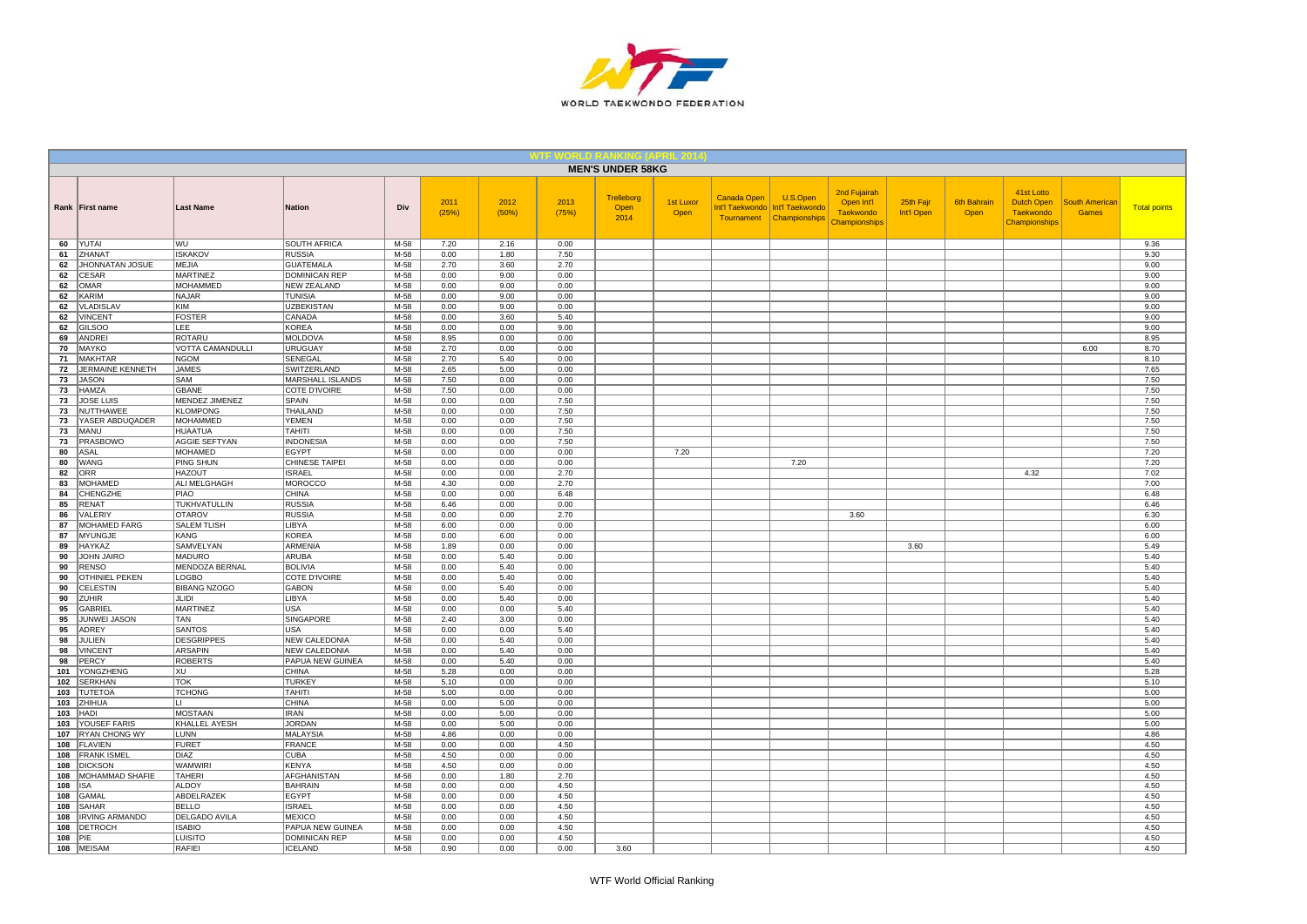## WTF WORLD RANKING (APRIL 2014)

### MEN'S UNDER 58KG

| Rank | First name | Last Name | Nation | Div | 2011 (25%) | 2012 (50%) | 2013 (75%) | Trelleborg Open 2014 | 1st Luxor Open | Canada Open Int'l Taekwondo Tournament | U.S.Open Int'l Taekwondo Championships | 2nd Fujairah Open Int'l Taekwondo Championships | 25th Fajr Int'l Open | 6th Bahrain Open | 41st Lotto Dutch Open Taekwondo Championships | South American Games | Total points |
|---|---|---|---|---|---|---|---|---|---|---|---|---|---|---|---|---|---|
| 60 | YUTAI | WU | SOUTH AFRICA | M-58 | 7.20 | 2.16 | 0.00 | | | | | | | | | | 9.36 |
| 61 | ZHANAT | ISKAKOV | RUSSIA | M-58 | 0.00 | 1.80 | 7.50 | | | | | | | | | | 9.30 |
| 62 | JHONNATAN JOSUE | MEJIA | GUATEMALA | M-58 | 2.70 | 3.60 | 2.70 | | | | | | | | | | 9.00 |
| 62 | CESAR | MARTINEZ | DOMINICAN REP | M-58 | 0.00 | 9.00 | 0.00 | | | | | | | | | | 9.00 |
| 62 | OMAR | MOHAMMED | NEW ZEALAND | M-58 | 0.00 | 9.00 | 0.00 | | | | | | | | | | 9.00 |
| 62 | KARIM | NAJAR | TUNISIA | M-58 | 0.00 | 9.00 | 0.00 | | | | | | | | | | 9.00 |
| 62 | VLADISLAV | KIM | UZBEKISTAN | M-58 | 0.00 | 9.00 | 0.00 | | | | | | | | | | 9.00 |
| 62 | VINCENT | FOSTER | CANADA | M-58 | 0.00 | 3.60 | 5.40 | | | | | | | | | | 9.00 |
| 62 | GILSOO | LEE | KOREA | M-58 | 0.00 | 0.00 | 9.00 | | | | | | | | | | 9.00 |
| 69 | ANDREI | ROTARU | MOLDOVA | M-58 | 8.95 | 0.00 | 0.00 | | | | | | | | | | 8.95 |
| 70 | MAYKO | VOTTA CAMANDULLI | URUGUAY | M-58 | 2.70 | 0.00 | 0.00 | | | | | | | | | 6.00 | 8.70 |
| 71 | MAKHTAR | NGOM | SENEGAL | M-58 | 2.70 | 5.40 | 0.00 | | | | | | | | | | 8.10 |
| 72 | JERMAINE KENNETH | JAMES | SWITZERLAND | M-58 | 2.65 | 5.00 | 0.00 | | | | | | | | | | 7.65 |
| 73 | JASON | SAM | MARSHALL ISLANDS | M-58 | 7.50 | 0.00 | 0.00 | | | | | | | | | | 7.50 |
| 73 | HAMZA | GBANE | COTE D'IVOIRE | M-58 | 7.50 | 0.00 | 0.00 | | | | | | | | | | 7.50 |
| 73 | JOSE LUIS | MENDEZ JIMENEZ | SPAIN | M-58 | 0.00 | 0.00 | 7.50 | | | | | | | | | | 7.50 |
| 73 | NUTTHAWEE | KLOMPONG | THAILAND | M-58 | 0.00 | 0.00 | 7.50 | | | | | | | | | | 7.50 |
| 73 | YASER ABDUQADER | MOHAMMED | YEMEN | M-58 | 0.00 | 0.00 | 7.50 | | | | | | | | | | 7.50 |
| 73 | MANU | HUAATUA | TAHITI | M-58 | 0.00 | 0.00 | 7.50 | | | | | | | | | | 7.50 |
| 73 | PRASBOWO | AGGIE SEFTYAN | INDONESIA | M-58 | 0.00 | 0.00 | 7.50 | | | | | | | | | | 7.50 |
| 80 | ASAL | MOHAMED | EGYPT | M-58 | 0.00 | 0.00 | 0.00 | | 7.20 | | | | | | | | 7.20 |
| 80 | WANG | PING SHUN | CHINESE TAIPEI | M-58 | 0.00 | 0.00 | 0.00 | | | | 7.20 | | | | | | 7.20 |
| 82 | ORR | HAZOUT | ISRAEL | M-58 | 0.00 | 0.00 | 2.70 | | | | | | | | 4.32 | | 7.02 |
| 83 | MOHAMED | ALI MELGHAGH | MOROCCO | M-58 | 4.30 | 0.00 | 2.70 | | | | | | | | | | 7.00 |
| 84 | CHENGZHE | PIAO | CHINA | M-58 | 0.00 | 0.00 | 6.48 | | | | | | | | | | 6.48 |
| 85 | RENAT | TUKHVATULLIN | RUSSIA | M-58 | 6.46 | 0.00 | 0.00 | | | | | | | | | | 6.46 |
| 86 | VALERIY | OTAROV | RUSSIA | M-58 | 0.00 | 0.00 | 2.70 | | | | | 3.60 | | | | | 6.30 |
| 87 | MOHAMED FARG | SALEM TLISH | LIBYA | M-58 | 6.00 | 0.00 | 0.00 | | | | | | | | | | 6.00 |
| 87 | MYUNGJE | KANG | KOREA | M-58 | 0.00 | 6.00 | 0.00 | | | | | | | | | | 6.00 |
| 89 | HAYKAZ | SAMVELYAN | ARMENIA | M-58 | 1.89 | 0.00 | 0.00 | | | | | | 3.60 | | | | 5.49 |
| 90 | JOHN JAIRO | MADURO | ARUBA | M-58 | 0.00 | 5.40 | 0.00 | | | | | | | | | | 5.40 |
| 90 | RENSO | MENDOZA BERNAL | BOLIVIA | M-58 | 0.00 | 5.40 | 0.00 | | | | | | | | | | 5.40 |
| 90 | OTHINIEL PEKEN | LOGBO | COTE D'IVOIRE | M-58 | 0.00 | 5.40 | 0.00 | | | | | | | | | | 5.40 |
| 90 | CELESTIN | BIBANG NZOGO | GABON | M-58 | 0.00 | 5.40 | 0.00 | | | | | | | | | | 5.40 |
| 90 | ZUHIR | JLIDI | LIBYA | M-58 | 0.00 | 5.40 | 0.00 | | | | | | | | | | 5.40 |
| 95 | GABRIEL | MARTINEZ | USA | M-58 | 0.00 | 0.00 | 5.40 | | | | | | | | | | 5.40 |
| 95 | JUNWEI JASON | TAN | SINGAPORE | M-58 | 2.40 | 3.00 | 0.00 | | | | | | | | | | 5.40 |
| 95 | ADREY | SANTOS | USA | M-58 | 0.00 | 0.00 | 5.40 | | | | | | | | | | 5.40 |
| 98 | JULIEN | DESGRIPPES | NEW CALEDONIA | M-58 | 0.00 | 5.40 | 0.00 | | | | | | | | | | 5.40 |
| 98 | VINCENT | ARSAPIN | NEW CALEDONIA | M-58 | 0.00 | 5.40 | 0.00 | | | | | | | | | | 5.40 |
| 98 | PERCY | ROBERTS | PAPUA NEW GUINEA | M-58 | 0.00 | 5.40 | 0.00 | | | | | | | | | | 5.40 |
| 101 | YONGZHENG | XU | CHINA | M-58 | 5.28 | 0.00 | 0.00 | | | | | | | | | | 5.28 |
| 102 | SERKHAN | TOK | TURKEY | M-58 | 5.10 | 0.00 | 0.00 | | | | | | | | | | 5.10 |
| 103 | TUTETOA | TCHONG | TAHITI | M-58 | 5.00 | 0.00 | 0.00 | | | | | | | | | | 5.00 |
| 103 | ZHIHUA | LI | CHINA | M-58 | 0.00 | 5.00 | 0.00 | | | | | | | | | | 5.00 |
| 103 | HADI | MOSTAAN | IRAN | M-58 | 0.00 | 5.00 | 0.00 | | | | | | | | | | 5.00 |
| 103 | YOUSEF FARIS | KHALLEL AYESH | JORDAN | M-58 | 0.00 | 5.00 | 0.00 | | | | | | | | | | 5.00 |
| 107 | RYAN CHONG WY | LUNN | MALAYSIA | M-58 | 4.86 | 0.00 | 0.00 | | | | | | | | | | 4.86 |
| 108 | FLAVIEN | FURET | FRANCE | M-58 | 0.00 | 0.00 | 4.50 | | | | | | | | | | 4.50 |
| 108 | FRANK ISMEL | DIAZ | CUBA | M-58 | 4.50 | 0.00 | 0.00 | | | | | | | | | | 4.50 |
| 108 | DICKSON | WAMWIRI | KENYA | M-58 | 4.50 | 0.00 | 0.00 | | | | | | | | | | 4.50 |
| 108 | MOHAMMAD SHAFIE | TAHERI | AFGHANISTAN | M-58 | 0.00 | 1.80 | 2.70 | | | | | | | | | | 4.50 |
| 108 | ISA | ALDOY | BAHRAIN | M-58 | 0.00 | 0.00 | 4.50 | | | | | | | | | | 4.50 |
| 108 | GAMAL | ABDELRAZEK | EGYPT | M-58 | 0.00 | 0.00 | 4.50 | | | | | | | | | | 4.50 |
| 108 | SAHAR | BELLO | ISRAEL | M-58 | 0.00 | 0.00 | 4.50 | | | | | | | | | | 4.50 |
| 108 | IRVING ARMANDO | DELGADO AVILA | MEXICO | M-58 | 0.00 | 0.00 | 4.50 | | | | | | | | | | 4.50 |
| 108 | DETROCH | ISABIO | PAPUA NEW GUINEA | M-58 | 0.00 | 0.00 | 4.50 | | | | | | | | | | 4.50 |
| 108 | PIE | LUISITO | DOMINICAN REP | M-58 | 0.00 | 0.00 | 4.50 | | | | | | | | | | 4.50 |
| 108 | MEISAM | RAFIEI | ICELAND | M-58 | 0.90 | 0.00 | 0.00 | 3.60 | | | | | | | | | 4.50 |

WTF World Official Ranking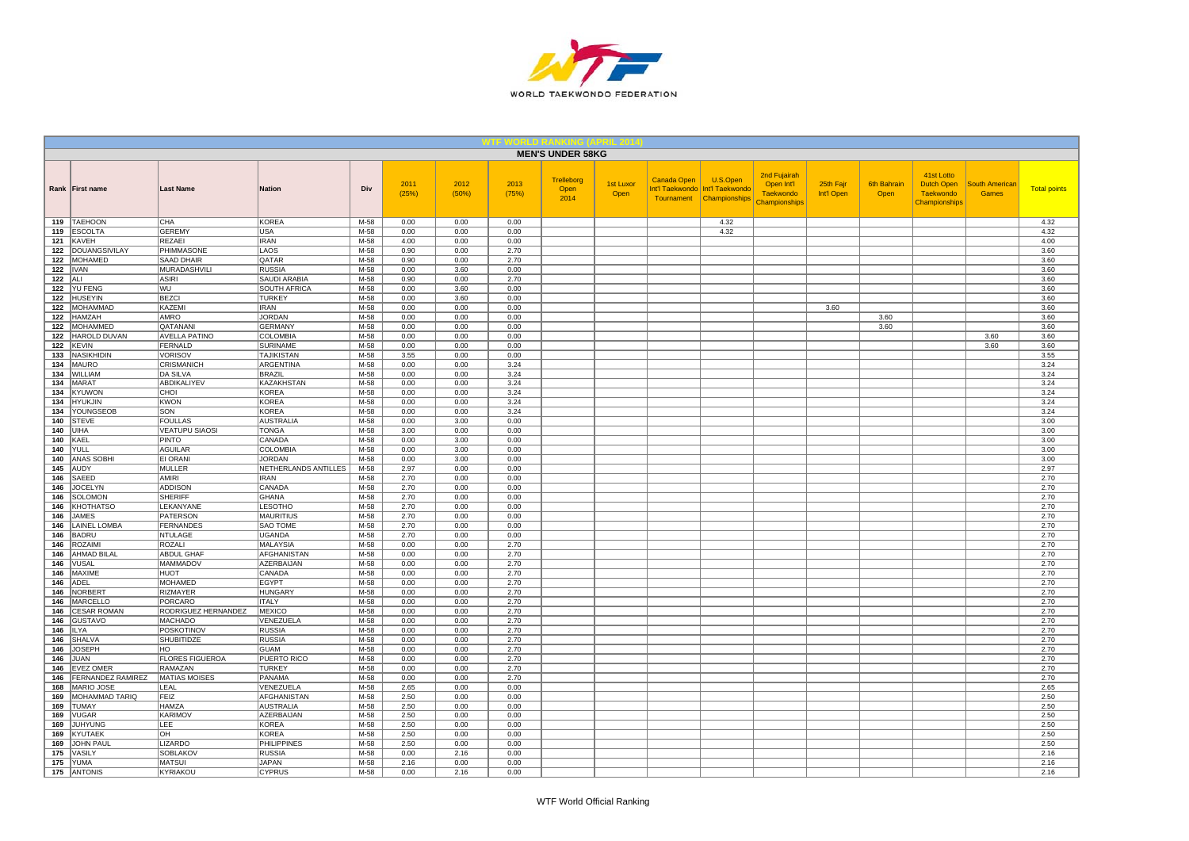## WTF WORLD RANKING (APRIL 2014)

### MEN'S UNDER 58KG

| Rank | First name | Last Name | Nation | Div | 2011 (25%) | 2012 (50%) | 2013 (75%) | Trelleborg Open 2014 | 1st Luxor Open | Canada Open Int'l Taekwondo Tournament | U.S.Open Int'l Taekwondo Championships | 2nd Fujairah Open Int'l Taekwondo Championships | 25th Fajr Int'l Open | 6th Bahrain Open | 41st Lotto Dutch Open Taekwondo Championships | South American Games | Total points |
|---|---|---|---|---|---|---|---|---|---|---|---|---|---|---|---|---|---|
| 119 | TAEHOON | CHA | KOREA | M-58 | 0.00 | 0.00 | 0.00 | | | | 4.32 | | | | | | 4.32 |
| 119 | ESCOLTA | GEREMY | USA | M-58 | 0.00 | 0.00 | 0.00 | | | | 4.32 | | | | | | 4.32 |
| 121 | KAVEH | REZAEI | IRAN | M-58 | 4.00 | 0.00 | 0.00 | | | | | | | | | | 4.00 |
| 122 | DOUANGSIVILAY | PHIMMASONE | LAOS | M-58 | 0.90 | 0.00 | 2.70 | | | | | | | | | | 3.60 |
| 122 | MOHAMED | SAAD DHAIR | QATAR | M-58 | 0.90 | 0.00 | 2.70 | | | | | | | | | | 3.60 |
| 122 | IVAN | MURADASHVILI | RUSSIA | M-58 | 0.00 | 3.60 | 0.00 | | | | | | | | | | 3.60 |
| 122 | ALI | ASIRI | SAUDI ARABIA | M-58 | 0.90 | 0.00 | 2.70 | | | | | | | | | | 3.60 |
| 122 | YU FENG | WU | SOUTH AFRICA | M-58 | 0.00 | 3.60 | 0.00 | | | | | | | | | | 3.60 |
| 122 | HUSEYIN | BEZCI | TURKEY | M-58 | 0.00 | 3.60 | 0.00 | | | | | | | | | | 3.60 |
| 122 | MOHAMMAD | KAZEMI | IRAN | M-58 | 0.00 | 0.00 | 0.00 | | | | | | 3.60 | | | | 3.60 |
| 122 | HAMZAH | AMRO | JORDAN | M-58 | 0.00 | 0.00 | 0.00 | | | | | | | 3.60 | | | 3.60 |
| 122 | MOHAMMED | QATANANI | GERMANY | M-58 | 0.00 | 0.00 | 0.00 | | | | | | | 3.60 | | | 3.60 |
| 122 | HAROLD DUVAN | AVELLA PATINO | COLOMBIA | M-58 | 0.00 | 0.00 | 0.00 | | | | | | | | | 3.60 | 3.60 |
| 122 | KEVIN | FERNALD | SURINAME | M-58 | 0.00 | 0.00 | 0.00 | | | | | | | | | 3.60 | 3.60 |
| 133 | NASIKHIDIN | VORISOV | TAJIKISTAN | M-58 | 3.55 | 0.00 | 0.00 | | | | | | | | | | 3.55 |
| 134 | MAURO | CRISMANICH | ARGENTINA | M-58 | 0.00 | 0.00 | 3.24 | | | | | | | | | | 3.24 |
| 134 | WILLIAM | DA SILVA | BRAZIL | M-58 | 0.00 | 0.00 | 3.24 | | | | | | | | | | 3.24 |
| 134 | MARAT | ABDIKALIYEV | KAZAKHSTAN | M-58 | 0.00 | 0.00 | 3.24 | | | | | | | | | | 3.24 |
| 134 | KYUWON | CHOI | KOREA | M-58 | 0.00 | 0.00 | 3.24 | | | | | | | | | | 3.24 |
| 134 | HYUKJIN | KWON | KOREA | M-58 | 0.00 | 0.00 | 3.24 | | | | | | | | | | 3.24 |
| 134 | YOUNGSEOB | SON | KOREA | M-58 | 0.00 | 0.00 | 3.24 | | | | | | | | | | 3.24 |
| 140 | STEVE | FOULLAS | AUSTRALIA | M-58 | 0.00 | 3.00 | 0.00 | | | | | | | | | | 3.00 |
| 140 | UIHA | VEATUPU SIAOSI | TONGA | M-58 | 3.00 | 0.00 | 0.00 | | | | | | | | | | 3.00 |
| 140 | KAEL | PINTO | CANADA | M-58 | 0.00 | 3.00 | 0.00 | | | | | | | | | | 3.00 |
| 140 | YULL | AGUILAR | COLOMBIA | M-58 | 0.00 | 3.00 | 0.00 | | | | | | | | | | 3.00 |
| 140 | ANAS SOBHI | EI ORANI | JORDAN | M-58 | 0.00 | 3.00 | 0.00 | | | | | | | | | | 3.00 |
| 145 | AUDY | MULLER | NETHERLANDS ANTILLES | M-58 | 2.97 | 0.00 | 0.00 | | | | | | | | | | 2.97 |
| 146 | SAEED | AMIRI | IRAN | M-58 | 2.70 | 0.00 | 0.00 | | | | | | | | | | 2.70 |
| 146 | JOCELYN | ADDISON | CANADA | M-58 | 2.70 | 0.00 | 0.00 | | | | | | | | | | 2.70 |
| 146 | SOLOMON | SHERIFF | GHANA | M-58 | 2.70 | 0.00 | 0.00 | | | | | | | | | | 2.70 |
| 146 | KHOTHATSO | LEKANYANE | LESOTHO | M-58 | 2.70 | 0.00 | 0.00 | | | | | | | | | | 2.70 |
| 146 | JAMES | PATERSON | MAURITIUS | M-58 | 2.70 | 0.00 | 0.00 | | | | | | | | | | 2.70 |
| 146 | LAINEL LOMBA | FERNANDES | SAO TOME | M-58 | 2.70 | 0.00 | 0.00 | | | | | | | | | | 2.70 |
| 146 | BADRU | NTULAGE | UGANDA | M-58 | 2.70 | 0.00 | 0.00 | | | | | | | | | | 2.70 |
| 146 | ROZAIMI | ROZALI | MALAYSIA | M-58 | 0.00 | 0.00 | 2.70 | | | | | | | | | | 2.70 |
| 146 | AHMAD BILAL | ABDUL GHAF | AFGHANISTAN | M-58 | 0.00 | 0.00 | 2.70 | | | | | | | | | | 2.70 |
| 146 | VUSAL | MAMMADOV | AZERBAIJAN | M-58 | 0.00 | 0.00 | 2.70 | | | | | | | | | | 2.70 |
| 146 | MAXIME | HUOT | CANADA | M-58 | 0.00 | 0.00 | 2.70 | | | | | | | | | | 2.70 |
| 146 | ADEL | MOHAMED | EGYPT | M-58 | 0.00 | 0.00 | 2.70 | | | | | | | | | | 2.70 |
| 146 | NORBERT | RIZMAYER | HUNGARY | M-58 | 0.00 | 0.00 | 2.70 | | | | | | | | | | 2.70 |
| 146 | MARCELLO | PORCARO | ITALY | M-58 | 0.00 | 0.00 | 2.70 | | | | | | | | | | 2.70 |
| 146 | CESAR ROMAN | RODRIGUEZ HERNANDEZ | MEXICO | M-58 | 0.00 | 0.00 | 2.70 | | | | | | | | | | 2.70 |
| 146 | GUSTAVO | MACHADO | VENEZUELA | M-58 | 0.00 | 0.00 | 2.70 | | | | | | | | | | 2.70 |
| 146 | ILYA | POSKOTINOV | RUSSIA | M-58 | 0.00 | 0.00 | 2.70 | | | | | | | | | | 2.70 |
| 146 | SHALVA | SHUBITIDZE | RUSSIA | M-58 | 0.00 | 0.00 | 2.70 | | | | | | | | | | 2.70 |
| 146 | JOSEPH | HO | GUAM | M-58 | 0.00 | 0.00 | 2.70 | | | | | | | | | | 2.70 |
| 146 | JUAN | FLORES FIGUEROA | PUERTO RICO | M-58 | 0.00 | 0.00 | 2.70 | | | | | | | | | | 2.70 |
| 146 | EVEZ OMER | RAMAZAN | TURKEY | M-58 | 0.00 | 0.00 | 2.70 | | | | | | | | | | 2.70 |
| 146 | FERNANDEZ RAMIREZ | MATIAS MOISES | PANAMA | M-58 | 0.00 | 0.00 | 2.70 | | | | | | | | | | 2.70 |
| 168 | MARIO JOSE | LEAL | VENEZUELA | M-58 | 2.65 | 0.00 | 0.00 | | | | | | | | | | 2.65 |
| 169 | MOHAMMAD TARIQ | FEIZ | AFGHANISTAN | M-58 | 2.50 | 0.00 | 0.00 | | | | | | | | | | 2.50 |
| 169 | TUMAY | HAMZA | AUSTRALIA | M-58 | 2.50 | 0.00 | 0.00 | | | | | | | | | | 2.50 |
| 169 | VUGAR | KARIMOV | AZERBAIJAN | M-58 | 2.50 | 0.00 | 0.00 | | | | | | | | | | 2.50 |
| 169 | JUHYUNG | LEE | KOREA | M-58 | 2.50 | 0.00 | 0.00 | | | | | | | | | | 2.50 |
| 169 | KYUTAEK | OH | KOREA | M-58 | 2.50 | 0.00 | 0.00 | | | | | | | | | | 2.50 |
| 169 | JOHN PAUL | LIZARDO | PHILIPPINES | M-58 | 2.50 | 0.00 | 0.00 | | | | | | | | | | 2.50 |
| 175 | VASILY | SOBLAKOV | RUSSIA | M-58 | 0.00 | 2.16 | 0.00 | | | | | | | | | | 2.16 |
| 175 | YUMA | MATSUI | JAPAN | M-58 | 2.16 | 0.00 | 0.00 | | | | | | | | | | 2.16 |
| 175 | ANTONIS | KYRIAKOU | CYPRUS | M-58 | 0.00 | 2.16 | 0.00 | | | | | | | | | | 2.16 |

WTF World Official Ranking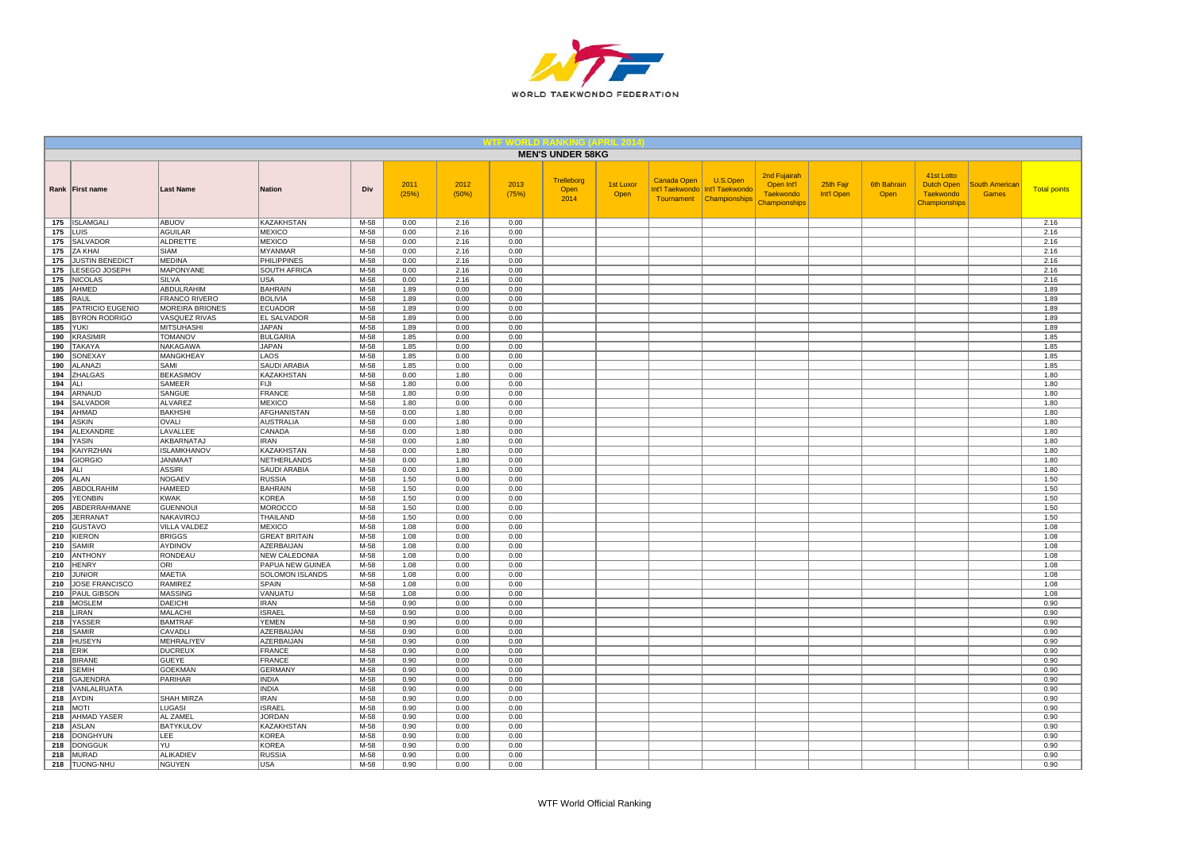# WTF WORLD RANKING (APRIL 2014)

## MEN'S UNDER 58KG

| Rank | First name | Last Name | Nation | Div | 2011 (25%) | 2012 (50%) | 2013 (75%) | Trelleborg Open 2014 | 1st Luxor Open | Canada Open Int'l Taekwondo Tournament | U.S.Open Int'l Taekwondo Championships | 2nd Fujairah Open Int'l Taekwondo Championships | 25th Fajr Int'l Open | 6th Bahrain Open | 41st Lotto Dutch Open Taekwondo Championships | South American Games | Total points |
|---|---|---|---|---|---|---|---|---|---|---|---|---|---|---|---|---|---|
| 175 | ISLAMGALI | ABUOV | KAZAKHSTAN | M-58 | 0.00 | 2.16 | 0.00 | | | | | | | | | | 2.16 |
| 175 | LUIS | AGUILAR | MEXICO | M-58 | 0.00 | 2.16 | 0.00 | | | | | | | | | | 2.16 |
| 175 | SALVADOR | ALDRETTE | MEXICO | M-58 | 0.00 | 2.16 | 0.00 | | | | | | | | | | 2.16 |
| 175 | ZA KHAI | SIAM | MYANMAR | M-58 | 0.00 | 2.16 | 0.00 | | | | | | | | | | 2.16 |
| 175 | JUSTIN BENEDICT | MEDINA | PHILIPPINES | M-58 | 0.00 | 2.16 | 0.00 | | | | | | | | | | 2.16 |
| 175 | LESEGO JOSEPH | MAPONYANE | SOUTH AFRICA | M-58 | 0.00 | 2.16 | 0.00 | | | | | | | | | | 2.16 |
| 175 | NICOLAS | SILVA | USA | M-58 | 0.00 | 2.16 | 0.00 | | | | | | | | | | 2.16 |
| 185 | AHMED | ABDULRAHIM | BAHRAIN | M-58 | 1.89 | 0.00 | 0.00 | | | | | | | | | | 1.89 |
| 185 | RAUL | FRANCO RIVERO | BOLIVIA | M-58 | 1.89 | 0.00 | 0.00 | | | | | | | | | | 1.89 |
| 185 | PATRICIO EUGENIO | MOREIRA BRIONES | ECUADOR | M-58 | 1.89 | 0.00 | 0.00 | | | | | | | | | | 1.89 |
| 185 | BYRON RODRIGO | VASQUEZ RIVAS | EL SALVADOR | M-58 | 1.89 | 0.00 | 0.00 | | | | | | | | | | 1.89 |
| 185 | YUKI | MITSUHASHI | JAPAN | M-58 | 1.89 | 0.00 | 0.00 | | | | | | | | | | 1.89 |
| 190 | KRASIMIR | TOMANOV | BULGARIA | M-58 | 1.85 | 0.00 | 0.00 | | | | | | | | | | 1.85 |
| 190 | TAKAYA | NAKAGAWA | JAPAN | M-58 | 1.85 | 0.00 | 0.00 | | | | | | | | | | 1.85 |
| 190 | SONEXAY | MANGKHEAY | LAOS | M-58 | 1.85 | 0.00 | 0.00 | | | | | | | | | | 1.85 |
| 190 | ALANAZI | SAMI | SAUDI ARABIA | M-58 | 1.85 | 0.00 | 0.00 | | | | | | | | | | 1.85 |
| 194 | ZHALGAS | BEKASIMOV | KAZAKHSTAN | M-58 | 0.00 | 1.80 | 0.00 | | | | | | | | | | 1.80 |
| 194 | ALI | SAMEER | FIJI | M-58 | 1.80 | 0.00 | 0.00 | | | | | | | | | | 1.80 |
| 194 | ARNAUD | SANGUE | FRANCE | M-58 | 1.80 | 0.00 | 0.00 | | | | | | | | | | 1.80 |
| 194 | SALVADOR | ALVAREZ | MEXICO | M-58 | 1.80 | 0.00 | 0.00 | | | | | | | | | | 1.80 |
| 194 | AHMAD | BAKHSHI | AFGHANISTAN | M-58 | 0.00 | 1.80 | 0.00 | | | | | | | | | | 1.80 |
| 194 | ASKIN | OVALI | AUSTRALIA | M-58 | 0.00 | 1.80 | 0.00 | | | | | | | | | | 1.80 |
| 194 | ALEXANDRE | LAVALLEE | CANADA | M-58 | 0.00 | 1.80 | 0.00 | | | | | | | | | | 1.80 |
| 194 | YASIN | AKBARNATAJ | IRAN | M-58 | 0.00 | 1.80 | 0.00 | | | | | | | | | | 1.80 |
| 194 | KAIYRZHAN | ISLAMKHANOV | KAZAKHSTAN | M-58 | 0.00 | 1.80 | 0.00 | | | | | | | | | | 1.80 |
| 194 | GIORGIO | JANMAAT | NETHERLANDS | M-58 | 0.00 | 1.80 | 0.00 | | | | | | | | | | 1.80 |
| 194 | ALI | ASSIRI | SAUDI ARABIA | M-58 | 0.00 | 1.80 | 0.00 | | | | | | | | | | 1.80 |
| 205 | ALAN | NOGAEV | RUSSIA | M-58 | 1.50 | 0.00 | 0.00 | | | | | | | | | | 1.50 |
| 205 | ABDOLRAHIM | HAMEED | BAHRAIN | M-58 | 1.50 | 0.00 | 0.00 | | | | | | | | | | 1.50 |
| 205 | YEONBIN | KWAK | KOREA | M-58 | 1.50 | 0.00 | 0.00 | | | | | | | | | | 1.50 |
| 205 | ABDERRAHMANE | GUENNOUI | MOROCCO | M-58 | 1.50 | 0.00 | 0.00 | | | | | | | | | | 1.50 |
| 205 | JERRANAT | NAKAVIROJ | THAILAND | M-58 | 1.50 | 0.00 | 0.00 | | | | | | | | | | 1.50 |
| 210 | GUSTAVO | VILLA VALDEZ | MEXICO | M-58 | 1.08 | 0.00 | 0.00 | | | | | | | | | | 1.08 |
| 210 | KIERON | BRIGGS | GREAT BRITAIN | M-58 | 1.08 | 0.00 | 0.00 | | | | | | | | | | 1.08 |
| 210 | SAMIR | AYDINOV | AZERBAIJAN | M-58 | 1.08 | 0.00 | 0.00 | | | | | | | | | | 1.08 |
| 210 | ANTHONY | RONDEAU | NEW CALEDONIA | M-58 | 1.08 | 0.00 | 0.00 | | | | | | | | | | 1.08 |
| 210 | HENRY | ORI | PAPUA NEW GUINEA | M-58 | 1.08 | 0.00 | 0.00 | | | | | | | | | | 1.08 |
| 210 | JUNIOR | MAETIA | SOLOMON ISLANDS | M-58 | 1.08 | 0.00 | 0.00 | | | | | | | | | | 1.08 |
| 210 | JOSE FRANCISCO | RAMIREZ | SPAIN | M-58 | 1.08 | 0.00 | 0.00 | | | | | | | | | | 1.08 |
| 210 | PAUL GIBSON | MASSING | VANUATU | M-58 | 1.08 | 0.00 | 0.00 | | | | | | | | | | 1.08 |
| 218 | MOSLEM | DAEICHI | IRAN | M-58 | 0.90 | 0.00 | 0.00 | | | | | | | | | | 0.90 |
| 218 | LIRAN | MALACHI | ISRAEL | M-58 | 0.90 | 0.00 | 0.00 | | | | | | | | | | 0.90 |
| 218 | YASSER | BAMTRAF | YEMEN | M-58 | 0.90 | 0.00 | 0.00 | | | | | | | | | | 0.90 |
| 218 | SAMIR | CAVADLI | AZERBAIJAN | M-58 | 0.90 | 0.00 | 0.00 | | | | | | | | | | 0.90 |
| 218 | HUSEYN | MEHRALIYEV | AZERBAIJAN | M-58 | 0.90 | 0.00 | 0.00 | | | | | | | | | | 0.90 |
| 218 | ERIK | DUCREUX | FRANCE | M-58 | 0.90 | 0.00 | 0.00 | | | | | | | | | | 0.90 |
| 218 | BIRANE | GUEYE | FRANCE | M-58 | 0.90 | 0.00 | 0.00 | | | | | | | | | | 0.90 |
| 218 | SEMIH | GOEKMAN | GERMANY | M-58 | 0.90 | 0.00 | 0.00 | | | | | | | | | | 0.90 |
| 218 | GAJENDRA | PARIHAR | INDIA | M-58 | 0.90 | 0.00 | 0.00 | | | | | | | | | | 0.90 |
| 218 | VANLALRUATA | | INDIA | M-58 | 0.90 | 0.00 | 0.00 | | | | | | | | | | 0.90 |
| 218 | AYDIN | SHAH MIRZA | IRAN | M-58 | 0.90 | 0.00 | 0.00 | | | | | | | | | | 0.90 |
| 218 | MOTI | LUGASI | ISRAEL | M-58 | 0.90 | 0.00 | 0.00 | | | | | | | | | | 0.90 |
| 218 | AHMAD YASER | AL ZAMEL | JORDAN | M-58 | 0.90 | 0.00 | 0.00 | | | | | | | | | | 0.90 |
| 218 | ASLAN | BATYKULOV | KAZAKHSTAN | M-58 | 0.90 | 0.00 | 0.00 | | | | | | | | | | 0.90 |
| 218 | DONGHYUN | LEE | KOREA | M-58 | 0.90 | 0.00 | 0.00 | | | | | | | | | | 0.90 |
| 218 | DONGGUK | YU | KOREA | M-58 | 0.90 | 0.00 | 0.00 | | | | | | | | | | 0.90 |
| 218 | MURAD | ALIKADIEV | RUSSIA | M-58 | 0.90 | 0.00 | 0.00 | | | | | | | | | | 0.90 |
| 218 | TUONG-NHU | NGUYEN | USA | M-58 | 0.90 | 0.00 | 0.00 | | | | | | | | | | 0.90 |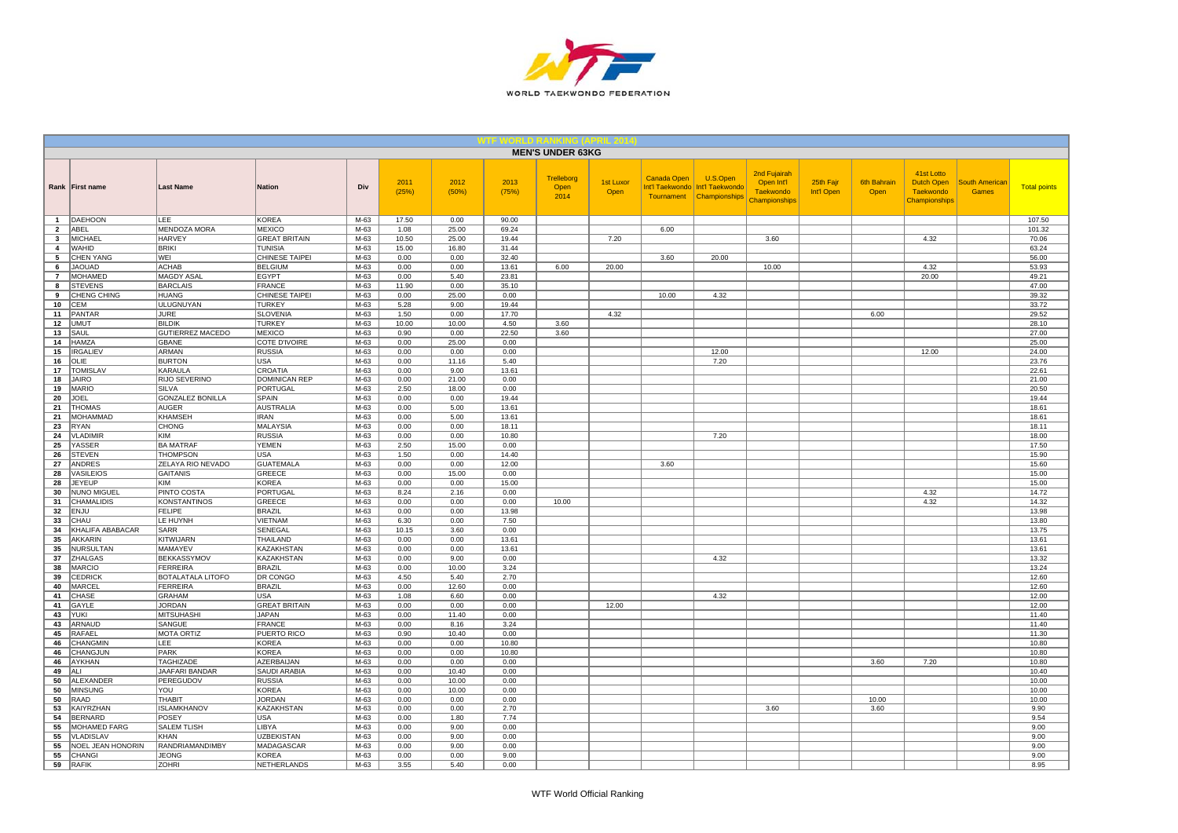# WTF WORLD RANKING (APRIL 2014)

## MEN'S UNDER 63KG

| Rank | First name | Last Name | Nation | Div | 2011 (25%) | 2012 (50%) | 2013 (75%) | Trelleborg Open 2014 | 1st Luxor Open | Canada Open Int'l Taekwondo Tournament | U.S.Open Int'l Taekwondo Championships | 2nd Fujairah Open Int'l Taekwondo Championships | 25th Fajr Int'l Open | 6th Bahrain Open | 41st Lotto Dutch Open Taekwondo Championships | South American Games | Total points |
|---|---|---|---|---|---|---|---|---|---|---|---|---|---|---|---|---|---|
| 1 | DAEHOON | LEE | KOREA | M-63 | 17.50 | 0.00 | 90.00 | | | | | | | | | | 107.50 |
| 2 | ABEL | MENDOZA MORA | MEXICO | M-63 | 1.08 | 25.00 | 69.24 | | | 6.00 | | | | | | | 101.32 |
| 3 | MICHAEL | HARVEY | GREAT BRITAIN | M-63 | 10.50 | 25.00 | 19.44 | | 7.20 | | | 3.60 | | | 4.32 | | 70.06 |
| 4 | WAHID | BRIKI | TUNISIA | M-63 | 15.00 | 16.80 | 31.44 | | | | | | | | | | 63.24 |
| 5 | CHEN YANG | WEI | CHINESE TAIPEI | M-63 | 0.00 | 0.00 | 32.40 | | | 3.60 | 20.00 | | | | | | 56.00 |
| 6 | JAOUAD | ACHAB | BELGIUM | M-63 | 0.00 | 0.00 | 13.61 | 6.00 | 20.00 | | | 10.00 | | | 4.32 | | 53.93 |
| 7 | MOHAMED | MAGDY ASAL | EGYPT | M-63 | 0.00 | 5.40 | 23.81 | | | | | | | | 20.00 | | 49.21 |
| 8 | STEVENS | BARCLAIS | FRANCE | M-63 | 11.90 | 0.00 | 35.10 | | | | | | | | | | 47.00 |
| 9 | CHENG CHING | HUANG | CHINESE TAIPEI | M-63 | 0.00 | 25.00 | 0.00 | | | 10.00 | 4.32 | | | | | | 39.32 |
| 10 | CEM | ULUGNUYAN | TURKEY | M-63 | 5.28 | 9.00 | 19.44 | | | | | | | | | | 33.72 |
| 11 | PANTAR | JURE | SLOVENIA | M-63 | 1.50 | 0.00 | 17.70 | | 4.32 | | | | | 6.00 | | | 29.52 |
| 12 | UMUT | BILDIK | TURKEY | M-63 | 10.00 | 10.00 | 4.50 | 3.60 | | | | | | | | | 28.10 |
| 13 | SAUL | GUTIERREZ MACEDO | MEXICO | M-63 | 0.90 | 0.00 | 22.50 | 3.60 | | | | | | | | | 27.00 |
| 14 | HAMZA | GBANE | COTE D'IVOIRE | M-63 | 0.00 | 25.00 | 0.00 | | | | | | | | | | 25.00 |
| 15 | IRGALIEV | ARMAN | RUSSIA | M-63 | 0.00 | 0.00 | 0.00 | | | | 12.00 | | | | 12.00 | | 24.00 |
| 16 | OLIE | BURTON | USA | M-63 | 0.00 | 11.16 | 5.40 | | | | 7.20 | | | | | | 23.76 |
| 17 | TOMISLAV | KARAULA | CROATIA | M-63 | 0.00 | 9.00 | 13.61 | | | | | | | | | | 22.61 |
| 18 | JAIRO | RIJO SEVERINO | DOMINICAN REP | M-63 | 0.00 | 21.00 | 0.00 | | | | | | | | | | 21.00 |
| 19 | MARIO | SILVA | PORTUGAL | M-63 | 2.50 | 18.00 | 0.00 | | | | | | | | | | 20.50 |
| 20 | JOEL | GONZALEZ BONILLA | SPAIN | M-63 | 0.00 | 0.00 | 19.44 | | | | | | | | | | 19.44 |
| 21 | THOMAS | AUGER | AUSTRALIA | M-63 | 0.00 | 5.00 | 13.61 | | | | | | | | | | 18.61 |
| 21 | MOHAMMAD | KHAMSEH | IRAN | M-63 | 0.00 | 5.00 | 13.61 | | | | | | | | | | 18.61 |
| 23 | RYAN | CHONG | MALAYSIA | M-63 | 0.00 | 0.00 | 18.11 | | | | | | | | | | 18.11 |
| 24 | VLADIMIR | KIM | RUSSIA | M-63 | 0.00 | 0.00 | 10.80 | | | | 7.20 | | | | | | 18.00 |
| 25 | YASSER | BA MATRAF | YEMEN | M-63 | 2.50 | 15.00 | 0.00 | | | | | | | | | | 17.50 |
| 26 | STEVEN | THOMPSON | USA | M-63 | 1.50 | 0.00 | 14.40 | | | | | | | | | | 15.90 |
| 27 | ANDRES | ZELAYA RIO NEVADO | GUATEMALA | M-63 | 0.00 | 0.00 | 12.00 | | | 3.60 | | | | | | | 15.60 |
| 28 | VASILEIOS | GAITANIS | GREECE | M-63 | 0.00 | 15.00 | 0.00 | | | | | | | | | | 15.00 |
| 28 | JEYEUP | KIM | KOREA | M-63 | 0.00 | 0.00 | 15.00 | | | | | | | | | | 15.00 |
| 30 | NUNO MIGUEL | PINTO COSTA | PORTUGAL | M-63 | 8.24 | 2.16 | 0.00 | | | | | | | | 4.32 | | 14.72 |
| 31 | CHAMALIDIS | KONSTANTINOS | GREECE | M-63 | 0.00 | 0.00 | 0.00 | 10.00 | | | | | | | 4.32 | | 14.32 |
| 32 | ENJU | FELIPE | BRAZIL | M-63 | 0.00 | 0.00 | 13.98 | | | | | | | | | | 13.98 |
| 33 | CHAU | LE HUYNH | VIETNAM | M-63 | 6.30 | 0.00 | 7.50 | | | | | | | | | | 13.80 |
| 34 | KHALIFA ABABACAR | SARR | SENEGAL | M-63 | 10.15 | 3.60 | 0.00 | | | | | | | | | | 13.75 |
| 35 | AKKARIN | KITWIJARN | THAILAND | M-63 | 0.00 | 0.00 | 13.61 | | | | | | | | | | 13.61 |
| 35 | NURSULTAN | MAMAYEV | KAZAKHSTAN | M-63 | 0.00 | 0.00 | 13.61 | | | | | | | | | | 13.61 |
| 37 | ZHALGAS | BEKKASSYMOV | KAZAKHSTAN | M-63 | 0.00 | 9.00 | 0.00 | | | | 4.32 | | | | | | 13.32 |
| 38 | MARCIO | FERREIRA | BRAZIL | M-63 | 0.00 | 10.00 | 3.24 | | | | | | | | | | 13.24 |
| 39 | CEDRICK | BOTALATALA LITOFO | DR CONGO | M-63 | 4.50 | 5.40 | 2.70 | | | | | | | | | | 12.60 |
| 40 | MARCEL | FERREIRA | BRAZIL | M-63 | 0.00 | 12.60 | 0.00 | | | | | | | | | | 12.60 |
| 41 | CHASE | GRAHAM | USA | M-63 | 1.08 | 6.60 | 0.00 | | | | 4.32 | | | | | | 12.00 |
| 41 | GAYLE | JORDAN | GREAT BRITAIN | M-63 | 0.00 | 0.00 | 0.00 | | 12.00 | | | | | | | | 12.00 |
| 43 | YUKI | MITSUHASHI | JAPAN | M-63 | 0.00 | 11.40 | 0.00 | | | | | | | | | | 11.40 |
| 43 | ARNAUD | SANGUE | FRANCE | M-63 | 0.00 | 8.16 | 3.24 | | | | | | | | | | 11.40 |
| 45 | RAFAEL | MOTA ORTIZ | PUERTO RICO | M-63 | 0.90 | 10.40 | 0.00 | | | | | | | | | | 11.30 |
| 46 | CHANGMIN | LEE | KOREA | M-63 | 0.00 | 0.00 | 10.80 | | | | | | | | | | 10.80 |
| 46 | CHANGJUN | PARK | KOREA | M-63 | 0.00 | 0.00 | 10.80 | | | | | | | | | | 10.80 |
| 46 | AYKHAN | TAGHIZADE | AZERBAIJAN | M-63 | 0.00 | 0.00 | 0.00 | | | | | | | 3.60 | 7.20 | | 10.80 |
| 49 | ALI | JAAFARI BANDAR | SAUDI ARABIA | M-63 | 0.00 | 10.40 | 0.00 | | | | | | | | | | 10.40 |
| 50 | ALEXANDER | PEREGUDOV | RUSSIA | M-63 | 0.00 | 10.00 | 0.00 | | | | | | | | | | 10.00 |
| 50 | MINSUNG | YOU | KOREA | M-63 | 0.00 | 10.00 | 0.00 | | | | | | | | | | 10.00 |
| 50 | RAAD | THABIT | JORDAN | M-63 | 0.00 | 0.00 | 0.00 | | | | | | | 10.00 | | | 10.00 |
| 53 | KAIYRZHAN | ISLAMKHANOV | KAZAKHSTAN | M-63 | 0.00 | 0.00 | 2.70 | | | | | 3.60 | | 3.60 | | | 9.90 |
| 54 | BERNARD | POSEY | USA | M-63 | 0.00 | 1.80 | 7.74 | | | | | | | | | | 9.54 |
| 55 | MOHAMED FARG | SALEM TLISH | LIBYA | M-63 | 0.00 | 9.00 | 0.00 | | | | | | | | | | 9.00 |
| 55 | VLADISLAV | KHAN | UZBEKISTAN | M-63 | 0.00 | 9.00 | 0.00 | | | | | | | | | | 9.00 |
| 55 | NOEL JEAN HONORIN | RANDRIAMANDIMBY | MADAGASCAR | M-63 | 0.00 | 9.00 | 0.00 | | | | | | | | | | 9.00 |
| 55 | CHANGI | JEONG | KOREA | M-63 | 0.00 | 0.00 | 9.00 | | | | | | | | | | 9.00 |
| 59 | RAFIK | ZOHRI | NETHERLANDS | M-63 | 3.55 | 5.40 | 0.00 | | | | | | | | | | 8.95 |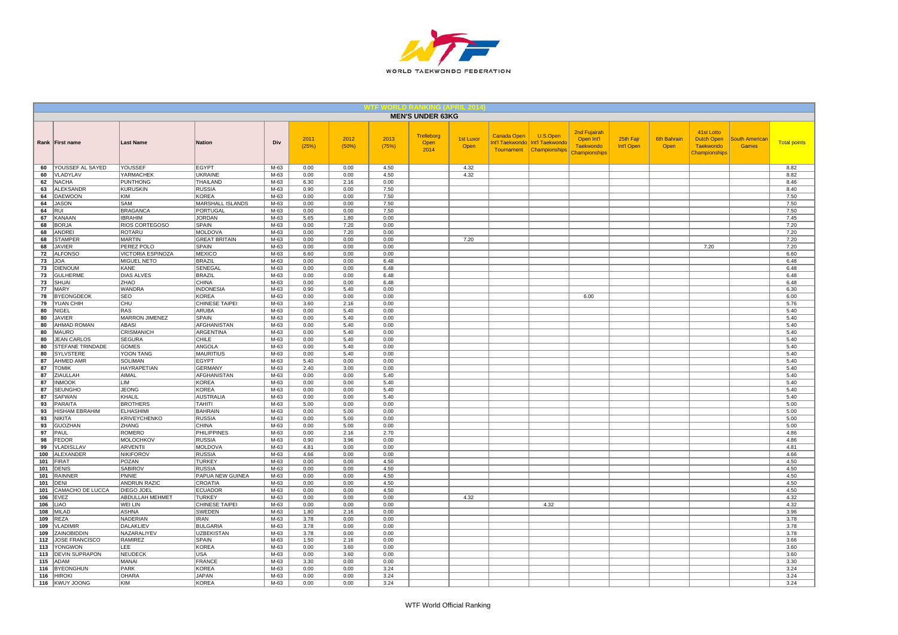## WTF WORLD RANKING (APRIL 2014)

### MEN'S UNDER 63KG

| Rank | First name | Last Name | Nation | Div | 2011 (25%) | 2012 (50%) | 2013 (75%) | Trelleborg Open 2014 | 1st Luxor Open | Canada Open Int'l Taekwondo Tournament | U.S.Open Int'l Taekwondo Championships | 2nd Fujairah Open Int'l Taekwondo Championships | 25th Fajr Int'l Open | 6th Bahrain Open | 41st Lotto Dutch Open Taekwondo Championships | South American Games | Total points |
|---|---|---|---|---|---|---|---|---|---|---|---|---|---|---|---|---|---|
| 60 | YOUSSEF AL SAYED | YOUSSEF | EGYPT | M-63 | 0.00 | 0.00 | 4.50 | | 4.32 | | | | | | | | 8.82 |
| 60 | VLADYLAV | YARMACHEK | UKRAINE | M-63 | 0.00 | 0.00 | 4.50 | | 4.32 | | | | | | | | 8.82 |
| 62 | NACHA | PUNTHONG | THAILAND | M-63 | 6.30 | 2.16 | 0.00 | | | | | | | | | | 8.46 |
| 63 | ALEKSANDR | KURUSKIN | RUSSIA | M-63 | 0.90 | 0.00 | 7.50 | | | | | | | | | | 8.40 |
| 64 | DAEWOON | KIM | KOREA | M-63 | 0.00 | 0.00 | 7.50 | | | | | | | | | | 7.50 |
| 64 | JASON | SAM | MARSHALL ISLANDS | M-63 | 0.00 | 0.00 | 7.50 | | | | | | | | | | 7.50 |
| 64 | RUI | BRAGANCA | PORTUGAL | M-63 | 0.00 | 0.00 | 7.50 | | | | | | | | | | 7.50 |
| 67 | KANAAN | IBRAHIM | JORDAN | M-63 | 5.65 | 1.80 | 0.00 | | | | | | | | | | 7.45 |
| 68 | BORJA | RIOS CORTEGOSO | SPAIN | M-63 | 0.00 | 7.20 | 0.00 | | | | | | | | | | 7.20 |
| 68 | ANDREI | ROTARU | MOLDOVA | M-63 | 0.00 | 7.20 | 0.00 | | | | | | | | | | 7.20 |
| 68 | STAMPER | MARTIN | GREAT BRITAIN | M-63 | 0.00 | 0.00 | 0.00 | | 7.20 | | | | | | | | 7.20 |
| 68 | JAVIER | PEREZ POLO | SPAIN | M-63 | 0.00 | 0.00 | 0.00 | | | | | | | | 7.20 | | 7.20 |
| 72 | ALFONSO | VICTORIA ESPINOZA | MEXICO | M-63 | 6.60 | 0.00 | 0.00 | | | | | | | | | | 6.60 |
| 73 | JOA | MIGUEL NETO | BRAZIL | M-63 | 0.00 | 0.00 | 6.48 | | | | | | | | | | 6.48 |
| 73 | DIENOUM | KANE | SENEGAL | M-63 | 0.00 | 0.00 | 6.48 | | | | | | | | | | 6.48 |
| 73 | GULHERME | DIAS ALVES | BRAZIL | M-63 | 0.00 | 0.00 | 6.48 | | | | | | | | | | 6.48 |
| 73 | SHUAI | ZHAO | CHINA | M-63 | 0.00 | 0.00 | 6.48 | | | | | | | | | | 6.48 |
| 77 | MARY | WANDRA | INDONESIA | M-63 | 0.90 | 5.40 | 0.00 | | | | | | | | | | 6.30 |
| 78 | BYEONGDEOK | SEO | KOREA | M-63 | 0.00 | 0.00 | 0.00 | | | | | 6.00 | | | | | 6.00 |
| 79 | YUAN CHIH | CHU | CHINESE TAIPEI | M-63 | 3.60 | 2.16 | 0.00 | | | | | | | | | | 5.76 |
| 80 | NIGEL | RAS | ARUBA | M-63 | 0.00 | 5.40 | 0.00 | | | | | | | | | | 5.40 |
| 80 | JAVIER | MARRON JIMENEZ | SPAIN | M-63 | 0.00 | 5.40 | 0.00 | | | | | | | | | | 5.40 |
| 80 | AHMAD ROMAN | ABASI | AFGHANISTAN | M-63 | 0.00 | 5.40 | 0.00 | | | | | | | | | | 5.40 |
| 80 | MAURO | CRISMANICH | ARGENTINA | M-63 | 0.00 | 5.40 | 0.00 | | | | | | | | | | 5.40 |
| 80 | JEAN CARLOS | SEGURA | CHILE | M-63 | 0.00 | 5.40 | 0.00 | | | | | | | | | | 5.40 |
| 80 | STEFANE TRINDADE | GOMES | ANGOLA | M-63 | 0.00 | 5.40 | 0.00 | | | | | | | | | | 5.40 |
| 80 | SYLVSTERE | YOON TANG | MAURITIUS | M-63 | 0.00 | 5.40 | 0.00 | | | | | | | | | | 5.40 |
| 87 | AHMED AMR | SOLIMAN | EGYPT | M-63 | 5.40 | 0.00 | 0.00 | | | | | | | | | | 5.40 |
| 87 | TOMIK | HAYRAPETIAN | GERMANY | M-63 | 2.40 | 3.00 | 0.00 | | | | | | | | | | 5.40 |
| 87 | ZIAULLAH | AIMAL | AFGHANISTAN | M-63 | 0.00 | 0.00 | 5.40 | | | | | | | | | | 5.40 |
| 87 | INMOOK | LIM | KOREA | M-63 | 0.00 | 0.00 | 5.40 | | | | | | | | | | 5.40 |
| 87 | SEUNGHO | JEONG | KOREA | M-63 | 0.00 | 0.00 | 5.40 | | | | | | | | | | 5.40 |
| 87 | SAFWAN | KHALIL | AUSTRALIA | M-63 | 0.00 | 0.00 | 5.40 | | | | | | | | | | 5.40 |
| 93 | PARAITA | BROTHERS | TAHITI | M-63 | 5.00 | 0.00 | 0.00 | | | | | | | | | | 5.00 |
| 93 | HISHAM EBRAHIM | ELHASHIMI | BAHRAIN | M-63 | 0.00 | 5.00 | 0.00 | | | | | | | | | | 5.00 |
| 93 | NIKITA | KRIVEYCHENKO | RUSSIA | M-63 | 0.00 | 5.00 | 0.00 | | | | | | | | | | 5.00 |
| 93 | GUOZHAN | ZHANG | CHINA | M-63 | 0.00 | 5.00 | 0.00 | | | | | | | | | | 5.00 |
| 97 | PAUL | ROMERO | PHILIPPINES | M-63 | 0.00 | 2.16 | 2.70 | | | | | | | | | | 4.86 |
| 98 | FEDOR | MOLOCHKOV | RUSSIA | M-63 | 0.90 | 3.96 | 0.00 | | | | | | | | | | 4.86 |
| 99 | VLADISLLAV | ARVENTII | MOLDOVA | M-63 | 4.81 | 0.00 | 0.00 | | | | | | | | | | 4.81 |
| 100 | ALEXANDER | NIKIFOROV | RUSSIA | M-63 | 4.66 | 0.00 | 0.00 | | | | | | | | | | 4.66 |
| 101 | FIRAT | POZAN | TURKEY | M-63 | 0.00 | 0.00 | 4.50 | | | | | | | | | | 4.50 |
| 101 | DENIS | SABIROV | RUSSIA | M-63 | 0.00 | 0.00 | 4.50 | | | | | | | | | | 4.50 |
| 101 | RAINNER | PNNIE | PAPUA NEW GUINEA | M-63 | 0.00 | 0.00 | 4.50 | | | | | | | | | | 4.50 |
| 101 | DENI | ANDRUN RAZIC | CROATIA | M-63 | 0.00 | 0.00 | 4.50 | | | | | | | | | | 4.50 |
| 101 | CAMACHO DE LUCCA | DIEGO JOEL | ECUADOR | M-63 | 0.00 | 0.00 | 4.50 | | | | | | | | | | 4.50 |
| 106 | EVEZ | ABDULLAH MEHMET | TURKEY | M-63 | 0.00 | 0.00 | 0.00 | | 4.32 | | | | | | | | 4.32 |
| 106 | LIAO | WEI LIN | CHINESE TAIPEI | M-63 | 0.00 | 0.00 | 0.00 | | | | 4.32 | | | | | | 4.32 |
| 108 | MILAD | ASHNA | SWEDEN | M-63 | 1.80 | 2.16 | 0.00 | | | | | | | | | | 3.96 |
| 109 | REZA | NADERIAN | IRAN | M-63 | 3.78 | 0.00 | 0.00 | | | | | | | | | | 3.78 |
| 109 | VLADIMIR | DALAKLIEV | BULGARIA | M-63 | 3.78 | 0.00 | 0.00 | | | | | | | | | | 3.78 |
| 109 | ZAINOBIDDIN | NAZARALIYEV | UZBEKISTAN | M-63 | 3.78 | 0.00 | 0.00 | | | | | | | | | | 3.78 |
| 112 | JOSE FRANCISCO | RAMIREZ | SPAIN | M-63 | 1.50 | 2.16 | 0.00 | | | | | | | | | | 3.66 |
| 113 | YONGWON | LEE | KOREA | M-63 | 0.00 | 3.60 | 0.00 | | | | | | | | | | 3.60 |
| 113 | DEVIN SUPRAPON | NEUDECK | USA | M-63 | 0.00 | 3.60 | 0.00 | | | | | | | | | | 3.60 |
| 115 | ADAM | MANAI | FRANCE | M-63 | 3.30 | 0.00 | 0.00 | | | | | | | | | | 3.30 |
| 116 | BYEONGHUN | PARK | KOREA | M-63 | 0.00 | 0.00 | 3.24 | | | | | | | | | | 3.24 |
| 116 | HIROKI | OHARA | JAPAN | M-63 | 0.00 | 0.00 | 3.24 | | | | | | | | | | 3.24 |
| 116 | KWUY JOONG | KIM | KOREA | M-63 | 0.00 | 0.00 | 3.24 | | | | | | | | | | 3.24 |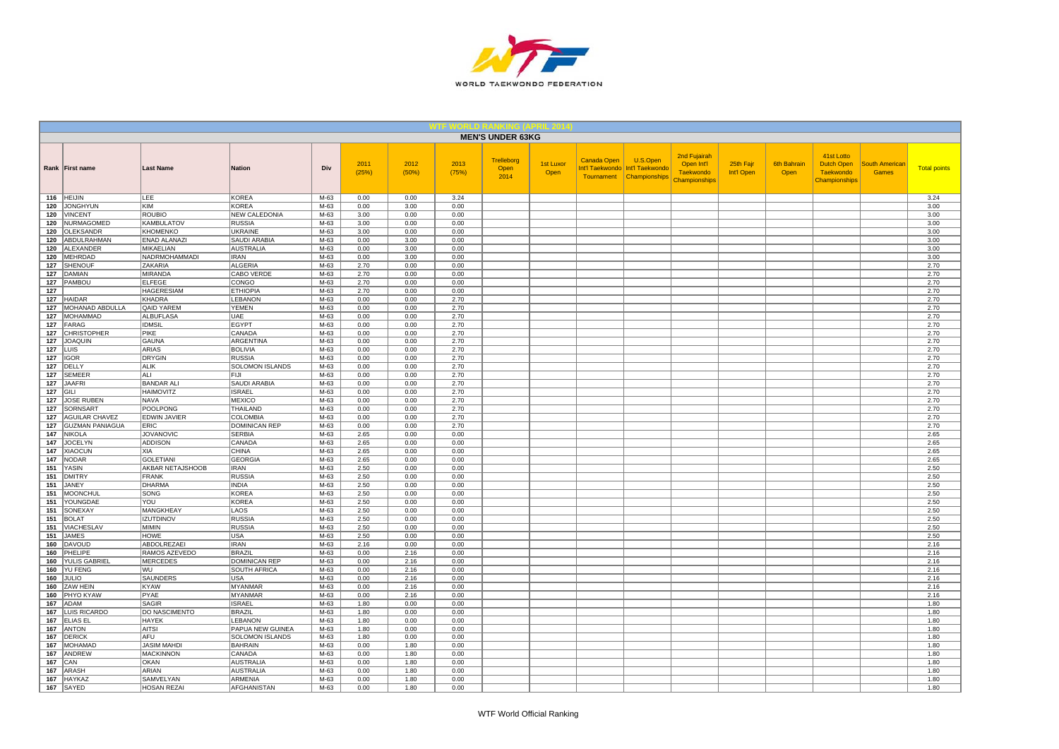## WTF WORLD RANKING (APRIL 2014)

### MEN'S UNDER 63KG

| Rank | First name | Last Name | Nation | Div | 2011 (25%) | 2012 (50%) | 2013 (75%) | Trelleborg Open 2014 | 1st Luxor Open | Canada Open Int'l Taekwondo Tournament | U.S.Open Int'l Taekwondo Championships | 2nd Fujairah Open Int'l Taekwondo Championships | 25th Fajr Int'l Open | 6th Bahrain Open | 41st Lotto Dutch Open Taekwondo Championships | South American Games | Total points |
|---|---|---|---|---|---|---|---|---|---|---|---|---|---|---|---|---|---|
| 116 | HEIJIN | LEE | KOREA | M-63 | 0.00 | 0.00 | 3.24 | | | | | | | | | | 3.24 |
| 120 | JONGHYUN | KIM | KOREA | M-63 | 0.00 | 3.00 | 0.00 | | | | | | | | | | 3.00 |
| 120 | VINCENT | ROUBIO | NEW CALEDONIA | M-63 | 3.00 | 0.00 | 0.00 | | | | | | | | | | 3.00 |
| 120 | NURMAGOMED | KAMBULATOV | RUSSIA | M-63 | 3.00 | 0.00 | 0.00 | | | | | | | | | | 3.00 |
| 120 | OLEKSANDR | KHOMENKO | UKRAINE | M-63 | 3.00 | 0.00 | 0.00 | | | | | | | | | | 3.00 |
| 120 | ABDULRAHMAN | ENAD ALANAZI | SAUDI ARABIA | M-63 | 0.00 | 3.00 | 0.00 | | | | | | | | | | 3.00 |
| 120 | ALEXANDER | MIKAELIAN | AUSTRALIA | M-63 | 0.00 | 3.00 | 0.00 | | | | | | | | | | 3.00 |
| 120 | MEHRDAD | NADRMOHAMMADI | IRAN | M-63 | 0.00 | 3.00 | 0.00 | | | | | | | | | | 3.00 |
| 127 | SHENOUF | ZAKARIA | ALGERIA | M-63 | 2.70 | 0.00 | 0.00 | | | | | | | | | | 2.70 |
| 127 | DAMIAN | MIRANDA | CABO VERDE | M-63 | 2.70 | 0.00 | 0.00 | | | | | | | | | | 2.70 |
| 127 | PAMBOU | ELFEGE | CONGO | M-63 | 2.70 | 0.00 | 0.00 | | | | | | | | | | 2.70 |
| 127 | | HAGERESIAM | ETHIOPIA | M-63 | 2.70 | 0.00 | 0.00 | | | | | | | | | | 2.70 |
| 127 | HAIDAR | KHADRA | LEBANON | M-63 | 0.00 | 0.00 | 2.70 | | | | | | | | | | 2.70 |
| 127 | MOHANAD ABDULLA | QAID YAREM | YEMEN | M-63 | 0.00 | 0.00 | 2.70 | | | | | | | | | | 2.70 |
| 127 | MOHAMMAD | ALBUFLASA | UAE | M-63 | 0.00 | 0.00 | 2.70 | | | | | | | | | | 2.70 |
| 127 | FARAG | IDMSIL | EGYPT | M-63 | 0.00 | 0.00 | 2.70 | | | | | | | | | | 2.70 |
| 127 | CHRISTOPHER | PIKE | CANADA | M-63 | 0.00 | 0.00 | 2.70 | | | | | | | | | | 2.70 |
| 127 | JOAQUIN | GAUNA | ARGENTINA | M-63 | 0.00 | 0.00 | 2.70 | | | | | | | | | | 2.70 |
| 127 | LUIS | ARIAS | BOLIVIA | M-63 | 0.00 | 0.00 | 2.70 | | | | | | | | | | 2.70 |
| 127 | IGOR | DRYGIN | RUSSIA | M-63 | 0.00 | 0.00 | 2.70 | | | | | | | | | | 2.70 |
| 127 | DELLY | ALIK | SOLOMON ISLANDS | M-63 | 0.00 | 0.00 | 2.70 | | | | | | | | | | 2.70 |
| 127 | SEMEER | ALI | FIJI | M-63 | 0.00 | 0.00 | 2.70 | | | | | | | | | | 2.70 |
| 127 | JAAFRI | BANDAR ALI | SAUDI ARABIA | M-63 | 0.00 | 0.00 | 2.70 | | | | | | | | | | 2.70 |
| 127 | GILI | HAIMOVITZ | ISRAEL | M-63 | 0.00 | 0.00 | 2.70 | | | | | | | | | | 2.70 |
| 127 | JOSE RUBEN | NAVA | MEXICO | M-63 | 0.00 | 0.00 | 2.70 | | | | | | | | | | 2.70 |
| 127 | SORNSART | POOLPONG | THAILAND | M-63 | 0.00 | 0.00 | 2.70 | | | | | | | | | | 2.70 |
| 127 | AGUILAR CHAVEZ | EDWIN JAVIER | COLOMBIA | M-63 | 0.00 | 0.00 | 2.70 | | | | | | | | | | 2.70 |
| 127 | GUZMAN PANIAGUA | ERIC | DOMINICAN REP | M-63 | 0.00 | 0.00 | 2.70 | | | | | | | | | | 2.70 |
| 147 | NIKOLA | JOVANOVIC | SERBIA | M-63 | 2.65 | 0.00 | 0.00 | | | | | | | | | | 2.65 |
| 147 | JOCELYN | ADDISON | CANADA | M-63 | 2.65 | 0.00 | 0.00 | | | | | | | | | | 2.65 |
| 147 | XIAOCUN | XIA | CHINA | M-63 | 2.65 | 0.00 | 0.00 | | | | | | | | | | 2.65 |
| 147 | NODAR | GOLETIANI | GEORGIA | M-63 | 2.65 | 0.00 | 0.00 | | | | | | | | | | 2.65 |
| 151 | YASIN | AKBAR NETAJSHOOB | IRAN | M-63 | 2.50 | 0.00 | 0.00 | | | | | | | | | | 2.50 |
| 151 | DMITRY | FRANK | RUSSIA | M-63 | 2.50 | 0.00 | 0.00 | | | | | | | | | | 2.50 |
| 151 | JANEY | DHARMA | INDIA | M-63 | 2.50 | 0.00 | 0.00 | | | | | | | | | | 2.50 |
| 151 | MOONCHUL | SONG | KOREA | M-63 | 2.50 | 0.00 | 0.00 | | | | | | | | | | 2.50 |
| 151 | YOUNGDAE | YOU | KOREA | M-63 | 2.50 | 0.00 | 0.00 | | | | | | | | | | 2.50 |
| 151 | SONEXAY | MANGKHEAY | LAOS | M-63 | 2.50 | 0.00 | 0.00 | | | | | | | | | | 2.50 |
| 151 | BOLAT | IZUTDINOV | RUSSIA | M-63 | 2.50 | 0.00 | 0.00 | | | | | | | | | | 2.50 |
| 151 | VIACHESLAV | MIMIN | RUSSIA | M-63 | 2.50 | 0.00 | 0.00 | | | | | | | | | | 2.50 |
| 151 | JAMES | HOWE | USA | M-63 | 2.50 | 0.00 | 0.00 | | | | | | | | | | 2.50 |
| 160 | DAVOUD | ABDOLREZAEI | IRAN | M-63 | 2.16 | 0.00 | 0.00 | | | | | | | | | | 2.16 |
| 160 | PHELIPE | RAMOS AZEVEDO | BRAZIL | M-63 | 0.00 | 2.16 | 0.00 | | | | | | | | | | 2.16 |
| 160 | YULIS GABRIEL | MERCEDES | DOMINICAN REP | M-63 | 0.00 | 2.16 | 0.00 | | | | | | | | | | 2.16 |
| 160 | YU FENG | WU | SOUTH AFRICA | M-63 | 0.00 | 2.16 | 0.00 | | | | | | | | | | 2.16 |
| 160 | JULIO | SAUNDERS | USA | M-63 | 0.00 | 2.16 | 0.00 | | | | | | | | | | 2.16 |
| 160 | ZAW HEIN | KYAW | MYANMAR | M-63 | 0.00 | 2.16 | 0.00 | | | | | | | | | | 2.16 |
| 160 | PHYO KYAW | PYAE | MYANMAR | M-63 | 0.00 | 2.16 | 0.00 | | | | | | | | | | 2.16 |
| 167 | ADAM | SAGIR | ISRAEL | M-63 | 1.80 | 0.00 | 0.00 | | | | | | | | | | 1.80 |
| 167 | LUIS RICARDO | DO NASCIMENTO | BRAZIL | M-63 | 1.80 | 0.00 | 0.00 | | | | | | | | | | 1.80 |
| 167 | ELIAS EL | HAYEK | LEBANON | M-63 | 1.80 | 0.00 | 0.00 | | | | | | | | | | 1.80 |
| 167 | ANTON | AITSI | PAPUA NEW GUINEA | M-63 | 1.80 | 0.00 | 0.00 | | | | | | | | | | 1.80 |
| 167 | DERICK | AFU | SOLOMON ISLANDS | M-63 | 1.80 | 0.00 | 0.00 | | | | | | | | | | 1.80 |
| 167 | MOHAMAD | JASIM MAHDI | BAHRAIN | M-63 | 0.00 | 1.80 | 0.00 | | | | | | | | | | 1.80 |
| 167 | ANDREW | MACKINNON | CANADA | M-63 | 0.00 | 1.80 | 0.00 | | | | | | | | | | 1.80 |
| 167 | CAN | OKAN | AUSTRALIA | M-63 | 0.00 | 1.80 | 0.00 | | | | | | | | | | 1.80 |
| 167 | ARASH | ARIAN | AUSTRALIA | M-63 | 0.00 | 1.80 | 0.00 | | | | | | | | | | 1.80 |
| 167 | HAYKAZ | SAMVELYAN | ARMENIA | M-63 | 0.00 | 1.80 | 0.00 | | | | | | | | | | 1.80 |
| 167 | SAYED | HOSAN REZAI | AFGHANISTAN | M-63 | 0.00 | 1.80 | 0.00 | | | | | | | | | | 1.80 |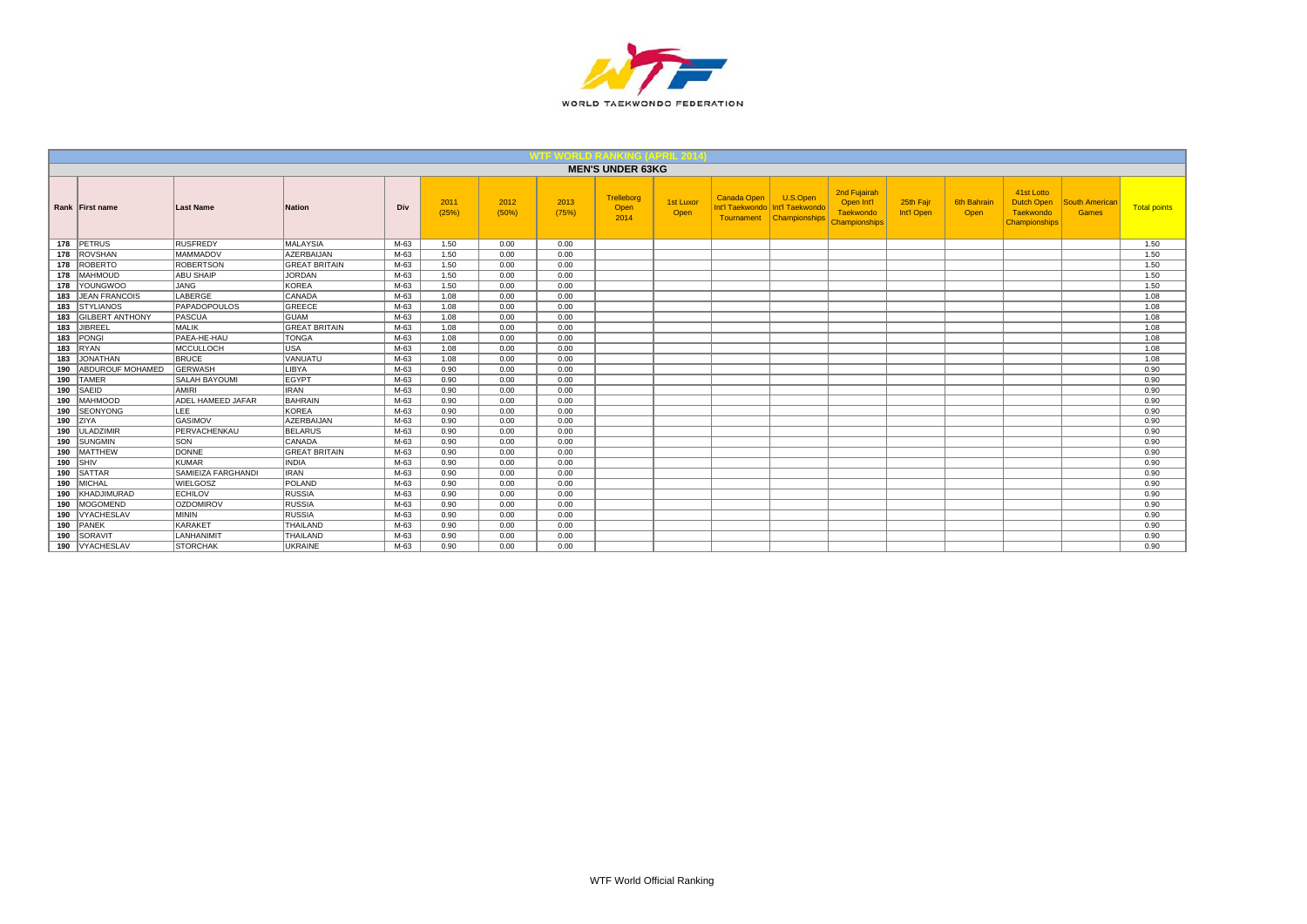WORLD TAEKWONDO FEDERATION

## WTF WORLD RANKING (APRIL 2014)

### MEN'S UNDER 63KG

| Rank | First name | Last Name | Nation | Div | 2011 (25%) | 2012 (50%) | 2013 (75%) | Trelleborg Open 2014 | 1st Luxor Open | Canada Open Int'l Taekwondo Tournament | U.S.Open Int'l Taekwondo Championships | 2nd Fujairah Open Int'l Taekwondo Championships | 25th Fajr Int'l Open | 6th Bahrain Open | 41st Lotto Dutch Open Taekwondo Championships | South American Games | Total points |
|---|---|---|---|---|---|---|---|---|---|---|---|---|---|---|---|---|---|
| 178 | PETRUS | RUSFREDY | MALAYSIA | M-63 | 1.50 | 0.00 | 0.00 | | | | | | | | | | 1.50 |
| 178 | ROVSHAN | MAMMADOV | AZERBAIJAN | M-63 | 1.50 | 0.00 | 0.00 | | | | | | | | | | 1.50 |
| 178 | ROBERTO | ROBERTSON | GREAT BRITAIN | M-63 | 1.50 | 0.00 | 0.00 | | | | | | | | | | 1.50 |
| 178 | MAHMOUD | ABU SHAIP | JORDAN | M-63 | 1.50 | 0.00 | 0.00 | | | | | | | | | | 1.50 |
| 178 | YOUNGWOO | JANG | KOREA | M-63 | 1.50 | 0.00 | 0.00 | | | | | | | | | | 1.50 |
| 183 | JEAN FRANCOIS | LABERGE | CANADA | M-63 | 1.08 | 0.00 | 0.00 | | | | | | | | | | 1.08 |
| 183 | STYLIANOS | PAPADOPOULOS | GREECE | M-63 | 1.08 | 0.00 | 0.00 | | | | | | | | | | 1.08 |
| 183 | GILBERT ANTHONY | PASCUA | GUAM | M-63 | 1.08 | 0.00 | 0.00 | | | | | | | | | | 1.08 |
| 183 | JIBREEL | MALIK | GREAT BRITAIN | M-63 | 1.08 | 0.00 | 0.00 | | | | | | | | | | 1.08 |
| 183 | PONGI | PAEA-HE-HAU | TONGA | M-63 | 1.08 | 0.00 | 0.00 | | | | | | | | | | 1.08 |
| 183 | RYAN | MCCULLOCH | USA | M-63 | 1.08 | 0.00 | 0.00 | | | | | | | | | | 1.08 |
| 183 | JONATHAN | BRUCE | VANUATU | M-63 | 1.08 | 0.00 | 0.00 | | | | | | | | | | 1.08 |
| 190 | ABDUROUF MOHAMED | GERWASH | LIBYA | M-63 | 0.90 | 0.00 | 0.00 | | | | | | | | | | 0.90 |
| 190 | TAMER | SALAH BAYOUMI | EGYPT | M-63 | 0.90 | 0.00 | 0.00 | | | | | | | | | | 0.90 |
| 190 | SAEID | AMIRI | IRAN | M-63 | 0.90 | 0.00 | 0.00 | | | | | | | | | | 0.90 |
| 190 | MAHMOOD | ADEL HAMEED JAFAR | BAHRAIN | M-63 | 0.90 | 0.00 | 0.00 | | | | | | | | | | 0.90 |
| 190 | SEONYONG | LEE | KOREA | M-63 | 0.90 | 0.00 | 0.00 | | | | | | | | | | 0.90 |
| 190 | ZIYA | GASIMOV | AZERBAIJAN | M-63 | 0.90 | 0.00 | 0.00 | | | | | | | | | | 0.90 |
| 190 | ULADZIMIR | PERVACHENKAU | BELARUS | M-63 | 0.90 | 0.00 | 0.00 | | | | | | | | | | 0.90 |
| 190 | SUNGMIN | SON | CANADA | M-63 | 0.90 | 0.00 | 0.00 | | | | | | | | | | 0.90 |
| 190 | MATTHEW | DONNE | GREAT BRITAIN | M-63 | 0.90 | 0.00 | 0.00 | | | | | | | | | | 0.90 |
| 190 | SHIV | KUMAR | INDIA | M-63 | 0.90 | 0.00 | 0.00 | | | | | | | | | | 0.90 |
| 190 | SATTAR | SAMIEIZA FARGHANDI | IRAN | M-63 | 0.90 | 0.00 | 0.00 | | | | | | | | | | 0.90 |
| 190 | MICHAL | WIELGOSZ | POLAND | M-63 | 0.90 | 0.00 | 0.00 | | | | | | | | | | 0.90 |
| 190 | KHADJIMURAD | ECHILOV | RUSSIA | M-63 | 0.90 | 0.00 | 0.00 | | | | | | | | | | 0.90 |
| 190 | MOGOMEND | OZDOMIROV | RUSSIA | M-63 | 0.90 | 0.00 | 0.00 | | | | | | | | | | 0.90 |
| 190 | VYACHESLAV | MININ | RUSSIA | M-63 | 0.90 | 0.00 | 0.00 | | | | | | | | | | 0.90 |
| 190 | PANEK | KARAKET | THAILAND | M-63 | 0.90 | 0.00 | 0.00 | | | | | | | | | | 0.90 |
| 190 | SORAVIT | LANHANIMIT | THAILAND | M-63 | 0.90 | 0.00 | 0.00 | | | | | | | | | | 0.90 |
| 190 | VYACHESLAV | STORCHAK | UKRAINE | M-63 | 0.90 | 0.00 | 0.00 | | | | | | | | | | 0.90 |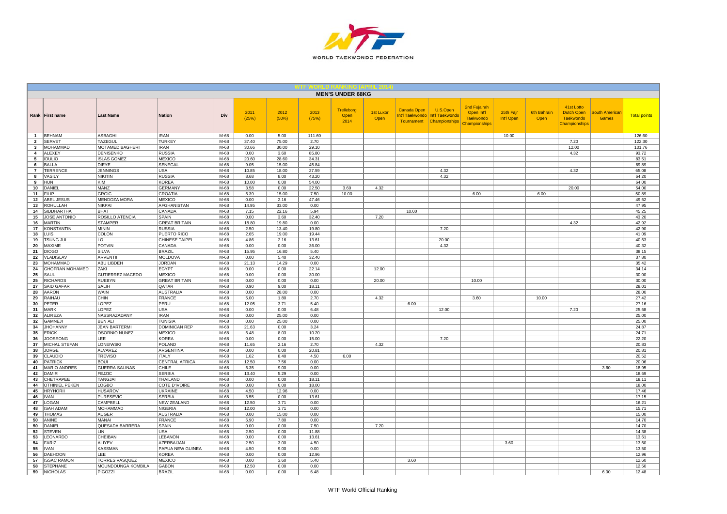## WTF WORLD RANKING (APRIL 2014)

### MEN'S UNDER 68KG

| Rank | First name | Last Name | Nation | Div | 2011 (25%) | 2012 (50%) | 2013 (75%) | Trelleborg Open 2014 | 1st Luxor Open | Canada Open Int'l Taekwondo Tournament | U.S.Open Int'l Taekwondo Championships | 2nd Fujairah Open Int'l Taekwondo Championships | 25th Fajr Int'l Open | 6th Bahrain Open | 41st Lotto Dutch Open Taekwondo Championships | South American Games | Total points |
|---|---|---|---|---|---|---|---|---|---|---|---|---|---|---|---|---|---|
| 1 | BEHNAM | ASBAGHI | IRAN | M-68 | 0.00 | 5.00 | 111.60 | | | | | | 10.00 | | | | 126.60 |
| 2 | SERVET | TAZEGUL | TURKEY | M-68 | 37.40 | 75.00 | 2.70 | | | | | | | | 7.20 | | 122.30 |
| 3 | MOHAMMAD | MOTAMED BAGHERI | IRAN | M-68 | 30.66 | 30.00 | 29.10 | | | | | | | | 12.00 | | 101.76 |
| 4 | ALEXEY | DENISENKO | RUSSIA | M-68 | 0.00 | 3.60 | 85.80 | | | | | | | | 4.32 | | 93.72 |
| 5 | IDULIO | ISLAS GOMEZ | MEXICO | M-68 | 20.60 | 28.60 | 34.31 | | | | | | | | | | 83.51 |
| 6 | BALLA | DIEYE | SENEGAL | M-68 | 9.05 | 15.00 | 45.84 | | | | | | | | | | 69.89 |
| 7 | TERRENCE | JENNINGS | USA | M-68 | 10.85 | 18.00 | 27.59 | | | | 4.32 | | | | 4.32 | | 65.08 |
| 8 | VASILY | NIKITIN | RUSSIA | M-68 | 8.68 | 8.00 | 43.20 | | | | 4.32 | | | | | | 64.20 |
| 9 | HUN | KIM | KOREA | M-68 | 10.00 | 0.00 | 54.00 | | | | | | | | | | 64.00 |
| 10 | DANIEL | MANZ | GERMANY | M-68 | 3.58 | 0.00 | 22.50 | 3.60 | 4.32 | | | | | | 20.00 | | 54.00 |
| 11 | FILIP | GRGIC | CROATIA | M-68 | 6.39 | 15.00 | 7.50 | 10.00 | | | | 6.00 | | 6.00 | | | 50.89 |
| 12 | ABEL JESUS | MENDOZA MORA | MEXICO | M-68 | 0.00 | 2.16 | 47.46 | | | | | | | | | | 49.62 |
| 13 | ROHULLAH | NIKPAI | AFGHANISTAN | M-68 | 14.95 | 33.00 | 0.00 | | | | | | | | | | 47.95 |
| 14 | SIDDHARTHA | BHAT | CANADA | M-68 | 7.15 | 22.16 | 5.94 | | | 10.00 | | | | | | | 45.25 |
| 15 | JOSE ANTONIO | ROSILLO ATENCIA | SPAIN | M-68 | 0.00 | 3.60 | 32.40 | | 7.20 | | | | | | | | 43.20 |
| 16 | MARTIN | STAMPER | GREAT BRITAIN | M-68 | 18.80 | 19.80 | 0.00 | | | | | | | | 4.32 | | 42.92 |
| 17 | KONSTANTIN | MININ | RUSSIA | M-68 | 2.50 | 13.40 | 19.80 | | | | 7.20 | | | | | | 42.90 |
| 18 | LUIS | COLON | PUERTO RICO | M-68 | 2.65 | 19.00 | 19.44 | | | | | | | | | | 41.09 |
| 19 | TSUNG JUL | LO | CHINESE TAIPEI | M-68 | 4.86 | 2.16 | 13.61 | | | | 20.00 | | | | | | 40.63 |
| 20 | MAXIME | POTVIN | CANADA | M-68 | 0.00 | 0.00 | 36.00 | | | | 4.32 | | | | | | 40.32 |
| 21 | DIOGO | SILVA | BRAZIL | M-68 | 15.95 | 16.80 | 5.40 | | | | | | | | | | 38.15 |
| 22 | VLADISLAV | ARVENTII | MOLDOVA | M-68 | 0.00 | 5.40 | 32.40 | | | | | | | | | | 37.80 |
| 23 | MOHAMMAD | ABU LIBDEH | JORDAN | M-68 | 21.13 | 14.29 | 0.00 | | | | | | | | | | 35.42 |
| 24 | GHOFRAN MOHAMED | ZAKI | EGYPT | M-68 | 0.00 | 0.00 | 22.14 | | 12.00 | | | | | | | | 34.14 |
| 25 | SAUL | GUTIERREZ MACEDO | MEXICO | M-68 | 0.00 | 0.00 | 30.00 | | | | | | | | | | 30.00 |
| 25 | RICHARDS | RUEBYN | GREAT BRITAIN | M-68 | 0.00 | 0.00 | 0.00 | | 20.00 | | | 10.00 | | | | | 30.00 |
| 27 | SAID GAFAR | SALIH | QATAR | M-68 | 0.90 | 9.00 | 18.11 | | | | | | | | | | 28.01 |
| 28 | AARON | WAIN | AUSTRALIA | M-68 | 0.00 | 28.00 | 0.00 | | | | | | | | | | 28.00 |
| 29 | RAIHAU | CHIN | FRANCE | M-68 | 5.00 | 1.80 | 2.70 | | 4.32 | | | 3.60 | | 10.00 | | | 27.42 |
| 30 | PETER | LOPEZ | PERU | M-68 | 12.05 | 3.71 | 5.40 | | | 6.00 | | | | | | | 27.16 |
| 31 | MARK | LOPEZ | USA | M-68 | 0.00 | 0.00 | 6.48 | | | | 12.00 | | | | 7.20 | | 25.68 |
| 32 | ALIREZA | NASSRAZADANY | IRAN | M-68 | 0.00 | 25.00 | 0.00 | | | | | | | | | | 25.00 |
| 32 | GAMNEJI | BEN ALI | TUNISIA | M-68 | 0.00 | 25.00 | 0.00 | | | | | | | | | | 25.00 |
| 34 | JHOHANNY | JEAN BARTERMI | DOMINICAN REP | M-68 | 21.63 | 0.00 | 3.24 | | | | | | | | | | 24.87 |
| 35 | ERICK | OSORNIO NUNEZ | MEXICO | M-68 | 6.48 | 8.03 | 10.20 | | | | | | | | | | 24.71 |
| 36 | JOOSEONG | LEE | KOREA | M-68 | 0.00 | 0.00 | 15.00 | | | | 7.20 | | | | | | 22.20 |
| 37 | MICHAL STEFAN | LONEIWSKI | POLAND | M-68 | 11.65 | 2.16 | 2.70 | | 4.32 | | | | | | | | 20.83 |
| 38 | JORGE | ALVAREZ | ARGENTINA | M-68 | 0.00 | 0.00 | 20.81 | | | | | | | | | | 20.81 |
| 39 | CLAUDIO | TREVISO | ITALY | M-68 | 1.62 | 8.40 | 4.50 | 6.00 | | | | | | | | | 20.52 |
| 40 | PATRICK | BOUI | CENTRAL AFRICA | M-68 | 12.50 | 7.56 | 0.00 | | | | | | | | | | 20.06 |
| 41 | MARIO ANDRES | GUERRA SALINAS | CHILE | M-68 | 6.35 | 9.00 | 0.00 | | | | | | | | | 3.60 | 18.95 |
| 42 | DAMIR | FEJZIC | SERBIA | M-68 | 13.40 | 5.29 | 0.00 | | | | | | | | | | 18.69 |
| 43 | CHETRAPEE | TANGJAI | THAILAND | M-68 | 0.00 | 0.00 | 18.11 | | | | | | | | | | 18.11 |
| 44 | OTHINIEL PEKEN | LOGBO | COTE D'IVOIRE | M-68 | 0.00 | 0.00 | 18.00 | | | | | | | | | | 18.00 |
| 45 | HRYHORII | HUSAROV | UKRAINE | M-68 | 4.50 | 12.96 | 0.00 | | | | | | | | | | 17.46 |
| 46 | IVAN | PURESEVIC | SERBIA | M-68 | 3.55 | 0.00 | 13.61 | | | | | | | | | | 17.15 |
| 47 | LOGAN | CAMPBELL | NEW ZEALAND | M-68 | 12.50 | 3.71 | 0.00 | | | | | | | | | | 16.21 |
| 48 | ISAH ADAM | MOHAMMAD | NIGERIA | M-68 | 12.00 | 3.71 | 0.00 | | | | | | | | | | 15.71 |
| 49 | THOMAS | AUGER | AUSTRALIA | M-68 | 0.00 | 15.00 | 0.00 | | | | | | | | | | 15.00 |
| 50 | ANINE | MANAI | FRANCE | M-68 | 6.90 | 7.80 | 0.00 | | | | | | | | | | 14.70 |
| 50 | DANIEL | QUESADA BARRERA | SPAIN | M-68 | 0.00 | 0.00 | 7.50 | | 7.20 | | | | | | | | 14.70 |
| 52 | STEVEN | LIN | USA | M-68 | 2.50 | 0.00 | 11.88 | | | | | | | | | | 14.38 |
| 53 | LEONARDO | CHEIBAN | LEBANON | M-68 | 0.00 | 0.00 | 13.61 | | | | | | | | | | 13.61 |
| 54 | FARIZ | ALIYEV | AZERBAIJAN | M-68 | 2.50 | 3.00 | 4.50 | | | | | | 3.60 | | | | 13.60 |
| 55 | IVAN | KASSMAN | PAPUA NEW GUINEA | M-68 | 4.50 | 9.00 | 0.00 | | | | | | | | | | 13.50 |
| 56 | DAEHOON | LEE | KOREA | M-68 | 0.00 | 0.00 | 12.96 | | | | | | | | | | 12.96 |
| 57 | ISSAC RAMON | TORRES VASQUEZ | MEXICO | M-68 | 0.00 | 3.60 | 5.40 | | | 3.60 | | | | | | | 12.60 |
| 58 | STEPHANE | MOUNDOUNGA KOMBILA | GABON | M-68 | 12.50 | 0.00 | 0.00 | | | | | | | | | | 12.50 |
| 59 | NICHOLAS | PIGOZZI | BRAZIL | M-68 | 0.00 | 0.00 | 6.48 | | | | | | | | | 6.00 | 12.48 |

WTF World Official Ranking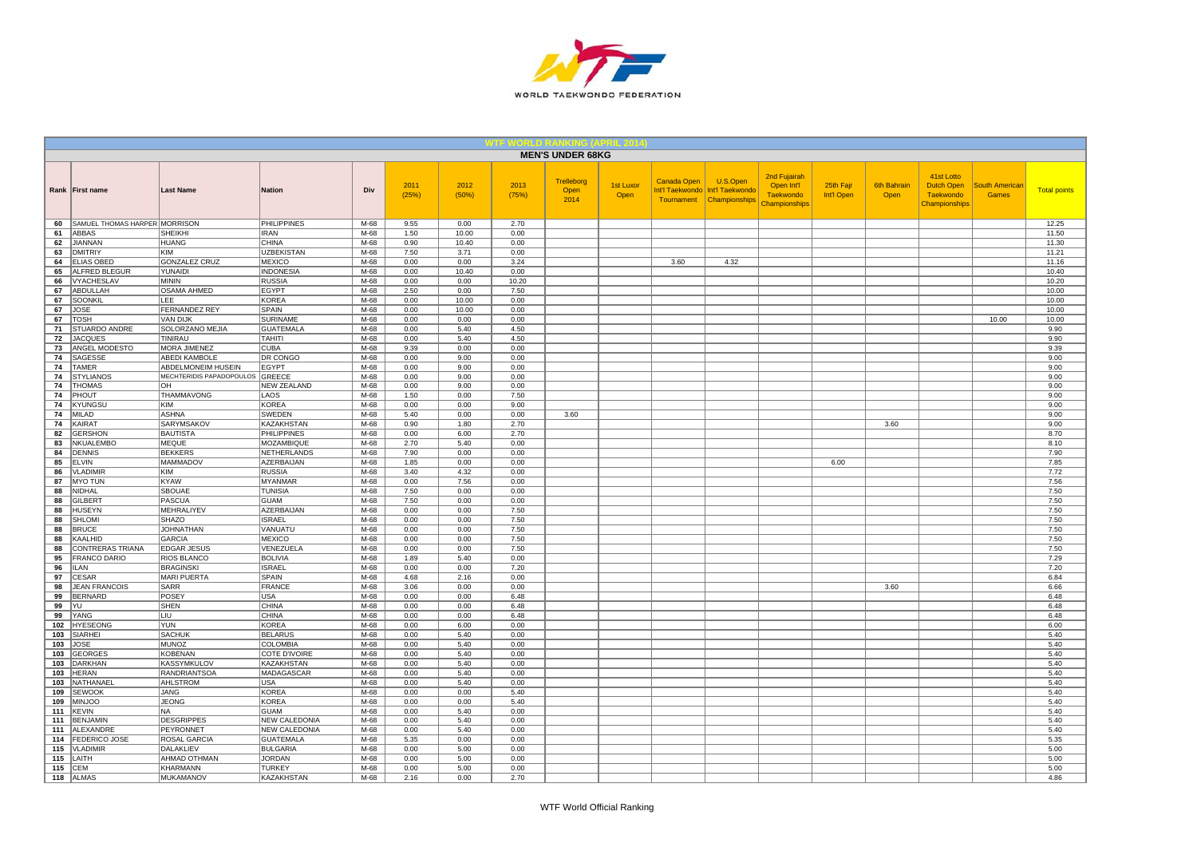## WTF WORLD RANKING (APRIL 2014)

### MEN'S UNDER 68KG

| Rank | First name | Last Name | Nation | Div | 2011 (25%) | 2012 (50%) | 2013 (75%) | Trelleborg Open 2014 | 1st Luxor Open | Canada Open Int'l Taekwondo Tournament | U.S.Open Int'l Taekwondo Championships | 2nd Fujairah Open Int'l Taekwondo Championships | 25th Fajr Int'l Open | 6th Bahrain Open | 41st Lotto Dutch Open Taekwondo Championships | South American Games | Total points |
|---|---|---|---|---|---|---|---|---|---|---|---|---|---|---|---|---|---|
| 60 | SAMUEL THOMAS HARPER | MORRISON | PHILIPPINES | M-68 | 9.55 | 0.00 | 2.70 | | | | | | | | | | 12.25 |
| 61 | ABBAS | SHEIKHI | IRAN | M-68 | 1.50 | 10.00 | 0.00 | | | | | | | | | | 11.50 |
| 62 | JIANNAN | HUANG | CHINA | M-68 | 0.90 | 10.40 | 0.00 | | | | | | | | | | 11.30 |
| 63 | DMITRIY | KIM | UZBEKISTAN | M-68 | 7.50 | 3.71 | 0.00 | | | | | | | | | | 11.21 |
| 64 | ELIAS OBED | GONZALEZ CRUZ | MEXICO | M-68 | 0.00 | 0.00 | 3.24 | | | 3.60 | 4.32 | | | | | | 11.16 |
| 65 | ALFRED BLEGUR | YUNAIDI | INDONESIA | M-68 | 0.00 | 10.40 | 0.00 | | | | | | | | | | 10.40 |
| 66 | VYACHESLAV | MININ | RUSSIA | M-68 | 0.00 | 0.00 | 10.20 | | | | | | | | | | 10.20 |
| 67 | ABDULLAH | OSAMA AHMED | EGYPT | M-68 | 2.50 | 0.00 | 7.50 | | | | | | | | | | 10.00 |
| 67 | SOONKIL | LEE | KOREA | M-68 | 0.00 | 10.00 | 0.00 | | | | | | | | | | 10.00 |
| 67 | JOSE | FERNANDEZ REY | SPAIN | M-68 | 0.00 | 10.00 | 0.00 | | | | | | | | | | 10.00 |
| 67 | TOSH | VAN DIJK | SURINAME | M-68 | 0.00 | 0.00 | 0.00 | | | | | | | | | 10.00 | 10.00 |
| 71 | STUARDO ANDRE | SOLORZANO MEJIA | GUATEMALA | M-68 | 0.00 | 5.40 | 4.50 | | | | | | | | | | 9.90 |
| 72 | JACQUES | TINIRAU | TAHITI | M-68 | 0.00 | 5.40 | 4.50 | | | | | | | | | | 9.90 |
| 73 | ANGEL MODESTO | MORA JIMENEZ | CUBA | M-68 | 9.39 | 0.00 | 0.00 | | | | | | | | | | 9.39 |
| 74 | SAGESSE | ABEDI KAMBOLE | DR CONGO | M-68 | 0.00 | 9.00 | 0.00 | | | | | | | | | | 9.00 |
| 74 | TAMER | ABDELMONEIM HUSEIN | EGYPT | M-68 | 0.00 | 9.00 | 0.00 | | | | | | | | | | 9.00 |
| 74 | STYLIANOS | MECHTERIDIS PAPADOPOULOS | GREECE | M-68 | 0.00 | 9.00 | 0.00 | | | | | | | | | | 9.00 |
| 74 | THOMAS | OH | NEW ZEALAND | M-68 | 0.00 | 9.00 | 0.00 | | | | | | | | | | 9.00 |
| 74 | PHOUT | THAMMAVONG | LAOS | M-68 | 1.50 | 0.00 | 7.50 | | | | | | | | | | 9.00 |
| 74 | KYUNGSU | KIM | KOREA | M-68 | 0.00 | 0.00 | 9.00 | | | | | | | | | | 9.00 |
| 74 | MILAD | ASHNA | SWEDEN | M-68 | 5.40 | 0.00 | 0.00 | 3.60 | | | | | | | | | 9.00 |
| 74 | KAIRAT | SARYMSAKOV | KAZAKHSTAN | M-68 | 0.90 | 1.80 | 2.70 | | | | | | | 3.60 | | | 9.00 |
| 82 | GERSHON | BAUTISTA | PHILIPPINES | M-68 | 0.00 | 6.00 | 2.70 | | | | | | | | | | 8.70 |
| 83 | NKUALEMBO | MEQUE | MOZAMBIQUE | M-68 | 2.70 | 5.40 | 0.00 | | | | | | | | | | 8.10 |
| 84 | DENNIS | BEKKERS | NETHERLANDS | M-68 | 7.90 | 0.00 | 0.00 | | | | | | | | | | 7.90 |
| 85 | ELVIN | MAMMADOV | AZERBAIJAN | M-68 | 1.85 | 0.00 | 0.00 | | | | | | 6.00 | | | | 7.85 |
| 86 | VLADIMIR | KIM | RUSSIA | M-68 | 3.40 | 4.32 | 0.00 | | | | | | | | | | 7.72 |
| 87 | MYO TUN | KYAW | MYANMAR | M-68 | 0.00 | 7.56 | 0.00 | | | | | | | | | | 7.56 |
| 88 | NIDHAL | SBOUAE | TUNISIA | M-68 | 7.50 | 0.00 | 0.00 | | | | | | | | | | 7.50 |
| 88 | GILBERT | PASCUA | GUAM | M-68 | 7.50 | 0.00 | 0.00 | | | | | | | | | | 7.50 |
| 88 | HUSEYN | MEHRALIYEV | AZERBAIJAN | M-68 | 0.00 | 0.00 | 7.50 | | | | | | | | | | 7.50 |
| 88 | SHLOMI | SHAZO | ISRAEL | M-68 | 0.00 | 0.00 | 7.50 | | | | | | | | | | 7.50 |
| 88 | BRUCE | JOHNATHAN | VANUATU | M-68 | 0.00 | 0.00 | 7.50 | | | | | | | | | | 7.50 |
| 88 | KAALHID | GARCIA | MEXICO | M-68 | 0.00 | 0.00 | 7.50 | | | | | | | | | | 7.50 |
| 88 | CONTRERAS TRIANA | EDGAR JESUS | VENEZUELA | M-68 | 0.00 | 0.00 | 7.50 | | | | | | | | | | 7.50 |
| 95 | FRANCO DARIO | RIOS BLANCO | BOLIVIA | M-68 | 1.89 | 5.40 | 0.00 | | | | | | | | | | 7.29 |
| 96 | ILAN | BRAGINSKI | ISRAEL | M-68 | 0.00 | 0.00 | 7.20 | | | | | | | | | | 7.20 |
| 97 | CESAR | MARI PUERTA | SPAIN | M-68 | 4.68 | 2.16 | 0.00 | | | | | | | | | | 6.84 |
| 98 | JEAN FRANCOIS | SARR | FRANCE | M-68 | 3.06 | 0.00 | 0.00 | | | | | | | 3.60 | | | 6.66 |
| 99 | BERNARD | POSEY | USA | M-68 | 0.00 | 0.00 | 6.48 | | | | | | | | | | 6.48 |
| 99 | YU | SHEN | CHINA | M-68 | 0.00 | 0.00 | 6.48 | | | | | | | | | | 6.48 |
| 99 | YANG | LIU | CHINA | M-68 | 0.00 | 0.00 | 6.48 | | | | | | | | | | 6.48 |
| 102 | HYESEONG | YUN | KOREA | M-68 | 0.00 | 6.00 | 0.00 | | | | | | | | | | 6.00 |
| 103 | SIARHEI | SACHUK | BELARUS | M-68 | 0.00 | 5.40 | 0.00 | | | | | | | | | | 5.40 |
| 103 | JOSE | MUNOZ | COLOMBIA | M-68 | 0.00 | 5.40 | 0.00 | | | | | | | | | | 5.40 |
| 103 | GEORGES | KOBENAN | COTE D'IVOIRE | M-68 | 0.00 | 5.40 | 0.00 | | | | | | | | | | 5.40 |
| 103 | DARKHAN | KASSYMKULOV | KAZAKHSTAN | M-68 | 0.00 | 5.40 | 0.00 | | | | | | | | | | 5.40 |
| 103 | HERAN | RANDRIANTSOA | MADAGASCAR | M-68 | 0.00 | 5.40 | 0.00 | | | | | | | | | | 5.40 |
| 103 | NATHANAEL | AHLSTROM | USA | M-68 | 0.00 | 5.40 | 0.00 | | | | | | | | | | 5.40 |
| 109 | SEWOOK | JANG | KOREA | M-68 | 0.00 | 0.00 | 5.40 | | | | | | | | | | 5.40 |
| 109 | MINJOO | JEONG | KOREA | M-68 | 0.00 | 0.00 | 5.40 | | | | | | | | | | 5.40 |
| 111 | KEVIN | NA | GUAM | M-68 | 0.00 | 5.40 | 0.00 | | | | | | | | | | 5.40 |
| 111 | BENJAMIN | DESGRIPPES | NEW CALEDONIA | M-68 | 0.00 | 5.40 | 0.00 | | | | | | | | | | 5.40 |
| 111 | ALEXANDRE | PEYRONNET | NEW CALEDONIA | M-68 | 0.00 | 5.40 | 0.00 | | | | | | | | | | 5.40 |
| 114 | FEDERICO JOSE | ROSAL GARCIA | GUATEMALA | M-68 | 5.35 | 0.00 | 0.00 | | | | | | | | | | 5.35 |
| 115 | VLADIMIR | DALAKLIEV | BULGARIA | M-68 | 0.00 | 5.00 | 0.00 | | | | | | | | | | 5.00 |
| 115 | LAITH | AHMAD OTHMAN | JORDAN | M-68 | 0.00 | 5.00 | 0.00 | | | | | | | | | | 5.00 |
| 115 | CEM | KHARMANN | TURKEY | M-68 | 0.00 | 5.00 | 0.00 | | | | | | | | | | 5.00 |
| 118 | ALMAS | MUKAMANOV | KAZAKHSTAN | M-68 | 2.16 | 0.00 | 2.70 | | | | | | | | | | 4.86 |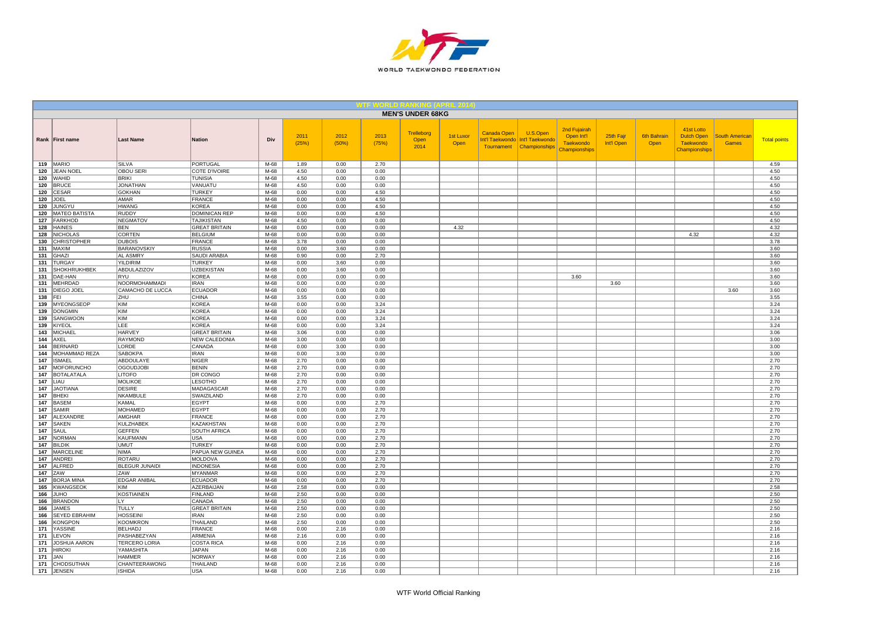## WTF WORLD RANKING (APRIL 2014)

### MEN'S UNDER 68KG

| Rank | First name | Last Name | Nation | Div | 2011 (25%) | 2012 (50%) | 2013 (75%) | Trelleborg Open 2014 | 1st Luxor Open | Canada Open Int'l Taekwondo Tournament | U.S.Open Int'l Taekwondo Championships | 2nd Fujairah Open Int'l Taekwondo Championships | 25th Fajr Int'l Open | 6th Bahrain Open | 41st Lotto Dutch Open Taekwondo Championships | South American Games | Total points |
|---|---|---|---|---|---|---|---|---|---|---|---|---|---|---|---|---|---|
| 119 | MARIO | SILVA | PORTUGAL | M-68 | 1.89 | 0.00 | 2.70 | | | | | | | | | | 4.59 |
| 120 | JEAN NOEL | OBOU SERI | COTE D'IVOIRE | M-68 | 4.50 | 0.00 | 0.00 | | | | | | | | | | 4.50 |
| 120 | WAHID | BRIKI | TUNISIA | M-68 | 4.50 | 0.00 | 0.00 | | | | | | | | | | 4.50 |
| 120 | BRUCE | JONATHAN | VANUATU | M-68 | 4.50 | 0.00 | 0.00 | | | | | | | | | | 4.50 |
| 120 | CESAR | GOKHAN | TURKEY | M-68 | 0.00 | 0.00 | 4.50 | | | | | | | | | | 4.50 |
| 120 | JOEL | AMAR | FRANCE | M-68 | 0.00 | 0.00 | 4.50 | | | | | | | | | | 4.50 |
| 120 | JUNGYU | HWANG | KOREA | M-68 | 0.00 | 0.00 | 4.50 | | | | | | | | | | 4.50 |
| 120 | MATEO BATISTA | RUDDY | DOMINICAN REP | M-68 | 0.00 | 0.00 | 4.50 | | | | | | | | | | 4.50 |
| 127 | FARKHOD | NEGMATOV | TAJIKISTAN | M-68 | 4.50 | 0.00 | 0.00 | | | | | | | | | | 4.50 |
| 128 | HAINES | BEN | GREAT BRITAIN | M-68 | 0.00 | 0.00 | 0.00 | | 4.32 | | | | | | | | 4.32 |
| 128 | NICHOLAS | CORTEN | BELGIUM | M-68 | 0.00 | 0.00 | 0.00 | | | | | | | | 4.32 | | 4.32 |
| 130 | CHRISTOPHER | DUBOIS | FRANCE | M-68 | 3.78 | 0.00 | 0.00 | | | | | | | | | | 3.78 |
| 131 | MAXIM | BARANOVSKIY | RUSSIA | M-68 | 0.00 | 3.60 | 0.00 | | | | | | | | | | 3.60 |
| 131 | GHAZI | AL ASMRY | SAUDI ARABIA | M-68 | 0.90 | 0.00 | 2.70 | | | | | | | | | | 3.60 |
| 131 | TURGAY | YILDIRIM | TURKEY | M-68 | 0.00 | 3.60 | 0.00 | | | | | | | | | | 3.60 |
| 131 | SHOKHRUKHBEK | ABDULAZIZOV | UZBEKISTAN | M-68 | 0.00 | 3.60 | 0.00 | | | | | | | | | | 3.60 |
| 131 | DAE-HAN | RYU | KOREA | M-68 | 0.00 | 0.00 | 0.00 | | | | | 3.60 | | | | | 3.60 |
| 131 | MEHRDAD | NOORMOHAMMADI | IRAN | M-68 | 0.00 | 0.00 | 0.00 | | | | | | 3.60 | | | | 3.60 |
| 131 | DIEGO JOEL | CAMACHO DE LUCCA | ECUADOR | M-68 | 0.00 | 0.00 | 0.00 | | | | | | | | | 3.60 | 3.60 |
| 138 | FEI | ZHU | CHINA | M-68 | 3.55 | 0.00 | 0.00 | | | | | | | | | | 3.55 |
| 139 | MYEONGSEOP | KIM | KOREA | M-68 | 0.00 | 0.00 | 3.24 | | | | | | | | | | 3.24 |
| 139 | DONGMIN | KIM | KOREA | M-68 | 0.00 | 0.00 | 3.24 | | | | | | | | | | 3.24 |
| 139 | SANGWOON | KIM | KOREA | M-68 | 0.00 | 0.00 | 3.24 | | | | | | | | | | 3.24 |
| 139 | KIYEOL | LEE | KOREA | M-68 | 0.00 | 0.00 | 3.24 | | | | | | | | | | 3.24 |
| 143 | MICHAEL | HARVEY | GREAT BRITAIN | M-68 | 3.06 | 0.00 | 0.00 | | | | | | | | | | 3.06 |
| 144 | AXEL | RAYMOND | NEW CALEDONIA | M-68 | 3.00 | 0.00 | 0.00 | | | | | | | | | | 3.00 |
| 144 | BERNARD | LORDE | CANADA | M-68 | 0.00 | 3.00 | 0.00 | | | | | | | | | | 3.00 |
| 144 | MOHAMMAD REZA | SABOKPA | IRAN | M-68 | 0.00 | 3.00 | 0.00 | | | | | | | | | | 3.00 |
| 147 | ISMAEL | ABDOULAYE | NIGER | M-68 | 2.70 | 0.00 | 0.00 | | | | | | | | | | 2.70 |
| 147 | MOFORUNCHO | OGOUDJOBI | BENIN | M-68 | 2.70 | 0.00 | 0.00 | | | | | | | | | | 2.70 |
| 147 | BOTALATALA | LITOFO | DR CONGO | M-68 | 2.70 | 0.00 | 0.00 | | | | | | | | | | 2.70 |
| 147 | LIAU | MOLIKOE | LESOTHO | M-68 | 2.70 | 0.00 | 0.00 | | | | | | | | | | 2.70 |
| 147 | JAOTIANA | DESIRE | MADAGASCAR | M-68 | 2.70 | 0.00 | 0.00 | | | | | | | | | | 2.70 |
| 147 | BHEKI | NKAMBULE | SWAIZILAND | M-68 | 2.70 | 0.00 | 0.00 | | | | | | | | | | 2.70 |
| 147 | BASEM | KAMAL | EGYPT | M-68 | 0.00 | 0.00 | 2.70 | | | | | | | | | | 2.70 |
| 147 | SAMIR | MOHAMED | EGYPT | M-68 | 0.00 | 0.00 | 2.70 | | | | | | | | | | 2.70 |
| 147 | ALEXANDRE | AMGHAR | FRANCE | M-68 | 0.00 | 0.00 | 2.70 | | | | | | | | | | 2.70 |
| 147 | SAKEN | KULZHABEK | KAZAKHSTAN | M-68 | 0.00 | 0.00 | 2.70 | | | | | | | | | | 2.70 |
| 147 | SAUL | GEFFEN | SOUTH AFRICA | M-68 | 0.00 | 0.00 | 2.70 | | | | | | | | | | 2.70 |
| 147 | NORMAN | KAUFMANN | USA | M-68 | 0.00 | 0.00 | 2.70 | | | | | | | | | | 2.70 |
| 147 | BILDIK | UMUT | TURKEY | M-68 | 0.00 | 0.00 | 2.70 | | | | | | | | | | 2.70 |
| 147 | MARCELINE | NIMA | PAPUA NEW GUINEA | M-68 | 0.00 | 0.00 | 2.70 | | | | | | | | | | 2.70 |
| 147 | ANDREI | ROTARU | MOLDOVA | M-68 | 0.00 | 0.00 | 2.70 | | | | | | | | | | 2.70 |
| 147 | ALFRED | BLEGUR JUNAIDI | INDONESIA | M-68 | 0.00 | 0.00 | 2.70 | | | | | | | | | | 2.70 |
| 147 | ZAW | ZAW | MYANMAR | M-68 | 0.00 | 0.00 | 2.70 | | | | | | | | | | 2.70 |
| 147 | BORJA MINA | EDGAR ANIBAL | ECUADOR | M-68 | 0.00 | 0.00 | 2.70 | | | | | | | | | | 2.70 |
| 165 | KWANGSEOK | KIM | AZERBAIJAN | M-68 | 2.58 | 0.00 | 0.00 | | | | | | | | | | 2.58 |
| 166 | JUHO | KOSTIAINEN | FINLAND | M-68 | 2.50 | 0.00 | 0.00 | | | | | | | | | | 2.50 |
| 166 | BRANDON | LY | CANADA | M-68 | 2.50 | 0.00 | 0.00 | | | | | | | | | | 2.50 |
| 166 | JAMES | TULLY | GREAT BRITAIN | M-68 | 2.50 | 0.00 | 0.00 | | | | | | | | | | 2.50 |
| 166 | SEYED EBRAHIM | HOSSEINI | IRAN | M-68 | 2.50 | 0.00 | 0.00 | | | | | | | | | | 2.50 |
| 166 | KONGPON | KOOMKRON | THAILAND | M-68 | 2.50 | 0.00 | 0.00 | | | | | | | | | | 2.50 |
| 171 | YASSINE | BELHADJ | FRANCE | M-68 | 0.00 | 2.16 | 0.00 | | | | | | | | | | 2.16 |
| 171 | LEVON | PASHABEZYAN | ARMENIA | M-68 | 2.16 | 0.00 | 0.00 | | | | | | | | | | 2.16 |
| 171 | JOSHUA AARON | TERCERO LORIA | COSTA RICA | M-68 | 0.00 | 2.16 | 0.00 | | | | | | | | | | 2.16 |
| 171 | HIROKI | YAMASHITA | JAPAN | M-68 | 0.00 | 2.16 | 0.00 | | | | | | | | | | 2.16 |
| 171 | JAN | HAMMER | NORWAY | M-68 | 0.00 | 2.16 | 0.00 | | | | | | | | | | 2.16 |
| 171 | CHODSUTHAN | CHANTEERAWONG | THAILAND | M-68 | 0.00 | 2.16 | 0.00 | | | | | | | | | | 2.16 |
| 171 | JENSEN | ISHIDA | USA | M-68 | 0.00 | 2.16 | 0.00 | | | | | | | | | | 2.16 |

WTF World Official Ranking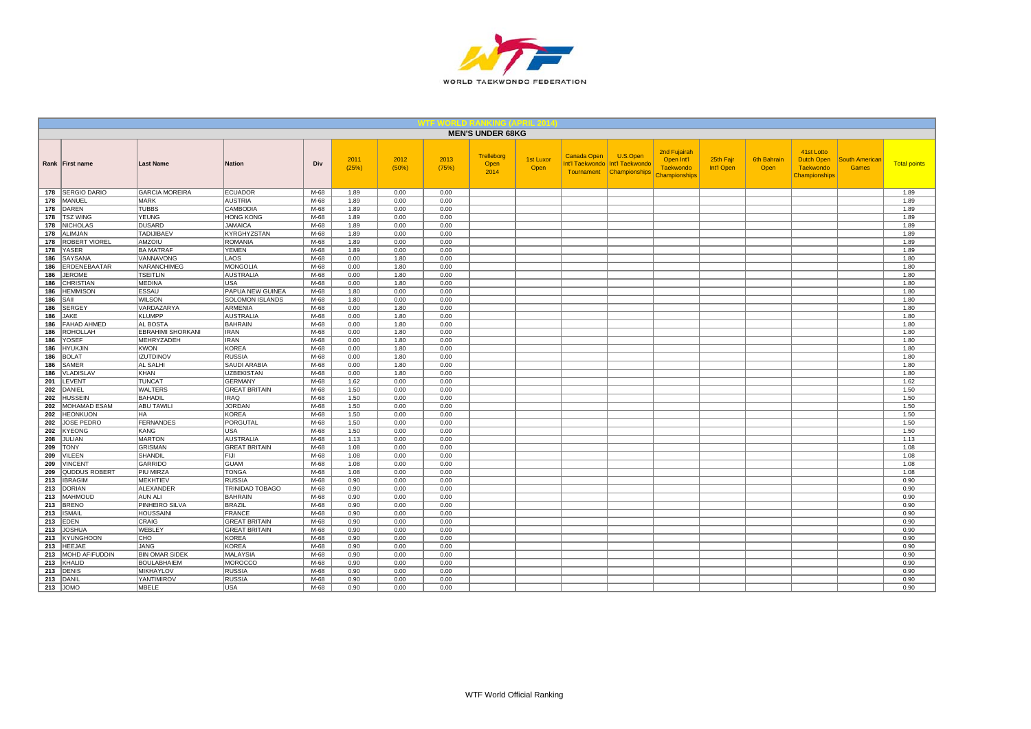## WTF WORLD RANKING (APRIL 2014)

### MEN'S UNDER 68KG

| Rank | First name | Last Name | Nation | Div | 2011 (25%) | 2012 (50%) | 2013 (75%) | Trelleborg Open 2014 | 1st Luxor Open | Canada Open Int'l Taekwondo Tournament | U.S.Open Int'l Taekwondo Championships | 2nd Fujairah Open Int'l Taekwondo Championships | 25th Fajr Int'l Open | 6th Bahrain Open | 41st Lotto Dutch Open Taekwondo Championships | South American Games | Total points |
|---|---|---|---|---|---|---|---|---|---|---|---|---|---|---|---|---|---|
| 178 | SERGIO DARIO | GARCIA MOREIRA | ECUADOR | M-68 | 1.89 | 0.00 | 0.00 | | | | | | | | | | 1.89 |
| 178 | MANUEL | MARK | AUSTRIA | M-68 | 1.89 | 0.00 | 0.00 | | | | | | | | | | 1.89 |
| 178 | DAREN | TUBBS | CAMBODIA | M-68 | 1.89 | 0.00 | 0.00 | | | | | | | | | | 1.89 |
| 178 | TSZ WING | YEUNG | HONG KONG | M-68 | 1.89 | 0.00 | 0.00 | | | | | | | | | | 1.89 |
| 178 | NICHOLAS | DUSARD | JAMAICA | M-68 | 1.89 | 0.00 | 0.00 | | | | | | | | | | 1.89 |
| 178 | ALIMJAN | TADIJIBAEV | KYRGHYZSTAN | M-68 | 1.89 | 0.00 | 0.00 | | | | | | | | | | 1.89 |
| 178 | ROBERT VIOREL | AMZOIU | ROMANIA | M-68 | 1.89 | 0.00 | 0.00 | | | | | | | | | | 1.89 |
| 178 | YASER | BA MATRAF | YEMEN | M-68 | 1.89 | 0.00 | 0.00 | | | | | | | | | | 1.89 |
| 186 | SAYSANA | VANNAVONG | LAOS | M-68 | 0.00 | 1.80 | 0.00 | | | | | | | | | | 1.80 |
| 186 | ERDENEBAATAR | NARANCHIMEG | MONGOLIA | M-68 | 0.00 | 1.80 | 0.00 | | | | | | | | | | 1.80 |
| 186 | JEROME | TSEITLIN | AUSTRALIA | M-68 | 0.00 | 1.80 | 0.00 | | | | | | | | | | 1.80 |
| 186 | CHRISTIAN | MEDINA | USA | M-68 | 0.00 | 1.80 | 0.00 | | | | | | | | | | 1.80 |
| 186 | HEMMISON | ESSAU | PAPUA NEW GUINEA | M-68 | 1.80 | 0.00 | 0.00 | | | | | | | | | | 1.80 |
| 186 | SAII | WILSON | SOLOMON ISLANDS | M-68 | 1.80 | 0.00 | 0.00 | | | | | | | | | | 1.80 |
| 186 | SERGEY | VARDAZARYA | ARMENIA | M-68 | 0.00 | 1.80 | 0.00 | | | | | | | | | | 1.80 |
| 186 | JAKE | KLUMPP | AUSTRALIA | M-68 | 0.00 | 1.80 | 0.00 | | | | | | | | | | 1.80 |
| 186 | FAHAD AHMED | AL BOSTA | BAHRAIN | M-68 | 0.00 | 1.80 | 0.00 | | | | | | | | | | 1.80 |
| 186 | ROHOLLAH | EBRAHIMI SHORKANI | IRAN | M-68 | 0.00 | 1.80 | 0.00 | | | | | | | | | | 1.80 |
| 186 | YOSEF | MEHRYZADEH | IRAN | M-68 | 0.00 | 1.80 | 0.00 | | | | | | | | | | 1.80 |
| 186 | HYUKJIN | KWON | KOREA | M-68 | 0.00 | 1.80 | 0.00 | | | | | | | | | | 1.80 |
| 186 | BOLAT | IZUTDINOV | RUSSIA | M-68 | 0.00 | 1.80 | 0.00 | | | | | | | | | | 1.80 |
| 186 | SAMER | AL SALHI | SAUDI ARABIA | M-68 | 0.00 | 1.80 | 0.00 | | | | | | | | | | 1.80 |
| 186 | VLADISLAV | KHAN | UZBEKISTAN | M-68 | 0.00 | 1.80 | 0.00 | | | | | | | | | | 1.80 |
| 201 | LEVENT | TUNCAT | GERMANY | M-68 | 1.62 | 0.00 | 0.00 | | | | | | | | | | 1.62 |
| 202 | DANIEL | WALTERS | GREAT BRITAIN | M-68 | 1.50 | 0.00 | 0.00 | | | | | | | | | | 1.50 |
| 202 | HUSSEIN | BAHADIL | IRAQ | M-68 | 1.50 | 0.00 | 0.00 | | | | | | | | | | 1.50 |
| 202 | MOHAMAD ESAM | ABU TAWILI | JORDAN | M-68 | 1.50 | 0.00 | 0.00 | | | | | | | | | | 1.50 |
| 202 | HEONKUON | HA | KOREA | M-68 | 1.50 | 0.00 | 0.00 | | | | | | | | | | 1.50 |
| 202 | JOSE PEDRO | FERNANDES | PORGUTAL | M-68 | 1.50 | 0.00 | 0.00 | | | | | | | | | | 1.50 |
| 202 | KYEONG | KANG | USA | M-68 | 1.50 | 0.00 | 0.00 | | | | | | | | | | 1.50 |
| 208 | JULIAN | MARTON | AUSTRALIA | M-68 | 1.13 | 0.00 | 0.00 | | | | | | | | | | 1.13 |
| 209 | TONY | GRISMAN | GREAT BRITAIN | M-68 | 1.08 | 0.00 | 0.00 | | | | | | | | | | 1.08 |
| 209 | VILEEN | SHANDIL | FIJI | M-68 | 1.08 | 0.00 | 0.00 | | | | | | | | | | 1.08 |
| 209 | VINCENT | GARRIDO | GUAM | M-68 | 1.08 | 0.00 | 0.00 | | | | | | | | | | 1.08 |
| 209 | QUDDUS ROBERT | PIU MIRZA | TONGA | M-68 | 1.08 | 0.00 | 0.00 | | | | | | | | | | 1.08 |
| 213 | IBRAGIM | MEKHTIEV | RUSSIA | M-68 | 0.90 | 0.00 | 0.00 | | | | | | | | | | 0.90 |
| 213 | DORIAN | ALEXANDER | TRINIDAD TOBAGO | M-68 | 0.90 | 0.00 | 0.00 | | | | | | | | | | 0.90 |
| 213 | MAHMOUD | AUN ALI | BAHRAIN | M-68 | 0.90 | 0.00 | 0.00 | | | | | | | | | | 0.90 |
| 213 | BRENO | PINHEIRO SILVA | BRAZIL | M-68 | 0.90 | 0.00 | 0.00 | | | | | | | | | | 0.90 |
| 213 | ISMAIL | HOUSSAINI | FRANCE | M-68 | 0.90 | 0.00 | 0.00 | | | | | | | | | | 0.90 |
| 213 | EDEN | CRAIG | GREAT BRITAIN | M-68 | 0.90 | 0.00 | 0.00 | | | | | | | | | | 0.90 |
| 213 | JOSHUA | WEBLEY | GREAT BRITAIN | M-68 | 0.90 | 0.00 | 0.00 | | | | | | | | | | 0.90 |
| 213 | KYUNGHOON | CHO | KOREA | M-68 | 0.90 | 0.00 | 0.00 | | | | | | | | | | 0.90 |
| 213 | HEEJAE | JANG | KOREA | M-68 | 0.90 | 0.00 | 0.00 | | | | | | | | | | 0.90 |
| 213 | MOHD AFIFUDDIN | BIN OMAR SIDEK | MALAYSIA | M-68 | 0.90 | 0.00 | 0.00 | | | | | | | | | | 0.90 |
| 213 | KHALID | BOULABHAIEM | MOROCCO | M-68 | 0.90 | 0.00 | 0.00 | | | | | | | | | | 0.90 |
| 213 | DENIS | MIKHAYLOV | RUSSIA | M-68 | 0.90 | 0.00 | 0.00 | | | | | | | | | | 0.90 |
| 213 | DANIL | YANTIMIROV | RUSSIA | M-68 | 0.90 | 0.00 | 0.00 | | | | | | | | | | 0.90 |
| 213 | JOMO | MBELE | USA | M-68 | 0.90 | 0.00 | 0.00 | | | | | | | | | | 0.90 |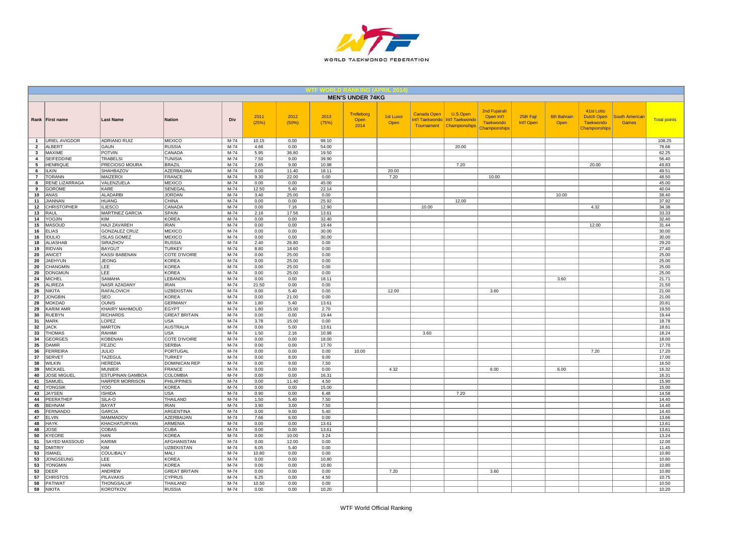WORLD TAEKWONDO FEDERATION

## WTF WORLD RANKING (APRIL 2014)

### MEN'S UNDER 74KG

| Rank | First name | Last Name | Nation | Div | 2011 (25%) | 2012 (50%) | 2013 (75%) | Trelleborg Open 2014 | 1st Luxor Open | Canada Open Int'l Taekwondo Tournament | U.S.Open Int'l Taekwondo Championships | 2nd Fujairah Open Int'l Taekwondo Championships | 25th Fajr Int'l Open | 6th Bahrain Open | 41st Lotto Dutch Open Taekwondo Championships | South American Games | Total points |
|---|---|---|---|---|---|---|---|---|---|---|---|---|---|---|---|---|---|
| 1 | URIEL AVIGDOR | ADRIANO RUIZ | MEXICO | M-74 | 10.15 | 0.00 | 98.10 | | | | | | | | | | 108.25 |
| 2 | ALBERT | GAUN | RUSSIA | M-74 | 4.66 | 0.00 | 54.00 | | | | 20.00 | | | | | | 78.66 |
| 3 | MAXIME | POTVIN | CANADA | M-74 | 5.95 | 36.80 | 19.50 | | | | | | | | | | 62.25 |
| 4 | SEIFEDDINE | TRABELSI | TUNISIA | M-74 | 7.50 | 9.00 | 39.90 | | | | | | | | | | 56.40 |
| 5 | HENRIQUE | PRECIOSO MOURA | BRAZIL | M-74 | 2.65 | 9.00 | 10.98 | | | | 7.20 | | | | 20.00 | | 49.83 |
| 6 | ILKIN | SHAHBAZOV | AZERBAIJAN | M-74 | 0.00 | 11.40 | 18.11 | | 20.00 | | | | | | | | 49.51 |
| 7 | TORANN | MAIZEROI | FRANCE | M-74 | 9.30 | 22.00 | 0.00 | | 7.20 | | | 10.00 | | | | | 48.50 |
| 8 | RENE LIZARRAGA | VALENZUELA | MEXICO | M-74 | 0.00 | 0.00 | 45.00 | | | | | | | | | | 45.00 |
| 9 | GOROME | KARE | SENEGAL | M-74 | 12.50 | 5.40 | 22.14 | | | | | | | | | | 40.04 |
| 10 | ANAS | ALADARBI | JORDAN | M-74 | 3.40 | 25.00 | 0.00 | | | | | | | 10.00 | | | 38.40 |
| 11 | JIANNAN | HUANG | CHINA | M-74 | 0.00 | 0.00 | 25.92 | | | | 12.00 | | | | | | 37.92 |
| 12 | CHRISTOPHER | ILIESCO | CANADA | M-74 | 0.00 | 7.16 | 12.90 | | | 10.00 | | | | | 4.32 | | 34.38 |
| 13 | RAUL | MARTINEZ GARCIA | SPAIN | M-74 | 2.16 | 17.56 | 13.61 | | | | | | | | | | 33.33 |
| 14 | YOOJIN | KIM | KOREA | M-74 | 0.00 | 0.00 | 32.40 | | | | | | | | | | 32.40 |
| 15 | MASOUD | HAJI ZAVAREH | IRAN | M-74 | 0.00 | 0.00 | 19.44 | | | | | | | | 12.00 | | 31.44 |
| 16 | ELIAS | GONZALEZ CRUZ | MEXICO | M-74 | 0.00 | 0.00 | 30.00 | | | | | | | | | | 30.00 |
| 16 | IDULIO | ISLAS GOMEZ | MEXICO | M-74 | 0.00 | 0.00 | 30.00 | | | | | | | | | | 30.00 |
| 18 | ALIASHAB | SIRAZHOV | RUSSIA | M-74 | 2.40 | 26.80 | 0.00 | | | | | | | | | | 29.20 |
| 19 | RIDVAN | BAYGUT | TURKEY | M-74 | 8.80 | 18.60 | 0.00 | | | | | | | | | | 27.40 |
| 20 | ANICET | KASSI BABENAN | COTE D'IVOIRE | M-74 | 0.00 | 25.00 | 0.00 | | | | | | | | | | 25.00 |
| 20 | JAEHYUN | JEONG | KOREA | M-74 | 0.00 | 25.00 | 0.00 | | | | | | | | | | 25.00 |
| 20 | CHANGMIN | LEE | KOREA | M-74 | 0.00 | 25.00 | 0.00 | | | | | | | | | | 25.00 |
| 20 | DONGMUN | LEE | KOREA | M-74 | 0.00 | 25.00 | 0.00 | | | | | | | | | | 25.00 |
| 24 | MICHEL | SAMAHA | LEBANON | M-74 | 0.00 | 0.00 | 18.11 | | | | | | | 3.60 | | | 21.71 |
| 25 | ALIREZA | NASR AZADANY | IRAN | M-74 | 21.50 | 0.00 | 0.00 | | | | | | | | | | 21.50 |
| 26 | NIKITA | RAFALOVICH | UZBEKISTAN | M-74 | 0.00 | 5.40 | 0.00 | | 12.00 | | | 3.60 | | | | | 21.00 |
| 27 | JONGBIN | SEO | KOREA | M-74 | 0.00 | 21.00 | 0.00 | | | | | | | | | | 21.00 |
| 28 | MOKDAD | OUNIS | GERMANY | M-74 | 1.80 | 5.40 | 13.61 | | | | | | | | | | 20.81 |
| 29 | KARIM AMR | KHAIRY MAHMOUD | EGYPT | M-74 | 1.80 | 15.00 | 2.70 | | | | | | | | | | 19.50 |
| 30 | RUEBYN | RICHARDS | GREAT BRITAIN | M-74 | 0.00 | 0.00 | 19.44 | | | | | | | | | | 19.44 |
| 31 | MARK | LOPEZ | USA | M-74 | 3.78 | 15.00 | 0.00 | | | | | | | | | | 18.78 |
| 32 | JACK | MARTON | AUSTRALIA | M-74 | 0.00 | 5.00 | 13.61 | | | | | | | | | | 18.61 |
| 33 | THOMAS | RAHIMI | USA | M-74 | 1.50 | 2.16 | 10.98 | | | 3.60 | | | | | | | 18.24 |
| 34 | GEORGES | KOBENAN | COTE D'IVOIRE | M-74 | 0.00 | 0.00 | 18.00 | | | | | | | | | | 18.00 |
| 35 | DAMIR | FEJZIC | SERBIA | M-74 | 0.00 | 0.00 | 17.70 | | | | | | | | | | 17.70 |
| 36 | FERREIRA | JULIO | PORTUGAL | M-74 | 0.00 | 0.00 | 0.00 | 10.00 | | | | | | | 7.20 | | 17.20 |
| 37 | SERVET | TAZEGUL | TURKEY | M-74 | 0.00 | 8.00 | 9.00 | | | | | | | | | | 17.00 |
| 38 | WILKIN | HEREDIA | DOMINICAN REP | M-74 | 0.00 | 9.00 | 7.50 | | | | | | | | | | 16.50 |
| 39 | MICKAEL | MUNIER | FRANCE | M-74 | 0.00 | 0.00 | 0.00 | | 4.32 | | | 6.00 | | 6.00 | | | 16.32 |
| 40 | JOSE MIGUEL | ESTUPINAN GAMBOA | COLOMBIA | M-74 | 0.00 | 0.00 | 16.31 | | | | | | | | | | 16.31 |
| 41 | SAMUEL | HARPER MORRISON | PHILIPPINES | M-74 | 0.00 | 11.40 | 4.50 | | | | | | | | | | 15.90 |
| 42 | YONGSIK | YOO | KOREA | M-74 | 0.00 | 0.00 | 15.00 | | | | | | | | | | 15.00 |
| 43 | JAYSEN | ISHIDA | USA | M-74 | 0.90 | 0.00 | 6.48 | | | | 7.20 | | | | | | 14.58 |
| 44 | PEERATHEP | SILA-O | THAILAND | M-74 | 1.50 | 5.40 | 7.50 | | | | | | | | | | 14.40 |
| 45 | BEHNAM | BAYAT | IRAN | M-74 | 3.90 | 3.00 | 7.50 | | | | | | | | | | 14.40 |
| 45 | FERNANDO | GARCIA | ARGENTINA | M-74 | 0.00 | 9.00 | 5.40 | | | | | | | | | | 14.40 |
| 47 | ELVIN | MAMMADOV | AZERBAIJAN | M-74 | 7.66 | 6.00 | 0.00 | | | | | | | | | | 13.66 |
| 48 | HAYK | KHACHATURYAN | ARMENIA | M-74 | 0.00 | 0.00 | 13.61 | | | | | | | | | | 13.61 |
| 48 | JOSE | COBAS | CUBA | M-74 | 0.00 | 0.00 | 13.61 | | | | | | | | | | 13.61 |
| 50 | KYEORE | HAN | KOREA | M-74 | 0.00 | 10.00 | 3.24 | | | | | | | | | | 13.24 |
| 51 | SAYED MASSOUD | KARIMI | AFGHANISTAN | M-74 | 0.00 | 12.00 | 0.00 | | | | | | | | | | 12.00 |
| 52 | DMITRIY | KIM | UZBEKISTAN | M-74 | 6.05 | 5.40 | 0.00 | | | | | | | | | | 11.45 |
| 53 | ISMAEL | COULIBALY | MALI | M-74 | 10.80 | 0.00 | 0.00 | | | | | | | | | | 10.80 |
| 53 | JONGSEUNG | LEE | KOREA | M-74 | 0.00 | 0.00 | 10.80 | | | | | | | | | | 10.80 |
| 53 | YONGMIN | HAN | KOREA | M-74 | 0.00 | 0.00 | 10.80 | | | | | | | | | | 10.80 |
| 53 | DEER | ANDREW | GREAT BRITAIN | M-74 | 0.00 | 0.00 | 0.00 | | 7.20 | | | 3.60 | | | | | 10.80 |
| 57 | CHRISTOS | PILAVAKIS | CYPRUS | M-74 | 6.25 | 0.00 | 4.50 | | | | | | | | | | 10.75 |
| 58 | PATIWAT | THONGSALUP | THAILAND | M-74 | 10.50 | 0.00 | 0.00 | | | | | | | | | | 10.50 |
| 59 | NIKITA | KOROTKOV | RUSSIA | M-74 | 0.00 | 0.00 | 10.20 | | | | | | | | | | 10.20 |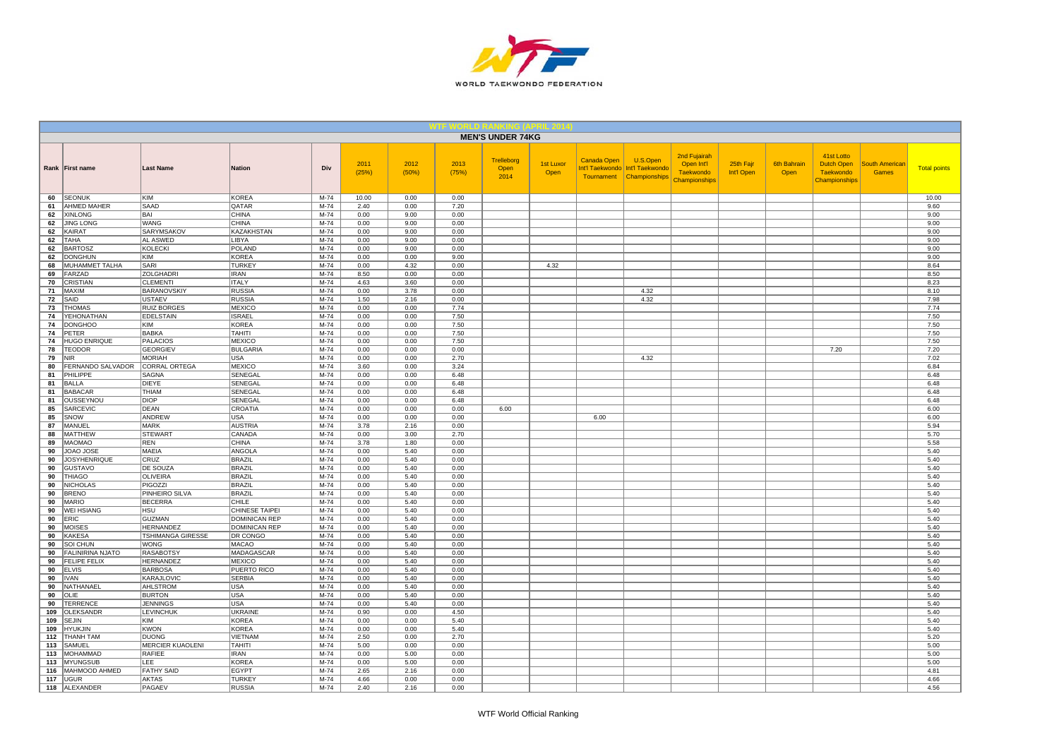# WTF WORLD RANKING (APRIL 2014)

## MEN'S UNDER 74KG

| Rank | First name | Last Name | Nation | Div | 2011 (25%) | 2012 (50%) | 2013 (75%) | Trelleborg Open 2014 | 1st Luxor Open | Canada Open Int'l Taekwondo Tournament | U.S.Open Int'l Taekwondo Championships | 2nd Fujairah Open Int'l Taekwondo Championships | 25th Fajr Int'l Open | 6th Bahrain Open | 41st Lotto Dutch Open Taekwondo Championships | South American Games | Total points |
|---|---|---|---|---|---|---|---|---|---|---|---|---|---|---|---|---|---|
| 60 | SEONUK | KIM | KOREA | M-74 | 10.00 | 0.00 | 0.00 | | | | | | | | | | 10.00 |
| 61 | AHMED MAHER | SAAD | QATAR | M-74 | 2.40 | 0.00 | 7.20 | | | | | | | | | | 9.60 |
| 62 | XINLONG | BAI | CHINA | M-74 | 0.00 | 9.00 | 0.00 | | | | | | | | | | 9.00 |
| 62 | JING LONG | WANG | CHINA | M-74 | 0.00 | 9.00 | 0.00 | | | | | | | | | | 9.00 |
| 62 | KAIRAT | SARYMSAKOV | KAZAKHSTAN | M-74 | 0.00 | 9.00 | 0.00 | | | | | | | | | | 9.00 |
| 62 | TAHA | AL ASWED | LIBYA | M-74 | 0.00 | 9.00 | 0.00 | | | | | | | | | | 9.00 |
| 62 | BARTOSZ | KOLECKI | POLAND | M-74 | 0.00 | 9.00 | 0.00 | | | | | | | | | | 9.00 |
| 62 | DONGHUN | KIM | KOREA | M-74 | 0.00 | 0.00 | 9.00 | | | | | | | | | | 9.00 |
| 68 | MUHAMMET TALHA | SARI | TURKEY | M-74 | 0.00 | 4.32 | 0.00 | | 4.32 | | | | | | | | 8.64 |
| 69 | FARZAD | ZOLGHADRI | IRAN | M-74 | 8.50 | 0.00 | 0.00 | | | | | | | | | | 8.50 |
| 70 | CRISTIAN | CLEMENTI | ITALY | M-74 | 4.63 | 3.60 | 0.00 | | | | | | | | | | 8.23 |
| 71 | MAXIM | BARANOVSKIY | RUSSIA | M-74 | 0.00 | 3.78 | 0.00 | | | | 4.32 | | | | | | 8.10 |
| 72 | SAID | USTAEV | RUSSIA | M-74 | 1.50 | 2.16 | 0.00 | | | | 4.32 | | | | | | 7.98 |
| 73 | THOMAS | RUIZ BORGES | MEXICO | M-74 | 0.00 | 0.00 | 7.74 | | | | | | | | | | 7.74 |
| 74 | YEHONATHAN | EDELSTAIN | ISRAEL | M-74 | 0.00 | 0.00 | 7.50 | | | | | | | | | | 7.50 |
| 74 | DONGHOO | KIM | KOREA | M-74 | 0.00 | 0.00 | 7.50 | | | | | | | | | | 7.50 |
| 74 | PETER | BABKA | TAHITI | M-74 | 0.00 | 0.00 | 7.50 | | | | | | | | | | 7.50 |
| 74 | HUGO ENRIQUE | PALACIOS | MEXICO | M-74 | 0.00 | 0.00 | 7.50 | | | | | | | | | | 7.50 |
| 78 | TEODOR | GEORGIEV | BULGARIA | M-74 | 0.00 | 0.00 | 0.00 | | | | | | | | 7.20 | | 7.20 |
| 79 | NIR | MORIAH | USA | M-74 | 0.00 | 0.00 | 2.70 | | | | 4.32 | | | | | | 7.02 |
| 80 | FERNANDO SALVADOR | CORRAL ORTEGA | MEXICO | M-74 | 3.60 | 0.00 | 3.24 | | | | | | | | | | 6.84 |
| 81 | PHILIPPE | SAGNA | SENEGAL | M-74 | 0.00 | 0.00 | 6.48 | | | | | | | | | | 6.48 |
| 81 | BALLA | DIEYE | SENEGAL | M-74 | 0.00 | 0.00 | 6.48 | | | | | | | | | | 6.48 |
| 81 | BABACAR | THIAM | SENEGAL | M-74 | 0.00 | 0.00 | 6.48 | | | | | | | | | | 6.48 |
| 81 | OUSSEYNOU | DIOP | SENEGAL | M-74 | 0.00 | 0.00 | 6.48 | | | | | | | | | | 6.48 |
| 85 | SARCEVIC | DEAN | CROATIA | M-74 | 0.00 | 0.00 | 0.00 | 6.00 | | | | | | | | | 6.00 |
| 85 | SNOW | ANDREW | USA | M-74 | 0.00 | 0.00 | 0.00 | | | 6.00 | | | | | | | 6.00 |
| 87 | MANUEL | MARK | AUSTRIA | M-74 | 3.78 | 2.16 | 0.00 | | | | | | | | | | 5.94 |
| 88 | MATTHEW | STEWART | CANADA | M-74 | 0.00 | 3.00 | 2.70 | | | | | | | | | | 5.70 |
| 89 | MAOMAO | REN | CHINA | M-74 | 3.78 | 1.80 | 0.00 | | | | | | | | | | 5.58 |
| 90 | JOAO JOSE | MAEIA | ANGOLA | M-74 | 0.00 | 5.40 | 0.00 | | | | | | | | | | 5.40 |
| 90 | JOSYHENRIQUE | CRUZ | BRAZIL | M-74 | 0.00 | 5.40 | 0.00 | | | | | | | | | | 5.40 |
| 90 | GUSTAVO | DE SOUZA | BRAZIL | M-74 | 0.00 | 5.40 | 0.00 | | | | | | | | | | 5.40 |
| 90 | THIAGO | OLIVEIRA | BRAZIL | M-74 | 0.00 | 5.40 | 0.00 | | | | | | | | | | 5.40 |
| 90 | NICHOLAS | PIGOZZI | BRAZIL | M-74 | 0.00 | 5.40 | 0.00 | | | | | | | | | | 5.40 |
| 90 | BRENO | PINHEIRO SILVA | BRAZIL | M-74 | 0.00 | 5.40 | 0.00 | | | | | | | | | | 5.40 |
| 90 | MARIO | BECERRA | CHILE | M-74 | 0.00 | 5.40 | 0.00 | | | | | | | | | | 5.40 |
| 90 | WEI HSIANG | HSU | CHINESE TAIPEI | M-74 | 0.00 | 5.40 | 0.00 | | | | | | | | | | 5.40 |
| 90 | ERIC | GUZMAN | DOMINICAN REP | M-74 | 0.00 | 5.40 | 0.00 | | | | | | | | | | 5.40 |
| 90 | MOISES | HERNANDEZ | DOMINICAN REP | M-74 | 0.00 | 5.40 | 0.00 | | | | | | | | | | 5.40 |
| 90 | KAKESA | TSHIMANGA GIRESSE | DR CONGO | M-74 | 0.00 | 5.40 | 0.00 | | | | | | | | | | 5.40 |
| 90 | SOI CHUN | WONG | MACAO | M-74 | 0.00 | 5.40 | 0.00 | | | | | | | | | | 5.40 |
| 90 | FALINIRINA NJATO | RASABOTSY | MADAGASCAR | M-74 | 0.00 | 5.40 | 0.00 | | | | | | | | | | 5.40 |
| 90 | FELIPE FELIX | HERNANDEZ | MEXICO | M-74 | 0.00 | 5.40 | 0.00 | | | | | | | | | | 5.40 |
| 90 | ELVIS | BARBOSA | PUERTO RICO | M-74 | 0.00 | 5.40 | 0.00 | | | | | | | | | | 5.40 |
| 90 | IVAN | KARAJLOVIC | SERBIA | M-74 | 0.00 | 5.40 | 0.00 | | | | | | | | | | 5.40 |
| 90 | NATHANAEL | AHLSTROM | USA | M-74 | 0.00 | 5.40 | 0.00 | | | | | | | | | | 5.40 |
| 90 | OLIE | BURTON | USA | M-74 | 0.00 | 5.40 | 0.00 | | | | | | | | | | 5.40 |
| 90 | TERRENCE | JENNINGS | USA | M-74 | 0.00 | 5.40 | 0.00 | | | | | | | | | | 5.40 |
| 109 | OLEKSANDR | LEVINCHUK | UKRAINE | M-74 | 0.90 | 0.00 | 4.50 | | | | | | | | | | 5.40 |
| 109 | SEJIN | KIM | KOREA | M-74 | 0.00 | 0.00 | 5.40 | | | | | | | | | | 5.40 |
| 109 | HYUKJIN | KWON | KOREA | M-74 | 0.00 | 0.00 | 5.40 | | | | | | | | | | 5.40 |
| 112 | THANH TAM | DUONG | VIETNAM | M-74 | 2.50 | 0.00 | 2.70 | | | | | | | | | | 5.20 |
| 113 | SAMUEL | MERCIER KUAOLENI | TAHITI | M-74 | 5.00 | 0.00 | 0.00 | | | | | | | | | | 5.00 |
| 113 | MOHAMMAD | RAFIEE | IRAN | M-74 | 0.00 | 5.00 | 0.00 | | | | | | | | | | 5.00 |
| 113 | MYUNGSUB | LEE | KOREA | M-74 | 0.00 | 5.00 | 0.00 | | | | | | | | | | 5.00 |
| 116 | MAHMOOD AHMED | FATHY SAID | EGYPT | M-74 | 2.65 | 2.16 | 0.00 | | | | | | | | | | 4.81 |
| 117 | UGUR | AKTAS | TURKEY | M-74 | 4.66 | 0.00 | 0.00 | | | | | | | | | | 4.66 |
| 118 | ALEXANDER | PAGAEV | RUSSIA | M-74 | 2.40 | 2.16 | 0.00 | | | | | | | | | | 4.56 |

WTF World Official Ranking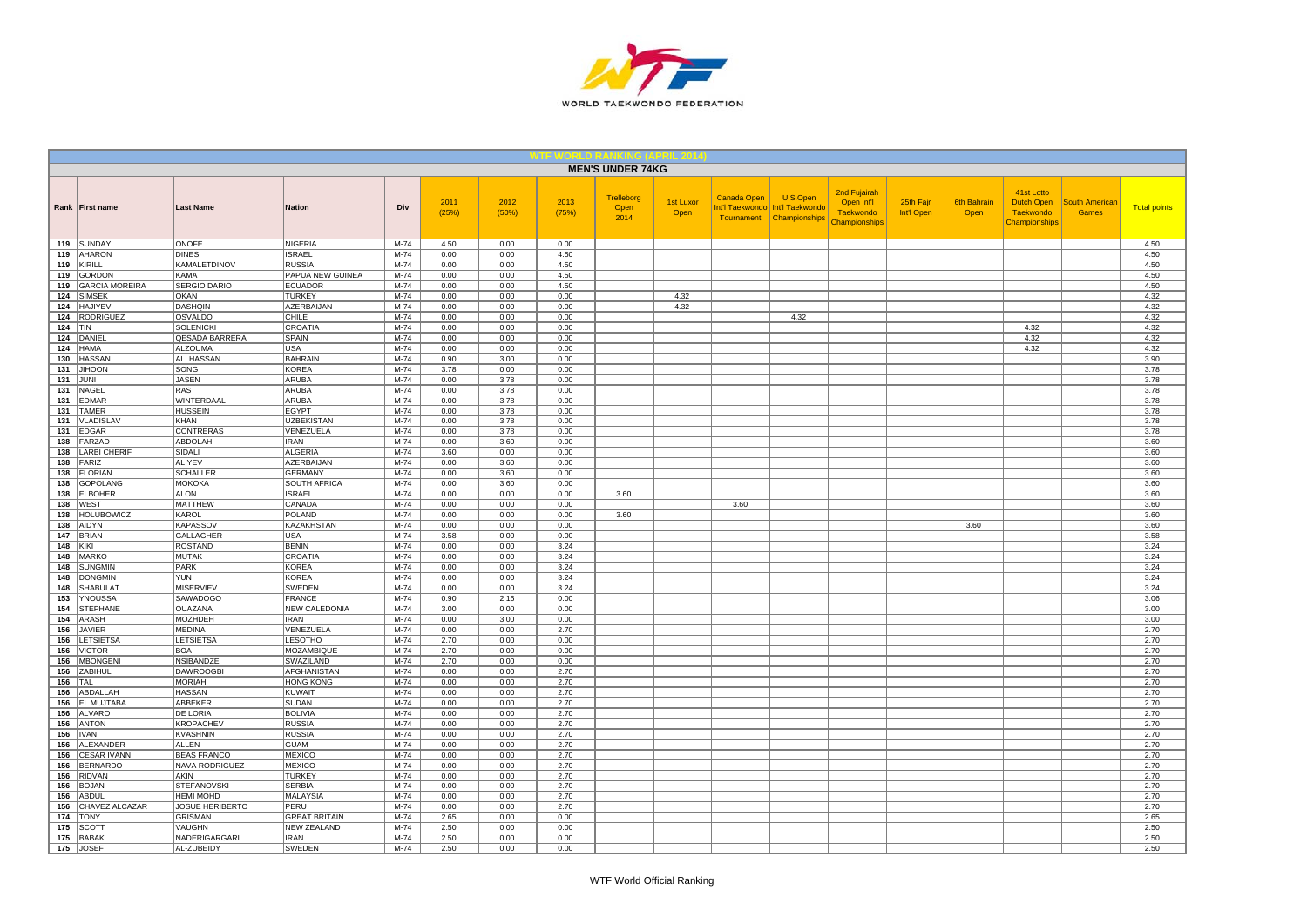# WTF WORLD RANKING (APRIL 2014)

## MEN'S UNDER 74KG

| Rank | First name | Last Name | Nation | Div | 2011 (25%) | 2012 (50%) | 2013 (75%) | Trelleborg Open 2014 | 1st Luxor Open | Canada Open Int'l Taekwondo Tournament | U.S.Open Int'l Taekwondo Championships | 2nd Fujairah Open Int'l Taekwondo Championships | 25th Fajr Int'l Open | 6th Bahrain Open | 41st Lotto Dutch Open Taekwondo Championships | South American Games | Total points |
|---|---|---|---|---|---|---|---|---|---|---|---|---|---|---|---|---|---|
| 119 | SUNDAY | ONOFE | NIGERIA | M-74 | 4.50 | 0.00 | 0.00 | | | | | | | | | | 4.50 |
| 119 | AHARON | DINES | ISRAEL | M-74 | 0.00 | 0.00 | 4.50 | | | | | | | | | | 4.50 |
| 119 | KIRILL | KAMALETDINOV | RUSSIA | M-74 | 0.00 | 0.00 | 4.50 | | | | | | | | | | 4.50 |
| 119 | GORDON | KAMA | PAPUA NEW GUINEA | M-74 | 0.00 | 0.00 | 4.50 | | | | | | | | | | 4.50 |
| 119 | GARCIA MOREIRA | SERGIO DARIO | ECUADOR | M-74 | 0.00 | 0.00 | 4.50 | | | | | | | | | | 4.50 |
| 124 | SIMSEK | OKAN | TURKEY | M-74 | 0.00 | 0.00 | 0.00 | | 4.32 | | | | | | | | 4.32 |
| 124 | HAJIYEV | DASHQIN | AZERBAIJAN | M-74 | 0.00 | 0.00 | 0.00 | | 4.32 | | | | | | | | 4.32 |
| 124 | RODRIGUEZ | OSVALDO | CHILE | M-74 | 0.00 | 0.00 | 0.00 | | | | 4.32 | | | | | | 4.32 |
| 124 | TIN | SOLENICKI | CROATIA | M-74 | 0.00 | 0.00 | 0.00 | | | | | | | | 4.32 | | 4.32 |
| 124 | DANIEL | QESADA BARRERA | SPAIN | M-74 | 0.00 | 0.00 | 0.00 | | | | | | | | 4.32 | | 4.32 |
| 124 | HAMA | ALZOUMA | USA | M-74 | 0.00 | 0.00 | 0.00 | | | | | | | | 4.32 | | 4.32 |
| 130 | HASSAN | ALI HASSAN | BAHRAIN | M-74 | 0.90 | 3.00 | 0.00 | | | | | | | | | | 3.90 |
| 131 | JIHOON | SONG | KOREA | M-74 | 3.78 | 0.00 | 0.00 | | | | | | | | | | 3.78 |
| 131 | JUNI | JASEN | ARUBA | M-74 | 0.00 | 3.78 | 0.00 | | | | | | | | | | 3.78 |
| 131 | NAGEL | RAS | ARUBA | M-74 | 0.00 | 3.78 | 0.00 | | | | | | | | | | 3.78 |
| 131 | EDMAR | WINTERDAAL | ARUBA | M-74 | 0.00 | 3.78 | 0.00 | | | | | | | | | | 3.78 |
| 131 | TAMER | HUSSEIN | EGYPT | M-74 | 0.00 | 3.78 | 0.00 | | | | | | | | | | 3.78 |
| 131 | VLADISLAV | KHAN | UZBEKISTAN | M-74 | 0.00 | 3.78 | 0.00 | | | | | | | | | | 3.78 |
| 131 | EDGAR | CONTRERAS | VENEZUELA | M-74 | 0.00 | 3.78 | 0.00 | | | | | | | | | | 3.78 |
| 138 | FARZAD | ABDOLAHI | IRAN | M-74 | 0.00 | 3.60 | 0.00 | | | | | | | | | | 3.60 |
| 138 | LARBI CHERIF | SIDALI | ALGERIA | M-74 | 3.60 | 0.00 | 0.00 | | | | | | | | | | 3.60 |
| 138 | FARIZ | ALIYEV | AZERBAIJAN | M-74 | 0.00 | 3.60 | 0.00 | | | | | | | | | | 3.60 |
| 138 | FLORIAN | SCHALLER | GERMANY | M-74 | 0.00 | 3.60 | 0.00 | | | | | | | | | | 3.60 |
| 138 | GOPOLANG | MOKOKA | SOUTH AFRICA | M-74 | 0.00 | 3.60 | 0.00 | | | | | | | | | | 3.60 |
| 138 | ELBOHER | ALON | ISRAEL | M-74 | 0.00 | 0.00 | 0.00 | 3.60 | | | | | | | | | 3.60 |
| 138 | WEST | MATTHEW | CANADA | M-74 | 0.00 | 0.00 | 0.00 | | | 3.60 | | | | | | | 3.60 |
| 138 | HOLUBOWICZ | KAROL | POLAND | M-74 | 0.00 | 0.00 | 0.00 | 3.60 | | | | | | | | | 3.60 |
| 138 | AIDYN | KAPASSOV | KAZAKHSTAN | M-74 | 0.00 | 0.00 | 0.00 | | | | | | | 3.60 | | | 3.60 |
| 147 | BRIAN | GALLAGHER | USA | M-74 | 3.58 | 0.00 | 0.00 | | | | | | | | | | 3.58 |
| 148 | KIKI | ROSTAND | BENIN | M-74 | 0.00 | 0.00 | 3.24 | | | | | | | | | | 3.24 |
| 148 | MARKO | MUTAK | CROATIA | M-74 | 0.00 | 0.00 | 3.24 | | | | | | | | | | 3.24 |
| 148 | SUNGMIN | PARK | KOREA | M-74 | 0.00 | 0.00 | 3.24 | | | | | | | | | | 3.24 |
| 148 | DONGMIN | YUN | KOREA | M-74 | 0.00 | 0.00 | 3.24 | | | | | | | | | | 3.24 |
| 148 | SHABULAT | MISERVIEV | SWEDEN | M-74 | 0.00 | 0.00 | 3.24 | | | | | | | | | | 3.24 |
| 153 | YNOUSSA | SAWADOGO | FRANCE | M-74 | 0.90 | 2.16 | 0.00 | | | | | | | | | | 3.06 |
| 154 | STEPHANE | OUAZANA | NEW CALEDONIA | M-74 | 3.00 | 0.00 | 0.00 | | | | | | | | | | 3.00 |
| 154 | ARASH | MOZHDEH | IRAN | M-74 | 0.00 | 3.00 | 0.00 | | | | | | | | | | 3.00 |
| 156 | JAVIER | MEDINA | VENEZUELA | M-74 | 0.00 | 0.00 | 2.70 | | | | | | | | | | 2.70 |
| 156 | LETSIETSA | LETSIETSA | LESOTHO | M-74 | 2.70 | 0.00 | 0.00 | | | | | | | | | | 2.70 |
| 156 | VICTOR | BOA | MOZAMBIQUE | M-74 | 2.70 | 0.00 | 0.00 | | | | | | | | | | 2.70 |
| 156 | MBONGENI | NSIBANDZE | SWAZILAND | M-74 | 2.70 | 0.00 | 0.00 | | | | | | | | | | 2.70 |
| 156 | ZABIHUL | DAWROOGBI | AFGHANISTAN | M-74 | 0.00 | 0.00 | 2.70 | | | | | | | | | | 2.70 |
| 156 | TAL | MORIAH | HONG KONG | M-74 | 0.00 | 0.00 | 2.70 | | | | | | | | | | 2.70 |
| 156 | ABDALLAH | HASSAN | KUWAIT | M-74 | 0.00 | 0.00 | 2.70 | | | | | | | | | | 2.70 |
| 156 | EL MUJTABA | ABBEKER | SUDAN | M-74 | 0.00 | 0.00 | 2.70 | | | | | | | | | | 2.70 |
| 156 | ALVARO | DE LORIA | BOLIVIA | M-74 | 0.00 | 0.00 | 2.70 | | | | | | | | | | 2.70 |
| 156 | ANTON | KROPACHEV | RUSSIA | M-74 | 0.00 | 0.00 | 2.70 | | | | | | | | | | 2.70 |
| 156 | IVAN | KVASHNIN | RUSSIA | M-74 | 0.00 | 0.00 | 2.70 | | | | | | | | | | 2.70 |
| 156 | ALEXANDER | ALLEN | GUAM | M-74 | 0.00 | 0.00 | 2.70 | | | | | | | | | | 2.70 |
| 156 | CESAR IVANN | BEAS FRANCO | MEXICO | M-74 | 0.00 | 0.00 | 2.70 | | | | | | | | | | 2.70 |
| 156 | BERNARDO | NAVA RODRIGUEZ | MEXICO | M-74 | 0.00 | 0.00 | 2.70 | | | | | | | | | | 2.70 |
| 156 | RIDVAN | AKIN | TURKEY | M-74 | 0.00 | 0.00 | 2.70 | | | | | | | | | | 2.70 |
| 156 | BOJAN | STEFANOVSKI | SERBIA | M-74 | 0.00 | 0.00 | 2.70 | | | | | | | | | | 2.70 |
| 156 | ABDUL | HEMI MOHD | MALAYSIA | M-74 | 0.00 | 0.00 | 2.70 | | | | | | | | | | 2.70 |
| 156 | CHAVEZ ALCAZAR | JOSUE HERIBERTO | PERU | M-74 | 0.00 | 0.00 | 2.70 | | | | | | | | | | 2.70 |
| 174 | TONY | GRISMAN | GREAT BRITAIN | M-74 | 2.65 | 0.00 | 0.00 | | | | | | | | | | 2.65 |
| 175 | SCOTT | VAUGHN | NEW ZEALAND | M-74 | 2.50 | 0.00 | 0.00 | | | | | | | | | | 2.50 |
| 175 | BABAK | NADERIGARGARI | IRAN | M-74 | 2.50 | 0.00 | 0.00 | | | | | | | | | | 2.50 |
| 175 | JOSEF | AL-ZUBEIDY | SWEDEN | M-74 | 2.50 | 0.00 | 0.00 | | | | | | | | | | 2.50 |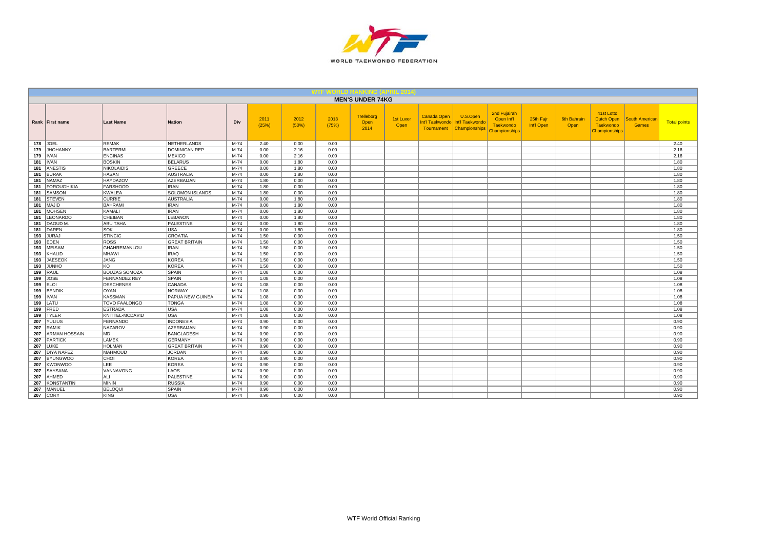WORLD TAEKWONDO FEDERATION

## WTF WORLD RANKING (APRIL 2014)

### MEN'S UNDER 74KG

| Rank | First name | Last Name | Nation | Div | 2011 (25%) | 2012 (50%) | 2013 (75%) | Trelleborg Open 2014 | 1st Luxor Open | Canada Open Int'l Taekwondo Tournament | U.S.Open Int'l Taekwondo Championships | 2nd Fujairah Open Int'l Taekwondo Championships | 25th Fajr Int'l Open | 6th Bahrain Open | 41st Lotto Dutch Open Taekwondo Championships | South American Games | Total points |
|---|---|---|---|---|---|---|---|---|---|---|---|---|---|---|---|---|---|
| 178 | JOEL | REMAK | NETHERLANDS | M-74 | 2.40 | 0.00 | 0.00 | | | | | | | | | | 2.40 |
| 179 | JHOHANNY | BARTERMI | DOMINICAN REP | M-74 | 0.00 | 2.16 | 0.00 | | | | | | | | | | 2.16 |
| 179 | IVAN | ENCINAS | MEXICO | M-74 | 0.00 | 2.16 | 0.00 | | | | | | | | | | 2.16 |
| 181 | IVAN | BOSKIN | BELARUS | M-74 | 0.00 | 1.80 | 0.00 | | | | | | | | | | 1.80 |
| 181 | ANESTIS | NIKOLAIDIS | GREECE | M-74 | 0.00 | 1.80 | 0.00 | | | | | | | | | | 1.80 |
| 181 | BURAK | HASAN | AUSTRALIA | M-74 | 0.00 | 1.80 | 0.00 | | | | | | | | | | 1.80 |
| 181 | NAMAZ | HAYDAZOV | AZERBAIJAN | M-74 | 1.80 | 0.00 | 0.00 | | | | | | | | | | 1.80 |
| 181 | FOROUGHIKIA | FARSHOOD | IRAN | M-74 | 1.80 | 0.00 | 0.00 | | | | | | | | | | 1.80 |
| 181 | SAMSON | KWALEA | SOLOMON ISLANDS | M-74 | 1.80 | 0.00 | 0.00 | | | | | | | | | | 1.80 |
| 181 | STEVEN | CURRIE | AUSTRALIA | M-74 | 0.00 | 1.80 | 0.00 | | | | | | | | | | 1.80 |
| 181 | MAJID | BAHRAMI | IRAN | M-74 | 0.00 | 1.80 | 0.00 | | | | | | | | | | 1.80 |
| 181 | MOHSEN | KAMALI | IRAN | M-74 | 0.00 | 1.80 | 0.00 | | | | | | | | | | 1.80 |
| 181 | LEONARDO | CHEIBAN | LEBANON | M-74 | 0.00 | 1.80 | 0.00 | | | | | | | | | | 1.80 |
| 181 | DAOUD M. | ABU TAHA | PALESTINE | M-74 | 0.00 | 1.80 | 0.00 | | | | | | | | | | 1.80 |
| 181 | DAREN | SOK | USA | M-74 | 0.00 | 1.80 | 0.00 | | | | | | | | | | 1.80 |
| 193 | JURAJ | STINCIC | CROATIA | M-74 | 1.50 | 0.00 | 0.00 | | | | | | | | | | 1.50 |
| 193 | EDEN | ROSS | GREAT BRITAIN | M-74 | 1.50 | 0.00 | 0.00 | | | | | | | | | | 1.50 |
| 193 | MEISAM | GHAHREMANLOU | IRAN | M-74 | 1.50 | 0.00 | 0.00 | | | | | | | | | | 1.50 |
| 193 | KHALID | MHAWI | IRAQ | M-74 | 1.50 | 0.00 | 0.00 | | | | | | | | | | 1.50 |
| 193 | JAESEOK | JANG | KOREA | M-74 | 1.50 | 0.00 | 0.00 | | | | | | | | | | 1.50 |
| 193 | JUNHO | KO | KOREA | M-74 | 1.50 | 0.00 | 0.00 | | | | | | | | | | 1.50 |
| 199 | RAUL | BOUZAS SOMOZA | SPAIN | M-74 | 1.08 | 0.00 | 0.00 | | | | | | | | | | 1.08 |
| 199 | JOSE | FERNANDEZ REY | SPAIN | M-74 | 1.08 | 0.00 | 0.00 | | | | | | | | | | 1.08 |
| 199 | ELOI | DESCHENES | CANADA | M-74 | 1.08 | 0.00 | 0.00 | | | | | | | | | | 1.08 |
| 199 | BENDIK | OYAN | NORWAY | M-74 | 1.08 | 0.00 | 0.00 | | | | | | | | | | 1.08 |
| 199 | IVAN | KASSMAN | PAPUA NEW GUINEA | M-74 | 1.08 | 0.00 | 0.00 | | | | | | | | | | 1.08 |
| 199 | LATU | TOVO FAALONGO | TONGA | M-74 | 1.08 | 0.00 | 0.00 | | | | | | | | | | 1.08 |
| 199 | FRED | ESTRADA | USA | M-74 | 1.08 | 0.00 | 0.00 | | | | | | | | | | 1.08 |
| 199 | TYLER | KNITTEL-MCDAVID | USA | M-74 | 1.08 | 0.00 | 0.00 | | | | | | | | | | 1.08 |
| 207 | YULIUS | FERNANDO | INDONESIA | M-74 | 0.90 | 0.00 | 0.00 | | | | | | | | | | 0.90 |
| 207 | RAMIK | NAZAROV | AZERBAIJAN | M-74 | 0.90 | 0.00 | 0.00 | | | | | | | | | | 0.90 |
| 207 | ARMAN HOSSAIN | MD | BANGLADESH | M-74 | 0.90 | 0.00 | 0.00 | | | | | | | | | | 0.90 |
| 207 | PARTICK | LAMEK | GERMANY | M-74 | 0.90 | 0.00 | 0.00 | | | | | | | | | | 0.90 |
| 207 | LUKE | HOLMAN | GREAT BRITAIN | M-74 | 0.90 | 0.00 | 0.00 | | | | | | | | | | 0.90 |
| 207 | DIYA NAFEZ | MAHMOUD | JORDAN | M-74 | 0.90 | 0.00 | 0.00 | | | | | | | | | | 0.90 |
| 207 | BYUNGWOO | CHOI | KOREA | M-74 | 0.90 | 0.00 | 0.00 | | | | | | | | | | 0.90 |
| 207 | KWONWOO | LEE | KOREA | M-74 | 0.90 | 0.00 | 0.00 | | | | | | | | | | 0.90 |
| 207 | SAYSANA | VANNAVONG | LAOS | M-74 | 0.90 | 0.00 | 0.00 | | | | | | | | | | 0.90 |
| 207 | AHMED | ALI | PALESTINE | M-74 | 0.90 | 0.00 | 0.00 | | | | | | | | | | 0.90 |
| 207 | KONSTANTIN | MININ | RUSSIA | M-74 | 0.90 | 0.00 | 0.00 | | | | | | | | | | 0.90 |
| 207 | MANUEL | BELOQUI | SPAIN | M-74 | 0.90 | 0.00 | 0.00 | | | | | | | | | | 0.90 |
| 207 | CORY | KING | USA | M-74 | 0.90 | 0.00 | 0.00 | | | | | | | | | | 0.90 |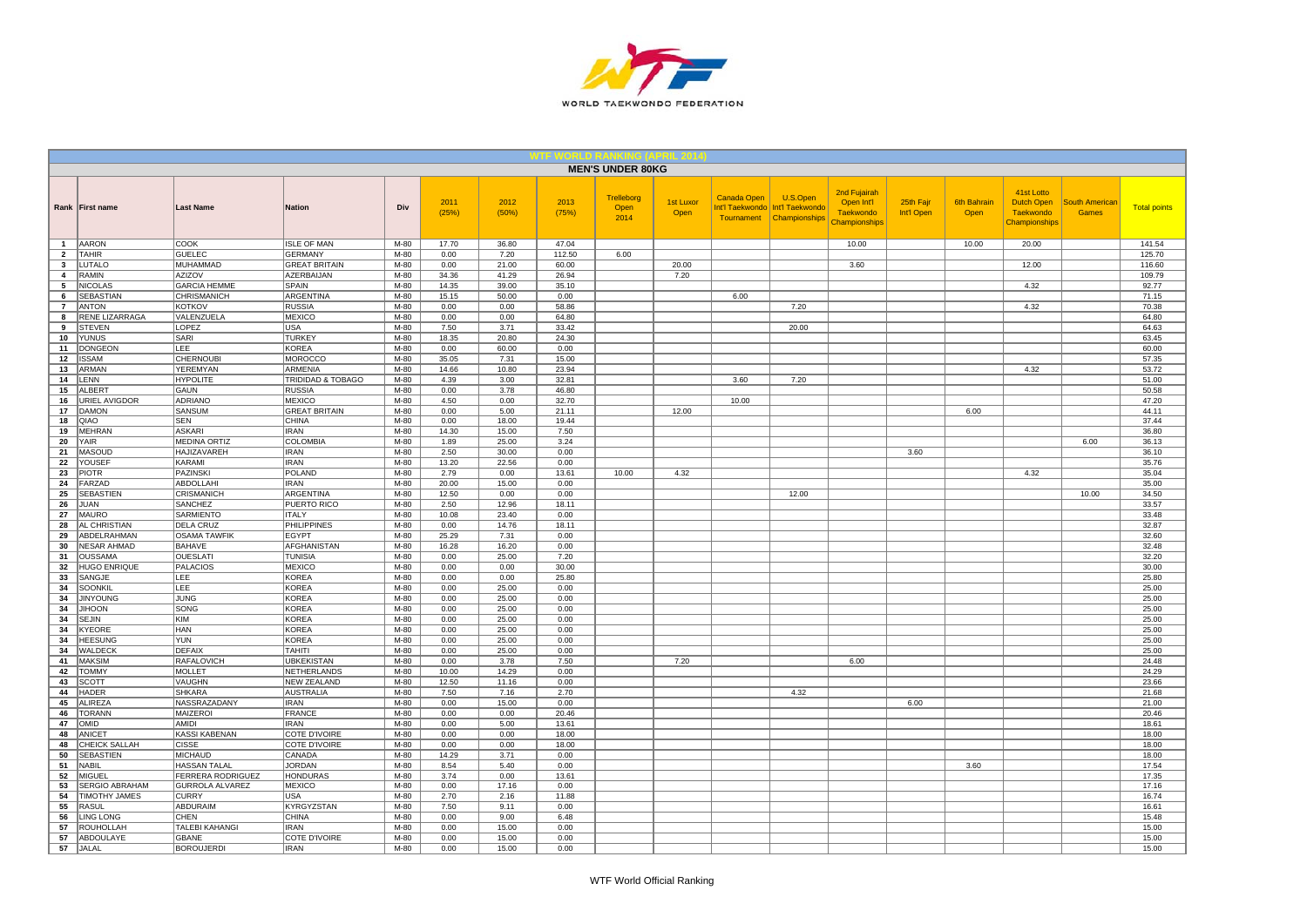WORLD TAEKWONDO FEDERATION

## WTF WORLD RANKING (APRIL 2014)

### MEN'S UNDER 80KG

| Rank | First name | Last Name | Nation | Div | 2011 (25%) | 2012 (50%) | 2013 (75%) | Trelleborg Open 2014 | 1st Luxor Open | Canada Open Int'l Taekwondo Tournament | U.S.Open Int'l Taekwondo Championships | 2nd Fujairah Open Int'l Taekwondo Championships | 25th Fajr Int'l Open | 6th Bahrain Open | 41st Lotto Dutch Open Taekwondo Championships | South American Games | Total points |
|---|---|---|---|---|---|---|---|---|---|---|---|---|---|---|---|---|---|
| 1 | AARON | COOK | ISLE OF MAN | M-80 | 17.70 | 36.80 | 47.04 | | | | | 10.00 | | 10.00 | 20.00 | | 141.54 |
| 2 | TAHIR | GUELEC | GERMANY | M-80 | 0.00 | 7.20 | 112.50 | 6.00 | | | | | | | | | 125.70 |
| 3 | LUTALO | MUHAMMAD | GREAT BRITAIN | M-80 | 0.00 | 21.00 | 60.00 | | 20.00 | | | 3.60 | | | 12.00 | | 116.60 |
| 4 | RAMIN | AZIZOV | AZERBAIJAN | M-80 | 34.36 | 41.29 | 26.94 | | 7.20 | | | | | | | | 109.79 |
| 5 | NICOLAS | GARCIA HEMME | SPAIN | M-80 | 14.35 | 39.00 | 35.10 | | | | | | | | 4.32 | | 92.77 |
| 6 | SEBASTIAN | CHRISMANICH | ARGENTINA | M-80 | 15.15 | 50.00 | 0.00 | | | 6.00 | | | | | | | 71.15 |
| 7 | ANTON | KOTKOV | RUSSIA | M-80 | 0.00 | 0.00 | 58.86 | | | | 7.20 | | | | 4.32 | | 70.38 |
| 8 | RENE LIZARRAGA | VALENZUELA | MEXICO | M-80 | 0.00 | 0.00 | 64.80 | | | | | | | | | | 64.80 |
| 9 | STEVEN | LOPEZ | USA | M-80 | 7.50 | 3.71 | 33.42 | | | | 20.00 | | | | | | 64.63 |
| 10 | YUNUS | SARI | TURKEY | M-80 | 18.35 | 20.80 | 24.30 | | | | | | | | | | 63.45 |
| 11 | DONGEON | LEE | KOREA | M-80 | 0.00 | 60.00 | 0.00 | | | | | | | | | | 60.00 |
| 12 | ISSAM | CHERNOUBI | MOROCCO | M-80 | 35.05 | 7.31 | 15.00 | | | | | | | | | | 57.35 |
| 13 | ARMAN | YEREMYAN | ARMENIA | M-80 | 14.66 | 10.80 | 23.94 | | | | | | | | 4.32 | | 53.72 |
| 14 | LENN | HYPOLITE | TRIDIDAD & TOBAGO | M-80 | 4.39 | 3.00 | 32.81 | | | 3.60 | 7.20 | | | | | | 51.00 |
| 15 | ALBERT | GAUN | RUSSIA | M-80 | 0.00 | 3.78 | 46.80 | | | | | | | | | | 50.58 |
| 16 | URIEL AVIGDOR | ADRIANO | MEXICO | M-80 | 4.50 | 0.00 | 32.70 | | | 10.00 | | | | | | | 47.20 |
| 17 | DAMON | SANSUM | GREAT BRITAIN | M-80 | 0.00 | 5.00 | 21.11 | | 12.00 | | | | | 6.00 | | | 44.11 |
| 18 | QIAO | SEN | CHINA | M-80 | 0.00 | 18.00 | 19.44 | | | | | | | | | | 37.44 |
| 19 | MEHRAN | ASKARI | IRAN | M-80 | 14.30 | 15.00 | 7.50 | | | | | | | | | | 36.80 |
| 20 | YAIR | MEDINA ORTIZ | COLOMBIA | M-80 | 1.89 | 25.00 | 3.24 | | | | | | | | | 6.00 | 36.13 |
| 21 | MASOUD | HAJIZAVAREH | IRAN | M-80 | 2.50 | 30.00 | 0.00 | | | | | | 3.60 | | | | 36.10 |
| 22 | YOUSEF | KARAMI | IRAN | M-80 | 13.20 | 22.56 | 0.00 | | | | | | | | | | 35.76 |
| 23 | PIOTR | PAZINSKI | POLAND | M-80 | 2.79 | 0.00 | 13.61 | 10.00 | 4.32 | | | | | | 4.32 | | 35.04 |
| 24 | FARZAD | ABDOLLAHI | IRAN | M-80 | 20.00 | 15.00 | 0.00 | | | | | | | | | | 35.00 |
| 25 | SEBASTIEN | CRISMANICH | ARGENTINA | M-80 | 12.50 | 0.00 | 0.00 | | | | 12.00 | | | | | 10.00 | 34.50 |
| 26 | JUAN | SANCHEZ | PUERTO RICO | M-80 | 2.50 | 12.96 | 18.11 | | | | | | | | | | 33.57 |
| 27 | MAURO | SARMIENTO | ITALY | M-80 | 10.08 | 23.40 | 0.00 | | | | | | | | | | 33.48 |
| 28 | AL CHRISTIAN | DELA CRUZ | PHILIPPINES | M-80 | 0.00 | 14.76 | 18.11 | | | | | | | | | | 32.87 |
| 29 | ABDELRAHMAN | OSAMA TAWFIK | EGYPT | M-80 | 25.29 | 7.31 | 0.00 | | | | | | | | | | 32.60 |
| 30 | NESAR AHMAD | BAHAVE | AFGHANISTAN | M-80 | 16.28 | 16.20 | 0.00 | | | | | | | | | | 32.48 |
| 31 | OUSSAMA | OUESLATI | TUNISIA | M-80 | 0.00 | 25.00 | 7.20 | | | | | | | | | | 32.20 |
| 32 | HUGO ENRIQUE | PALACIOS | MEXICO | M-80 | 0.00 | 0.00 | 30.00 | | | | | | | | | | 30.00 |
| 33 | SANGJE | LEE | KOREA | M-80 | 0.00 | 0.00 | 25.80 | | | | | | | | | | 25.80 |
| 34 | SOONKIL | LEE | KOREA | M-80 | 0.00 | 25.00 | 0.00 | | | | | | | | | | 25.00 |
| 34 | JINYOUNG | JUNG | KOREA | M-80 | 0.00 | 25.00 | 0.00 | | | | | | | | | | 25.00 |
| 34 | JIHOON | SONG | KOREA | M-80 | 0.00 | 25.00 | 0.00 | | | | | | | | | | 25.00 |
| 34 | SEJIN | KIM | KOREA | M-80 | 0.00 | 25.00 | 0.00 | | | | | | | | | | 25.00 |
| 34 | KYEORE | HAN | KOREA | M-80 | 0.00 | 25.00 | 0.00 | | | | | | | | | | 25.00 |
| 34 | HEESUNG | YUN | KOREA | M-80 | 0.00 | 25.00 | 0.00 | | | | | | | | | | 25.00 |
| 34 | WALDECK | DEFAIX | TAHITI | M-80 | 0.00 | 25.00 | 0.00 | | | | | | | | | | 25.00 |
| 41 | MAKSIM | RAFALOVICH | UBKEKISTAN | M-80 | 0.00 | 3.78 | 7.50 | | 7.20 | | | 6.00 | | | | | 24.48 |
| 42 | TOMMY | MOLLET | NETHERLANDS | M-80 | 10.00 | 14.29 | 0.00 | | | | | | | | | | 24.29 |
| 43 | SCOTT | VAUGHN | NEW ZEALAND | M-80 | 12.50 | 11.16 | 0.00 | | | | | | | | | | 23.66 |
| 44 | HADER | SHKARA | AUSTRALIA | M-80 | 7.50 | 7.16 | 2.70 | | | | 4.32 | | | | | | 21.68 |
| 45 | ALIREZA | NASSRAZADANY | IRAN | M-80 | 0.00 | 15.00 | 0.00 | | | | | | 6.00 | | | | 21.00 |
| 46 | TORANN | MAIZEROI | FRANCE | M-80 | 0.00 | 0.00 | 20.46 | | | | | | | | | | 20.46 |
| 47 | OMID | AMIDI | IRAN | M-80 | 0.00 | 5.00 | 13.61 | | | | | | | | | | 18.61 |
| 48 | ANICET | KASSI KABENAN | COTE D'IVOIRE | M-80 | 0.00 | 0.00 | 18.00 | | | | | | | | | | 18.00 |
| 48 | CHEICK SALLAH | CISSE | COTE D'IVOIRE | M-80 | 0.00 | 0.00 | 18.00 | | | | | | | | | | 18.00 |
| 50 | SEBASTIEN | MICHAUD | CANADA | M-80 | 14.29 | 3.71 | 0.00 | | | | | | | | | | 18.00 |
| 51 | NABIL | HASSAN TALAL | JORDAN | M-80 | 8.54 | 5.40 | 0.00 | | | | | | | 3.60 | | | 17.54 |
| 52 | MIGUEL | FERRERA RODRIGUEZ | HONDURAS | M-80 | 3.74 | 0.00 | 13.61 | | | | | | | | | | 17.35 |
| 53 | SERGIO ABRAHAM | GURROLA ALVAREZ | MEXICO | M-80 | 0.00 | 17.16 | 0.00 | | | | | | | | | | 17.16 |
| 54 | TIMOTHY JAMES | CURRY | USA | M-80 | 2.70 | 2.16 | 11.88 | | | | | | | | | | 16.74 |
| 55 | RASUL | ABDURAIM | KYRGYZSTAN | M-80 | 7.50 | 9.11 | 0.00 | | | | | | | | | | 16.61 |
| 56 | LING LONG | CHEN | CHINA | M-80 | 0.00 | 9.00 | 6.48 | | | | | | | | | | 15.48 |
| 57 | ROUHOLLAH | TALEBI KAHANGI | IRAN | M-80 | 0.00 | 15.00 | 0.00 | | | | | | | | | | 15.00 |
| 57 | ABDOULAYE | GBANE | COTE D'IVOIRE | M-80 | 0.00 | 15.00 | 0.00 | | | | | | | | | | 15.00 |
| 57 | JALAL | BOROUJERDI | IRAN | M-80 | 0.00 | 15.00 | 0.00 | | | | | | | | | | 15.00 |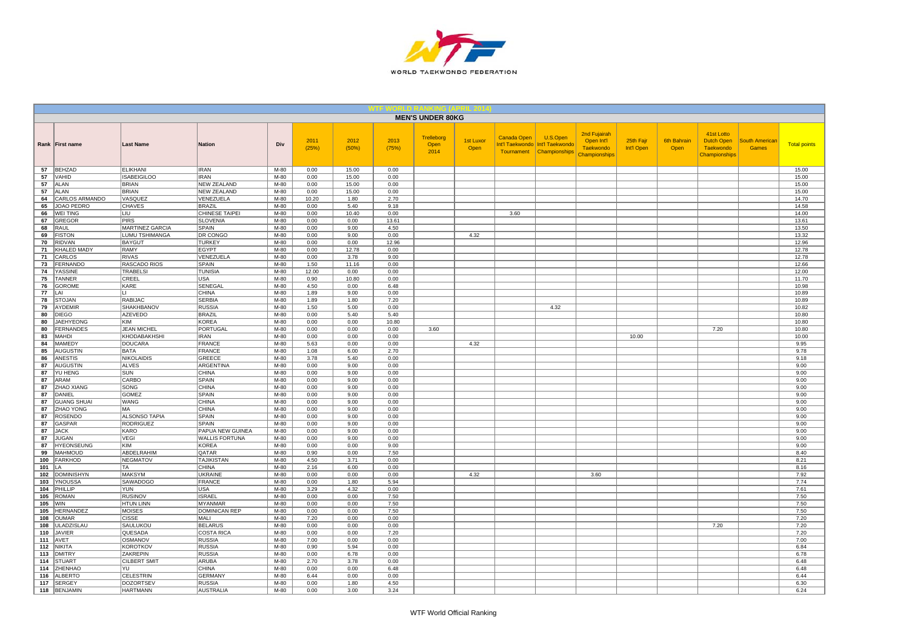WORLD TAEKWONDO FEDERATION

## WTF WORLD RANKING (APRIL 2014)

### MEN'S UNDER 80KG

| Rank | First name | Last Name | Nation | Div | 2011 (25%) | 2012 (50%) | 2013 (75%) | Trelleborg Open 2014 | 1st Luxor Open | Canada Open Int'l Taekwondo Tournament | U.S.Open Int'l Taekwondo Championships | 2nd Fujairah Open Int'l Taekwondo Championships | 25th Fajr Int'l Open | 6th Bahrain Open | 41st Lotto Dutch Open Taekwondo Championships | South American Games | Total points |
|---|---|---|---|---|---|---|---|---|---|---|---|---|---|---|---|---|---|
| 57 | BEHZAD | ELIKHANI | IRAN | M-80 | 0.00 | 15.00 | 0.00 | | | | | | | | | | 15.00 |
| 57 | VAHID | ISABEIGILOO | IRAN | M-80 | 0.00 | 15.00 | 0.00 | | | | | | | | | | 15.00 |
| 57 | ALAN | BRIAN | NEW ZEALAND | M-80 | 0.00 | 15.00 | 0.00 | | | | | | | | | | 15.00 |
| 57 | ALAN | BRIAN | NEW ZEALAND | M-80 | 0.00 | 15.00 | 0.00 | | | | | | | | | | 15.00 |
| 64 | CARLOS ARMANDO | VASQUEZ | VENEZUELA | M-80 | 10.20 | 1.80 | 2.70 | | | | | | | | | | 14.70 |
| 65 | JOAO PEDRO | CHAVES | BRAZIL | M-80 | 0.00 | 5.40 | 9.18 | | | | | | | | | | 14.58 |
| 66 | WEI TING | LIU | CHINESE TAIPEI | M-80 | 0.00 | 10.40 | 0.00 | | | 3.60 | | | | | | | 14.00 |
| 67 | GREGOR | PIRS | SLOVENIA | M-80 | 0.00 | 0.00 | 13.61 | | | | | | | | | | 13.61 |
| 68 | RAUL | MARTINEZ GARCIA | SPAIN | M-80 | 0.00 | 9.00 | 4.50 | | | | | | | | | | 13.50 |
| 69 | FISTON | LUMU TSHIMANGA | DR CONGO | M-80 | 0.00 | 9.00 | 0.00 | | 4.32 | | | | | | | | 13.32 |
| 70 | RIDVAN | BAYGUT | TURKEY | M-80 | 0.00 | 0.00 | 12.96 | | | | | | | | | | 12.96 |
| 71 | KHALED MADY | RAMY | EGYPT | M-80 | 0.00 | 12.78 | 0.00 | | | | | | | | | | 12.78 |
| 71 | CARLOS | RIVAS | VENEZUELA | M-80 | 0.00 | 3.78 | 9.00 | | | | | | | | | | 12.78 |
| 73 | FERNANDO | RASCADO RIOS | SPAIN | M-80 | 1.50 | 11.16 | 0.00 | | | | | | | | | | 12.66 |
| 74 | YASSINE | TRABELSI | TUNISIA | M-80 | 12.00 | 0.00 | 0.00 | | | | | | | | | | 12.00 |
| 75 | TANNER | CREEL | USA | M-80 | 0.90 | 10.80 | 0.00 | | | | | | | | | | 11.70 |
| 76 | GOROME | KARE | SENEGAL | M-80 | 4.50 | 0.00 | 6.48 | | | | | | | | | | 10.98 |
| 77 | LAI | LI | CHINA | M-80 | 1.89 | 9.00 | 0.00 | | | | | | | | | | 10.89 |
| 78 | STOJAN | RABIJAC | SERBIA | M-80 | 1.89 | 1.80 | 7.20 | | | | | | | | | | 10.89 |
| 79 | AYDEMIR | SHAKHBANOV | RUSSIA | M-80 | 1.50 | 5.00 | 0.00 | | | | 4.32 | | | | | | 10.82 |
| 80 | DIEGO | AZEVEDO | BRAZIL | M-80 | 0.00 | 5.40 | 5.40 | | | | | | | | | | 10.80 |
| 80 | JAEHYEONG | KIM | KOREA | M-80 | 0.00 | 0.00 | 10.80 | | | | | | | | | | 10.80 |
| 80 | FERNANDES | JEAN MICHEL | PORTUGAL | M-80 | 0.00 | 0.00 | 0.00 | 3.60 | | | | | | | 7.20 | | 10.80 |
| 83 | MAHDI | KHODABAKHSHI | IRAN | M-80 | 0.00 | 0.00 | 0.00 | | | | | | 10.00 | | | | 10.00 |
| 84 | MAMEDY | DOUCARA | FRANCE | M-80 | 5.63 | 0.00 | 0.00 | | 4.32 | | | | | | | | 9.95 |
| 85 | AUGUSTIN | BATA | FRANCE | M-80 | 1.08 | 6.00 | 2.70 | | | | | | | | | | 9.78 |
| 86 | ANESTIS | NIKOLAIDIS | GREECE | M-80 | 3.78 | 5.40 | 0.00 | | | | | | | | | | 9.18 |
| 87 | AUGUSTIN | ALVES | ARGENTINA | M-80 | 0.00 | 9.00 | 0.00 | | | | | | | | | | 9.00 |
| 87 | YU HENG | SUN | CHINA | M-80 | 0.00 | 9.00 | 0.00 | | | | | | | | | | 9.00 |
| 87 | ARAM | CARBO | SPAIN | M-80 | 0.00 | 9.00 | 0.00 | | | | | | | | | | 9.00 |
| 87 | ZHAO XIANG | SONG | CHINA | M-80 | 0.00 | 9.00 | 0.00 | | | | | | | | | | 9.00 |
| 87 | DANIEL | GOMEZ | SPAIN | M-80 | 0.00 | 9.00 | 0.00 | | | | | | | | | | 9.00 |
| 87 | GUANG SHUAI | WANG | CHINA | M-80 | 0.00 | 9.00 | 0.00 | | | | | | | | | | 9.00 |
| 87 | ZHAO YONG | MA | CHINA | M-80 | 0.00 | 9.00 | 0.00 | | | | | | | | | | 9.00 |
| 87 | ROSENDO | ALSONSO TAPIA | SPAIN | M-80 | 0.00 | 9.00 | 0.00 | | | | | | | | | | 9.00 |
| 87 | GASPAR | RODRIGUEZ | SPAIN | M-80 | 0.00 | 9.00 | 0.00 | | | | | | | | | | 9.00 |
| 87 | JACK | KARO | PAPUA NEW GUINEA | M-80 | 0.00 | 9.00 | 0.00 | | | | | | | | | | 9.00 |
| 87 | JUGAN | VEGI | WALLIS FORTUNA | M-80 | 0.00 | 9.00 | 0.00 | | | | | | | | | | 9.00 |
| 87 | HYEONSEUNG | KIM | KOREA | M-80 | 0.00 | 0.00 | 9.00 | | | | | | | | | | 9.00 |
| 99 | MAHMOUD | ABDELRAHIM | QATAR | M-80 | 0.90 | 0.00 | 7.50 | | | | | | | | | | 8.40 |
| 100 | FARKHOD | NEGMATOV | TAJIKISTAN | M-80 | 4.50 | 3.71 | 0.00 | | | | | | | | | | 8.21 |
| 101 | LA | TA | CHINA | M-80 | 2.16 | 6.00 | 0.00 | | | | | | | | | | 8.16 |
| 102 | DOMINISHYN | MAKSYM | UKRAINE | M-80 | 0.00 | 0.00 | 0.00 | | 4.32 | | | 3.60 | | | | | 7.92 |
| 103 | YNOUSSA | SAWADOGO | FRANCE | M-80 | 0.00 | 1.80 | 5.94 | | | | | | | | | | 7.74 |
| 104 | PHILLIP | YUN | USA | M-80 | 3.29 | 4.32 | 0.00 | | | | | | | | | | 7.61 |
| 105 | ROMAN | RUSINOV | ISRAEL | M-80 | 0.00 | 0.00 | 7.50 | | | | | | | | | | 7.50 |
| 105 | WIN | HTUN LINN | MYANMAR | M-80 | 0.00 | 0.00 | 7.50 | | | | | | | | | | 7.50 |
| 105 | HERNANDEZ | MOISES | DOMINICAN REP | M-80 | 0.00 | 0.00 | 7.50 | | | | | | | | | | 7.50 |
| 108 | OUMAR | CISSE | MALI | M-80 | 7.20 | 0.00 | 0.00 | | | | | | | | | | 7.20 |
| 108 | ULADZISLAU | SAULUKOU | BELARUS | M-80 | 0.00 | 0.00 | 0.00 | | | | | | | | 7.20 | | 7.20 |
| 110 | JAVIER | QUESADA | COSTA RICA | M-80 | 0.00 | 0.00 | 7.20 | | | | | | | | | | 7.20 |
| 111 | AVET | OSMANOV | RUSSIA | M-80 | 7.00 | 0.00 | 0.00 | | | | | | | | | | 7.00 |
| 112 | NIKITA | KOROTKOV | RUSSIA | M-80 | 0.90 | 5.94 | 0.00 | | | | | | | | | | 6.84 |
| 113 | DMITRY | ZAKREPIN | RUSSIA | M-80 | 0.00 | 6.78 | 0.00 | | | | | | | | | | 6.78 |
| 114 | STUART | CILBERT SMIT | ARUBA | M-80 | 2.70 | 3.78 | 0.00 | | | | | | | | | | 6.48 |
| 114 | ZHENHAO | YU | CHINA | M-80 | 0.00 | 0.00 | 6.48 | | | | | | | | | | 6.48 |
| 116 | ALBERTO | CELESTRIN | GERMANY | M-80 | 6.44 | 0.00 | 0.00 | | | | | | | | | | 6.44 |
| 117 | SERGEY | DOZORTSEV | RUSSIA | M-80 | 0.00 | 1.80 | 4.50 | | | | | | | | | | 6.30 |
| 118 | BENJAMIN | HARTMANN | AUSTRALIA | M-80 | 0.00 | 3.00 | 3.24 | | | | | | | | | | 6.24 |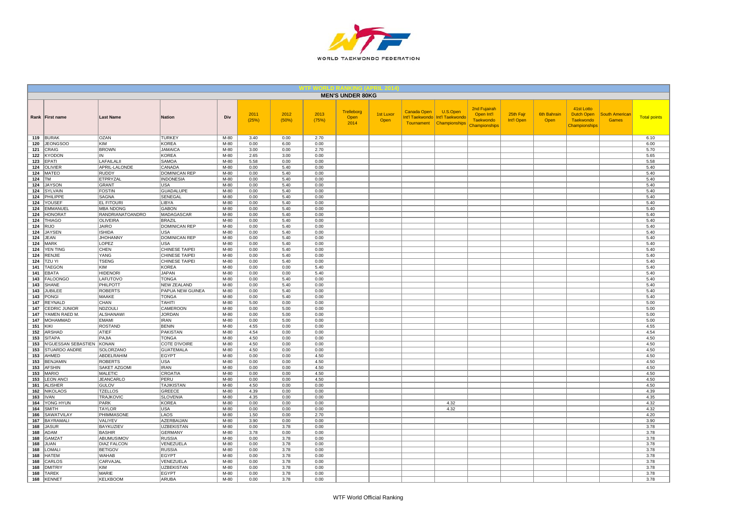## WTF WORLD RANKING (APRIL 2014)

### MEN'S UNDER 80KG

| Rank | First name | Last Name | Nation | Div | 2011 (25%) | 2012 (50%) | 2013 (75%) | Trelleborg Open 2014 | 1st Luxor Open | Canada Open Int'l Taekwondo Tournament | U.S.Open Int'l Taekwondo Championships | 2nd Fujairah Open Int'l Taekwondo Championships | 25th Fajr Int'l Open | 6th Bahrain Open | 41st Lotto Dutch Open Taekwondo Championships | South American Games | Total points |
|---|---|---|---|---|---|---|---|---|---|---|---|---|---|---|---|---|---|
| 119 | BURAK | OZAN | TURKEY | M-80 | 3.40 | 0.00 | 2.70 | | | | | | | | | | 6.10 |
| 120 | JEONGSOO | KIM | KOREA | M-80 | 0.00 | 6.00 | 0.00 | | | | | | | | | | 6.00 |
| 121 | CRAIG | BROWN | JAMAICA | M-80 | 3.00 | 0.00 | 2.70 | | | | | | | | | | 5.70 |
| 122 | KYODON | IN | KOREA | M-80 | 2.65 | 3.00 | 0.00 | | | | | | | | | | 5.65 |
| 123 | EPATI | LAFAILALII | SAMOA | M-80 | 5.58 | 0.00 | 0.00 | | | | | | | | | | 5.58 |
| 124 | OLIVIER | APRIL-LALONDE | CANADA | M-80 | 0.00 | 5.40 | 0.00 | | | | | | | | | | 5.40 |
| 124 | MATEO | RUDDY | DOMINICAN REP | M-80 | 0.00 | 5.40 | 0.00 | | | | | | | | | | 5.40 |
| 124 | TM | ETPRYZAL | INDONESIA | M-80 | 0.00 | 5.40 | 0.00 | | | | | | | | | | 5.40 |
| 124 | JAYSON | GRANT | USA | M-80 | 0.00 | 5.40 | 0.00 | | | | | | | | | | 5.40 |
| 124 | SYLVAIN | FOSTIN | GUADALUPE | M-80 | 0.00 | 5.40 | 0.00 | | | | | | | | | | 5.40 |
| 124 | PHILIPPE | SAGNA | SENEGAL | M-80 | 0.00 | 5.40 | 0.00 | | | | | | | | | | 5.40 |
| 124 | YOUSEF | EL FITOURI | LIBYA | M-80 | 0.00 | 5.40 | 0.00 | | | | | | | | | | 5.40 |
| 124 | EMMANUEL | MBA NDONG | GABON | M-80 | 0.00 | 5.40 | 0.00 | | | | | | | | | | 5.40 |
| 124 | HONORAT | RANDRIANATOANDRO | MADAGASCAR | M-80 | 0.00 | 5.40 | 0.00 | | | | | | | | | | 5.40 |
| 124 | THIAGO | OLIVEIRA | BRAZIL | M-80 | 0.00 | 5.40 | 0.00 | | | | | | | | | | 5.40 |
| 124 | RIJO | JAIRO | DOMINICAN REP | M-80 | 0.00 | 5.40 | 0.00 | | | | | | | | | | 5.40 |
| 124 | JAYSEN | ISHIDA | USA | M-80 | 0.00 | 5.40 | 0.00 | | | | | | | | | | 5.40 |
| 124 | JEAN | JHOHANNY | DOMINICAN REP | M-80 | 0.00 | 5.40 | 0.00 | | | | | | | | | | 5.40 |
| 124 | MARK | LOPEZ | USA | M-80 | 0.00 | 5.40 | 0.00 | | | | | | | | | | 5.40 |
| 124 | YEN TING | CHEN | CHINESE TAIPEI | M-80 | 0.00 | 5.40 | 0.00 | | | | | | | | | | 5.40 |
| 124 | RENJIE | YANG | CHINESE TAIPEI | M-80 | 0.00 | 5.40 | 0.00 | | | | | | | | | | 5.40 |
| 124 | TZU YI | TSENG | CHINESE TAIPEI | M-80 | 0.00 | 5.40 | 0.00 | | | | | | | | | | 5.40 |
| 141 | TAEGON | KIM | KOREA | M-80 | 0.00 | 0.00 | 5.40 | | | | | | | | | | 5.40 |
| 141 | EBATA | HIDENORI | JAPAN | M-80 | 0.00 | 0.00 | 5.40 | | | | | | | | | | 5.40 |
| 143 | FALOONGO | LAFUTOVO | TONGA | M-80 | 0.00 | 5.40 | 0.00 | | | | | | | | | | 5.40 |
| 143 | SHANE | PHILPOTT | NEW ZEALAND | M-80 | 0.00 | 5.40 | 0.00 | | | | | | | | | | 5.40 |
| 143 | JUBILEE | ROBERTS | PAPUA NEW GUINEA | M-80 | 0.00 | 5.40 | 0.00 | | | | | | | | | | 5.40 |
| 143 | PONGI | MAAKE | TONGA | M-80 | 0.00 | 5.40 | 0.00 | | | | | | | | | | 5.40 |
| 147 | REYNALD | CHAN | TAHITI | M-80 | 5.00 | 0.00 | 0.00 | | | | | | | | | | 5.00 |
| 147 | CEDRIC JUNIOR | NDZOULI | CAMEROON | M-80 | 0.00 | 5.00 | 0.00 | | | | | | | | | | 5.00 |
| 147 | YAMEN RAED M. | ALSHANAWI | JORDAN | M-80 | 0.00 | 5.00 | 0.00 | | | | | | | | | | 5.00 |
| 147 | MOHAMMAD | EMAMI | IRAN | M-80 | 0.00 | 5.00 | 0.00 | | | | | | | | | | 5.00 |
| 151 | KIKI | ROSTAND | BENIN | M-80 | 4.55 | 0.00 | 0.00 | | | | | | | | | | 4.55 |
| 152 | ARSHAD | ATIEF | PAKISTAN | M-80 | 4.54 | 0.00 | 0.00 | | | | | | | | | | 4.54 |
| 153 | SITAPA | PAJIA | TONGA | M-80 | 4.50 | 0.00 | 0.00 | | | | | | | | | | 4.50 |
| 153 | N'GUESSAN SEBASTIEN | KONAN | COTE D'IVOIRE | M-80 | 4.50 | 0.00 | 0.00 | | | | | | | | | | 4.50 |
| 153 | STUARDO ANDRE | SOLORZANO | GUATEMALA | M-80 | 4.50 | 0.00 | 0.00 | | | | | | | | | | 4.50 |
| 153 | AHMED | ABDELRAHIM | EGYPT | M-80 | 0.00 | 0.00 | 4.50 | | | | | | | | | | 4.50 |
| 153 | BENJAMIN | ROBERTS | USA | M-80 | 0.00 | 0.00 | 4.50 | | | | | | | | | | 4.50 |
| 153 | AFSHIN | SAKET AZGOMI | IRAN | M-80 | 0.00 | 0.00 | 4.50 | | | | | | | | | | 4.50 |
| 153 | MARIO | MALETIC | CROATIA | M-80 | 0.00 | 0.00 | 4.50 | | | | | | | | | | 4.50 |
| 153 | LEON ANCI | JEANCARLO | PERU | M-80 | 0.00 | 0.00 | 4.50 | | | | | | | | | | 4.50 |
| 161 | ALISHER | GULOV | TAJIKISTAN | M-80 | 4.50 | 0.00 | 0.00 | | | | | | | | | | 4.50 |
| 162 | NIKOLAOS | TZELLOS | GREECE | M-80 | 4.39 | 0.00 | 0.00 | | | | | | | | | | 4.39 |
| 163 | IVAN | TRAJKOVIC | SLOVENIA | M-80 | 4.35 | 0.00 | 0.00 | | | | | | | | | | 4.35 |
| 164 | YONG HYUN | PARK | KOREA | M-80 | 0.00 | 0.00 | 0.00 | | | | 4.32 | | | | | | 4.32 |
| 164 | SMITH | TAYLOR | USA | M-80 | 0.00 | 0.00 | 0.00 | | | | 4.32 | | | | | | 4.32 |
| 166 | SAWATVILAY | PHIMMASONE | LAOS | M-80 | 1.50 | 0.00 | 2.70 | | | | | | | | | | 4.20 |
| 167 | BAYRAMALI | VALIYEV | AZERBAIJAN | M-80 | 3.90 | 0.00 | 0.00 | | | | | | | | | | 3.90 |
| 168 | JASUR | BAYKUZIEV | UZBEKISTAN | M-80 | 0.00 | 3.78 | 0.00 | | | | | | | | | | 3.78 |
| 168 | ADAM | BASHIR | GERMANY | M-80 | 3.78 | 0.00 | 0.00 | | | | | | | | | | 3.78 |
| 168 | GAMZAT | ABUMUSIMOV | RUSSIA | M-80 | 0.00 | 3.78 | 0.00 | | | | | | | | | | 3.78 |
| 168 | JUAN | DIAZ FALCON | VENEZUELA | M-80 | 0.00 | 3.78 | 0.00 | | | | | | | | | | 3.78 |
| 168 | LOMALI | BETIGOV | RUSSIA | M-80 | 0.00 | 3.78 | 0.00 | | | | | | | | | | 3.78 |
| 168 | HATEM | WAHAB | EGYPT | M-80 | 0.00 | 3.78 | 0.00 | | | | | | | | | | 3.78 |
| 168 | CARLOS | CARVAJAL | VENEZUELA | M-80 | 0.00 | 3.78 | 0.00 | | | | | | | | | | 3.78 |
| 168 | DMITRIY | KIM | UZBEKISTAN | M-80 | 0.00 | 3.78 | 0.00 | | | | | | | | | | 3.78 |
| 168 | TAREK | MARIE | EGYPT | M-80 | 0.00 | 3.78 | 0.00 | | | | | | | | | | 3.78 |
| 168 | KENNET | KELKBOOM | ARUBA | M-80 | 0.00 | 3.78 | 0.00 | | | | | | | | | | 3.78 |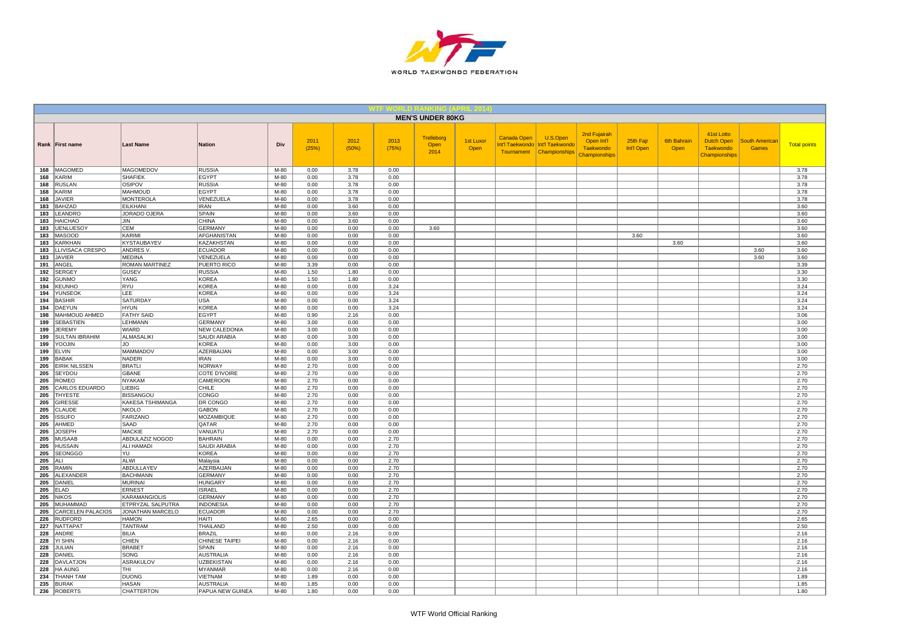## WTF WORLD RANKING (APRIL 2014)

### MEN'S UNDER 80KG

| Rank | First name | Last Name | Nation | Div | 2011 (25%) | 2012 (50%) | 2013 (75%) | Trelleborg Open 2014 | 1st Luxor Open | Canada Open Int'l Taekwondo Tournament | U.S.Open Int'l Taekwondo Championships | 2nd Fujairah Open Int'l Taekwondo Championships | 25th Fajr Int'l Open | 6th Bahrain Open | 41st Lotto Dutch Open Taekwondo Championships | South American Games | Total points |
|---|---|---|---|---|---|---|---|---|---|---|---|---|---|---|---|---|---|
| 168 | MAGOMED | MAGOMEDOV | RUSSIA | M-80 | 0.00 | 3.78 | 0.00 | | | | | | | | | | 3.78 |
| 168 | KARIM | SHAFIEK | EGYPT | M-80 | 0.00 | 3.78 | 0.00 | | | | | | | | | | 3.78 |
| 168 | RUSLAN | OSIPOV | RUSSIA | M-80 | 0.00 | 3.78 | 0.00 | | | | | | | | | | 3.78 |
| 168 | KARIM | MAHMOUD | EGYPT | M-80 | 0.00 | 3.78 | 0.00 | | | | | | | | | | 3.78 |
| 168 | JAVIER | MONTEROLA | VENEZUELA | M-80 | 0.00 | 3.78 | 0.00 | | | | | | | | | | 3.78 |
| 183 | BAHZAD | EILKHANI | IRAN | M-80 | 0.00 | 3.60 | 0.00 | | | | | | | | | | 3.60 |
| 183 | LEANDRO | JORADO OJERA | SPAIN | M-80 | 0.00 | 3.60 | 0.00 | | | | | | | | | | 3.60 |
| 183 | HAICHAO | JIN | CHINA | M-80 | 0.00 | 3.60 | 0.00 | | | | | | | | | | 3.60 |
| 183 | UENLUESOY | CEM | GERMANY | M-80 | 0.00 | 0.00 | 0.00 | 3.60 | | | | | | | | | 3.60 |
| 183 | MASOOD | KARIMI | AFGHANISTAN | M-80 | 0.00 | 0.00 | 0.00 | | | | | | 3.60 | | | | 3.60 |
| 183 | KARKHAN | KYSTAUBAYEV | KAZAKHSTAN | M-80 | 0.00 | 0.00 | 0.00 | | | | | | | 3.60 | | | 3.60 |
| 183 | LLIVISACA CRESPO | ANDRES V. | ECUADOR | M-80 | 0.00 | 0.00 | 0.00 | | | | | | | | | 3.60 | 3.60 |
| 183 | JAVIER | MEDINA | VENEZUELA | M-80 | 0.00 | 0.00 | 0.00 | | | | | | | | | 3.60 | 3.60 |
| 191 | ANGEL | ROMAN MARTINEZ | PUERTO RICO | M-80 | 3.39 | 0.00 | 0.00 | | | | | | | | | | 3.39 |
| 192 | SERGEY | GUSEV | RUSSIA | M-80 | 1.50 | 1.80 | 0.00 | | | | | | | | | | 3.30 |
| 192 | GUNMO | YANG | KOREA | M-80 | 1.50 | 1.80 | 0.00 | | | | | | | | | | 3.30 |
| 194 | KEUNHO | RYU | KOREA | M-80 | 0.00 | 0.00 | 3.24 | | | | | | | | | | 3.24 |
| 194 | YUNSEOK | LEE | KOREA | M-80 | 0.00 | 0.00 | 3.24 | | | | | | | | | | 3.24 |
| 194 | BASHIR | SATURDAY | USA | M-80 | 0.00 | 0.00 | 3.24 | | | | | | | | | | 3.24 |
| 194 | DAEYUN | HYUN | KOREA | M-80 | 0.00 | 0.00 | 3.24 | | | | | | | | | | 3.24 |
| 198 | MAHMOUD AHMED | FATHY SAID | EGYPT | M-80 | 0.90 | 2.16 | 0.00 | | | | | | | | | | 3.06 |
| 199 | SEBASTIEN | LEHMANN | GERMANY | M-80 | 3.00 | 0.00 | 0.00 | | | | | | | | | | 3.00 |
| 199 | JEREMY | WIARD | NEW CALEDONIA | M-80 | 3.00 | 0.00 | 0.00 | | | | | | | | | | 3.00 |
| 199 | SULTAN IBRAHIM | ALMASALIKI | SAUDI ARABIA | M-80 | 0.00 | 3.00 | 0.00 | | | | | | | | | | 3.00 |
| 199 | YOOJIN | JO | KOREA | M-80 | 0.00 | 3.00 | 0.00 | | | | | | | | | | 3.00 |
| 199 | ELVIN | MAMMADOV | AZERBAIJAN | M-80 | 0.00 | 3.00 | 0.00 | | | | | | | | | | 3.00 |
| 199 | BABAK | NADERI | IRAN | M-80 | 0.00 | 3.00 | 0.00 | | | | | | | | | | 3.00 |
| 205 | EIRIK NILSSEN | BRATLI | NORWAY | M-80 | 2.70 | 0.00 | 0.00 | | | | | | | | | | 2.70 |
| 205 | SEYDOU | GBANE | COTE D'IVOIRE | M-80 | 2.70 | 0.00 | 0.00 | | | | | | | | | | 2.70 |
| 205 | ROMEO | NYAKAM | CAMEROON | M-80 | 2.70 | 0.00 | 0.00 | | | | | | | | | | 2.70 |
| 205 | CARLOS EDUARDO | LIEBIG | CHILE | M-80 | 2.70 | 0.00 | 0.00 | | | | | | | | | | 2.70 |
| 205 | THYESTE | BISSANGOU | CONGO | M-80 | 2.70 | 0.00 | 0.00 | | | | | | | | | | 2.70 |
| 205 | GIRESSE | KAKESA TSHIMANGA | DR CONGO | M-80 | 2.70 | 0.00 | 0.00 | | | | | | | | | | 2.70 |
| 205 | CLAUDE | NKOLO | GABON | M-80 | 2.70 | 0.00 | 0.00 | | | | | | | | | | 2.70 |
| 205 | ISSUFO | FARIZANO | MOZAMBIQUE | M-80 | 2.70 | 0.00 | 0.00 | | | | | | | | | | 2.70 |
| 205 | AHMED | SAAD | QATAR | M-80 | 2.70 | 0.00 | 0.00 | | | | | | | | | | 2.70 |
| 205 | JOSEPH | MACKIE | VANUATU | M-80 | 2.70 | 0.00 | 0.00 | | | | | | | | | | 2.70 |
| 205 | MUSAAB | ABDULAZIZ NOGOD | BAHRAIN | M-80 | 0.00 | 0.00 | 2.70 | | | | | | | | | | 2.70 |
| 205 | HUSSAIN | ALI HAMADI | SAUDI ARABIA | M-80 | 0.00 | 0.00 | 2.70 | | | | | | | | | | 2.70 |
| 205 | SEONGGO | YU | KOREA | M-80 | 0.00 | 0.00 | 2.70 | | | | | | | | | | 2.70 |
| 205 | ALI | ALWI | Malaysia | M-80 | 0.00 | 0.00 | 2.70 | | | | | | | | | | 2.70 |
| 205 | RAMIN | ABDULLAYEV | AZERBAIJAN | M-80 | 0.00 | 0.00 | 2.70 | | | | | | | | | | 2.70 |
| 205 | ALEXANDER | BACHMANN | GERMANY | M-80 | 0.00 | 0.00 | 2.70 | | | | | | | | | | 2.70 |
| 205 | DANIEL | MURINAI | HUNGARY | M-80 | 0.00 | 0.00 | 2.70 | | | | | | | | | | 2.70 |
| 205 | ELAD | ERNEST | ISRAEL | M-80 | 0.00 | 0.00 | 2.70 | | | | | | | | | | 2.70 |
| 205 | NIKOS | KARAMANGIOLIS | GERMANY | M-80 | 0.00 | 0.00 | 2.70 | | | | | | | | | | 2.70 |
| 205 | MUHAMMAD | ETPRYZAL SALPUTRA | INDONESIA | M-80 | 0.00 | 0.00 | 2.70 | | | | | | | | | | 2.70 |
| 205 | CARCELEN PALACIOS | JONATHAN MARCELO | ECUADOR | M-80 | 0.00 | 0.00 | 2.70 | | | | | | | | | | 2.70 |
| 226 | RUDFORD | HAMON | HAITI | M-80 | 2.65 | 0.00 | 0.00 | | | | | | | | | | 2.65 |
| 227 | NATTAPAT | TANTRAM | THAILAND | M-80 | 2.50 | 0.00 | 0.00 | | | | | | | | | | 2.50 |
| 228 | ANDRE | BILIA | BRAZIL | M-80 | 0.00 | 2.16 | 0.00 | | | | | | | | | | 2.16 |
| 228 | YI SHIN | CHIEN | CHINESE TAIPEI | M-80 | 0.00 | 2.16 | 0.00 | | | | | | | | | | 2.16 |
| 228 | JULIAN | BRABET | SPAIN | M-80 | 0.00 | 2.16 | 0.00 | | | | | | | | | | 2.16 |
| 228 | DANIEL | SONG | AUSTRALIA | M-80 | 0.00 | 2.16 | 0.00 | | | | | | | | | | 2.16 |
| 228 | DAVLATJON | ASRAKULOV | UZBEKISTAN | M-80 | 0.00 | 2.16 | 0.00 | | | | | | | | | | 2.16 |
| 228 | HA AUNG | THI | MYANMAR | M-80 | 0.00 | 2.16 | 0.00 | | | | | | | | | | 2.16 |
| 234 | THANH TAM | DUONG | VIETNAM | M-80 | 1.89 | 0.00 | 0.00 | | | | | | | | | | 1.89 |
| 235 | BURAK | HASAN | AUSTRALIA | M-80 | 1.85 | 0.00 | 0.00 | | | | | | | | | | 1.85 |
| 236 | ROBERTS | CHATTERTON | PAPUA NEW GUINEA | M-80 | 1.80 | 0.00 | 0.00 | | | | | | | | | | 1.80 |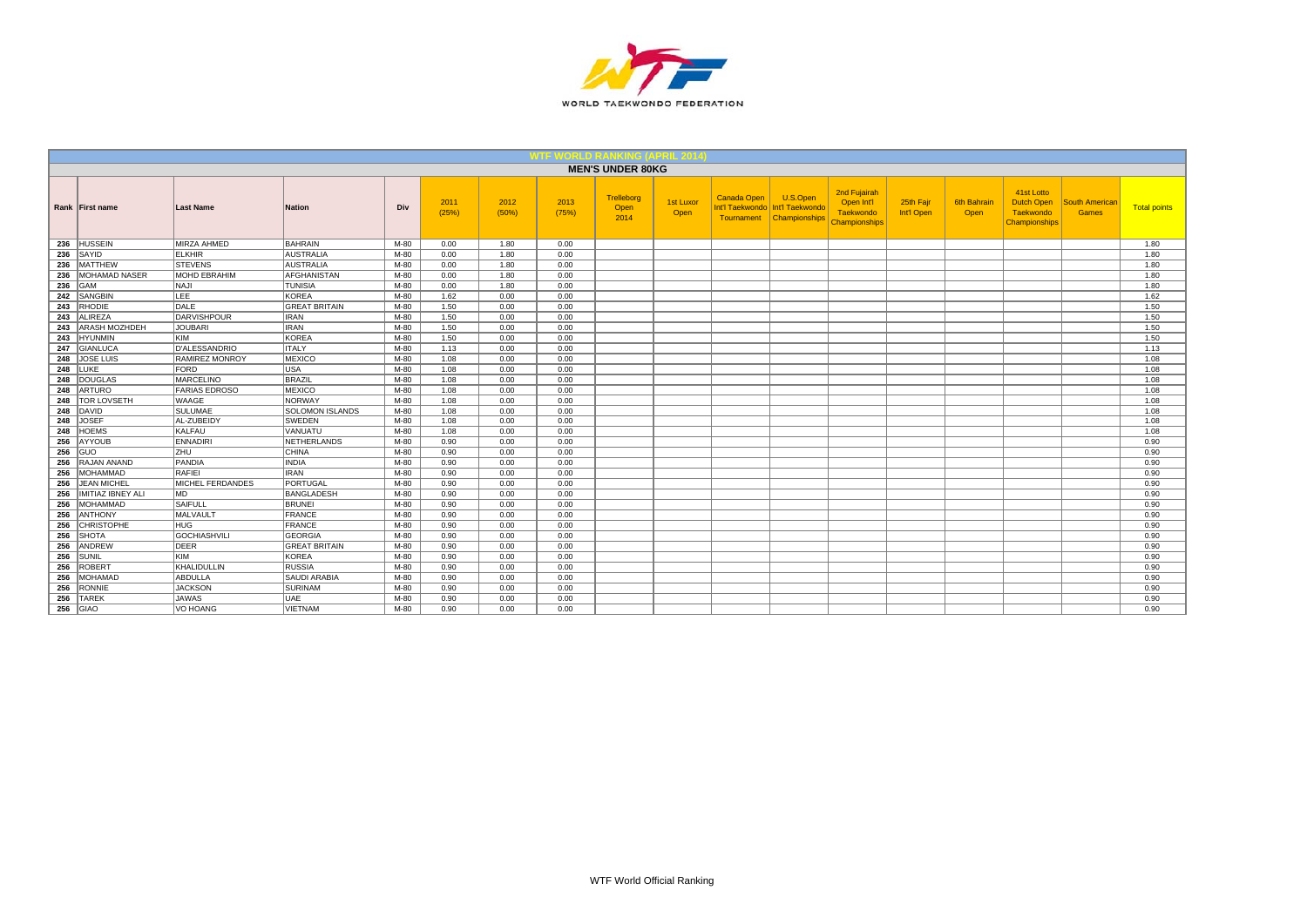## WTF WORLD RANKING (APRIL 2014)

### MEN'S UNDER 80KG

| Rank | First name | Last Name | Nation | Div | 2011 (25%) | 2012 (50%) | 2013 (75%) | Trelleborg Open 2014 | 1st Luxor Open | Canada Open Int'l Taekwondo Tournament | U.S.Open Int'l Taekwondo Championships | 2nd Fujairah Open Int'l Taekwondo Championships | 25th Fajr Int'l Open | 6th Bahrain Open | 41st Lotto Dutch Open Taekwondo Championships | South American Games | Total points |
|---|---|---|---|---|---|---|---|---|---|---|---|---|---|---|---|---|---|
| 236 | HUSSEIN | MIRZA AHMED | BAHRAIN | M-80 | 0.00 | 1.80 | 0.00 | | | | | | | | | | 1.80 |
| 236 | SAYID | ELKHIR | AUSTRALIA | M-80 | 0.00 | 1.80 | 0.00 | | | | | | | | | | 1.80 |
| 236 | MATTHEW | STEVENS | AUSTRALIA | M-80 | 0.00 | 1.80 | 0.00 | | | | | | | | | | 1.80 |
| 236 | MOHAMAD NASER | MOHD EBRAHIM | AFGHANISTAN | M-80 | 0.00 | 1.80 | 0.00 | | | | | | | | | | 1.80 |
| 236 | GAM | NAJI | TUNISIA | M-80 | 0.00 | 1.80 | 0.00 | | | | | | | | | | 1.80 |
| 242 | SANGBIN | LEE | KOREA | M-80 | 1.62 | 0.00 | 0.00 | | | | | | | | | | 1.62 |
| 243 | RHODIE | DALE | GREAT BRITAIN | M-80 | 1.50 | 0.00 | 0.00 | | | | | | | | | | 1.50 |
| 243 | ALIREZA | DARVISHPOUR | IRAN | M-80 | 1.50 | 0.00 | 0.00 | | | | | | | | | | 1.50 |
| 243 | ARASH MOZHDEH | JOUBARI | IRAN | M-80 | 1.50 | 0.00 | 0.00 | | | | | | | | | | 1.50 |
| 243 | HYUNMIN | KIM | KOREA | M-80 | 1.50 | 0.00 | 0.00 | | | | | | | | | | 1.50 |
| 247 | GIANLUCA | D'ALESSANDRIO | ITALY | M-80 | 1.13 | 0.00 | 0.00 | | | | | | | | | | 1.13 |
| 248 | JOSE LUIS | RAMIREZ MONROY | MEXICO | M-80 | 1.08 | 0.00 | 0.00 | | | | | | | | | | 1.08 |
| 248 | LUKE | FORD | USA | M-80 | 1.08 | 0.00 | 0.00 | | | | | | | | | | 1.08 |
| 248 | DOUGLAS | MARCELINO | BRAZIL | M-80 | 1.08 | 0.00 | 0.00 | | | | | | | | | | 1.08 |
| 248 | ARTURO | FARIAS EDROSO | MEXICO | M-80 | 1.08 | 0.00 | 0.00 | | | | | | | | | | 1.08 |
| 248 | TOR LOVSETH | WAAGE | NORWAY | M-80 | 1.08 | 0.00 | 0.00 | | | | | | | | | | 1.08 |
| 248 | DAVID | SULUMAE | SOLOMON ISLANDS | M-80 | 1.08 | 0.00 | 0.00 | | | | | | | | | | 1.08 |
| 248 | JOSEF | AL-ZUBEIDY | SWEDEN | M-80 | 1.08 | 0.00 | 0.00 | | | | | | | | | | 1.08 |
| 248 | HOEMS | KALFAU | VANUATU | M-80 | 1.08 | 0.00 | 0.00 | | | | | | | | | | 1.08 |
| 256 | AYYOUB | ENNADIRI | NETHERLANDS | M-80 | 0.90 | 0.00 | 0.00 | | | | | | | | | | 0.90 |
| 256 | GUO | ZHU | CHINA | M-80 | 0.90 | 0.00 | 0.00 | | | | | | | | | | 0.90 |
| 256 | RAJAN ANAND | PANDIA | INDIA | M-80 | 0.90 | 0.00 | 0.00 | | | | | | | | | | 0.90 |
| 256 | MOHAMMAD | RAFIEI | IRAN | M-80 | 0.90 | 0.00 | 0.00 | | | | | | | | | | 0.90 |
| 256 | JEAN MICHEL | MICHEL FERDANDES | PORTUGAL | M-80 | 0.90 | 0.00 | 0.00 | | | | | | | | | | 0.90 |
| 256 | IMITIAZ IBNEY ALI | MD | BANGLADESH | M-80 | 0.90 | 0.00 | 0.00 | | | | | | | | | | 0.90 |
| 256 | MOHAMMAD | SAIFULL | BRUNEI | M-80 | 0.90 | 0.00 | 0.00 | | | | | | | | | | 0.90 |
| 256 | ANTHONY | MALVAULT | FRANCE | M-80 | 0.90 | 0.00 | 0.00 | | | | | | | | | | 0.90 |
| 256 | CHRISTOPHE | HUG | FRANCE | M-80 | 0.90 | 0.00 | 0.00 | | | | | | | | | | 0.90 |
| 256 | SHOTA | GOCHIASHVILI | GEORGIA | M-80 | 0.90 | 0.00 | 0.00 | | | | | | | | | | 0.90 |
| 256 | ANDREW | DEER | GREAT BRITAIN | M-80 | 0.90 | 0.00 | 0.00 | | | | | | | | | | 0.90 |
| 256 | SUNIL | KIM | KOREA | M-80 | 0.90 | 0.00 | 0.00 | | | | | | | | | | 0.90 |
| 256 | ROBERT | KHALIDULLIN | RUSSIA | M-80 | 0.90 | 0.00 | 0.00 | | | | | | | | | | 0.90 |
| 256 | MOHAMAD | ABDULLA | SAUDI ARABIA | M-80 | 0.90 | 0.00 | 0.00 | | | | | | | | | | 0.90 |
| 256 | RONNIE | JACKSON | SURINAM | M-80 | 0.90 | 0.00 | 0.00 | | | | | | | | | | 0.90 |
| 256 | TAREK | JAWAS | UAE | M-80 | 0.90 | 0.00 | 0.00 | | | | | | | | | | 0.90 |
| 256 | GIAO | VO HOANG | VIETNAM | M-80 | 0.90 | 0.00 | 0.00 | | | | | | | | | | 0.90 |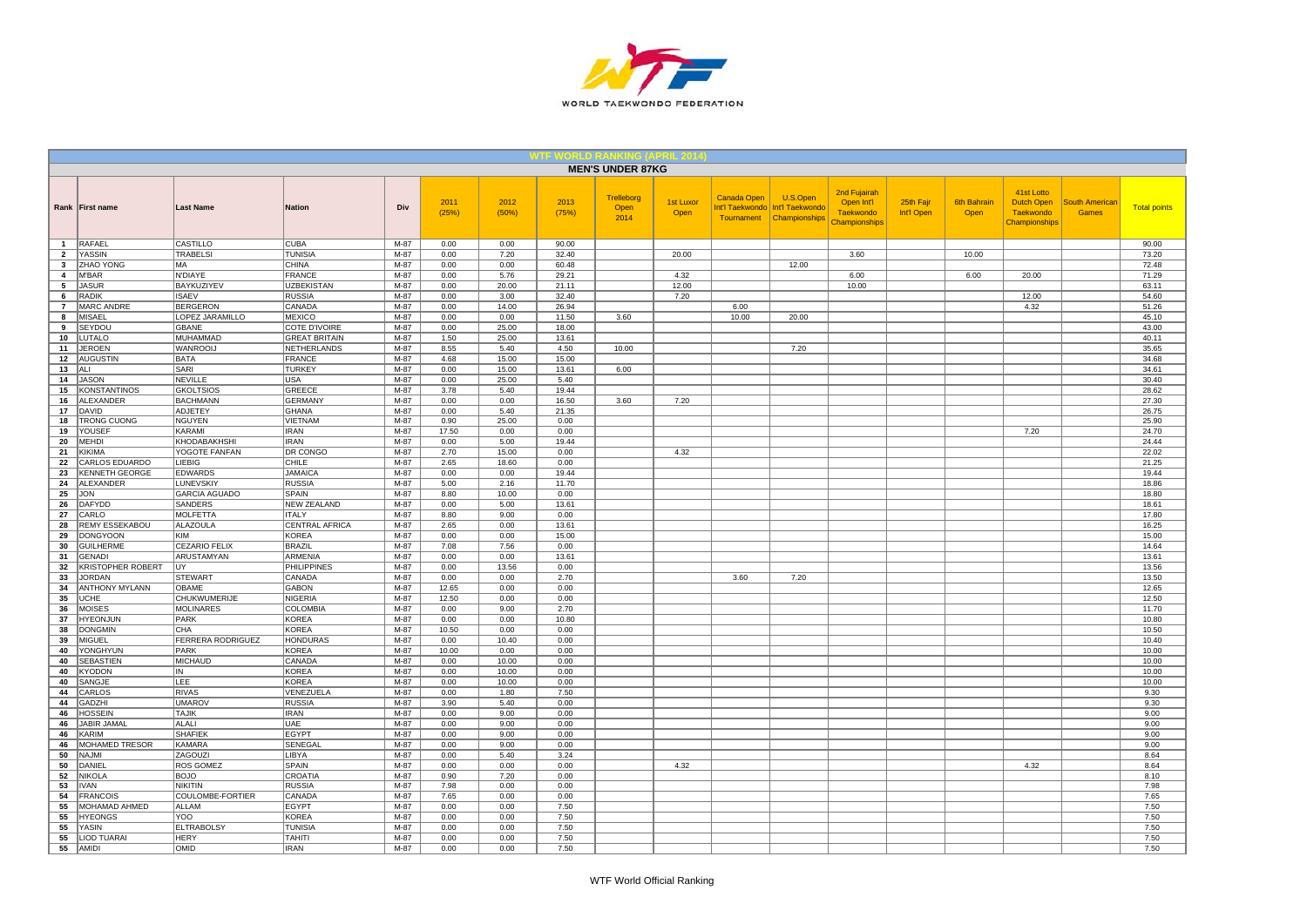WORLD TAEKWONDO FEDERATION

## WTF WORLD RANKING (APRIL 2014)

### MEN'S UNDER 87KG

| Rank | First name | Last Name | Nation | Div | 2011 (25%) | 2012 (50%) | 2013 (75%) | Trelleborg Open 2014 | 1st Luxor Open | Canada Open Int'l Taekwondo Tournament | U.S.Open Int'l Taekwondo Championships | 2nd Fujairah Open Int'l Taekwondo Championships | 25th Fajr Int'l Open | 6th Bahrain Open | 41st Lotto Dutch Open Taekwondo Championships | South American Games | Total points |
|---|---|---|---|---|---|---|---|---|---|---|---|---|---|---|---|---|---|
| 1 | RAFAEL | CASTILLO | CUBA | M-87 | 0.00 | 0.00 | 90.00 | | | | | | | | | | 90.00 |
| 2 | YASSIN | TRABELSI | TUNISIA | M-87 | 0.00 | 7.20 | 32.40 | | 20.00 | | | 3.60 | | 10.00 | | | 73.20 |
| 3 | ZHAO YONG | MA | CHINA | M-87 | 0.00 | 0.00 | 60.48 | | | | 12.00 | | | | | | 72.48 |
| 4 | M'BAR | N'DIAYE | FRANCE | M-87 | 0.00 | 5.76 | 29.21 | | 4.32 | | | 6.00 | | 6.00 | 20.00 | | 71.29 |
| 5 | JASUR | BAYKUZIYEV | UZBEKISTAN | M-87 | 0.00 | 20.00 | 21.11 | | 12.00 | | | 10.00 | | | | | 63.11 |
| 6 | RADIK | ISAEV | RUSSIA | M-87 | 0.00 | 3.00 | 32.40 | | 7.20 | | | | | | 12.00 | | 54.60 |
| 7 | MARC ANDRE | BERGERON | CANADA | M-87 | 0.00 | 14.00 | 26.94 | | | 6.00 | | | | | 4.32 | | 51.26 |
| 8 | MISAEL | LOPEZ JARAMILLO | MEXICO | M-87 | 0.00 | 0.00 | 11.50 | 3.60 | | 10.00 | 20.00 | | | | | | 45.10 |
| 9 | SEYDOU | GBANE | COTE D'IVOIRE | M-87 | 0.00 | 25.00 | 18.00 | | | | | | | | | | 43.00 |
| 10 | LUTALO | MUHAMMAD | GREAT BRITAIN | M-87 | 1.50 | 25.00 | 13.61 | | | | | | | | | | 40.11 |
| 11 | JEROEN | WANROOIJ | NETHERLANDS | M-87 | 8.55 | 5.40 | 4.50 | 10.00 | | | 7.20 | | | | | | 35.65 |
| 12 | AUGUSTIN | BATA | FRANCE | M-87 | 4.68 | 15.00 | 15.00 | | | | | | | | | | 34.68 |
| 13 | ALI | SARI | TURKEY | M-87 | 0.00 | 15.00 | 13.61 | 6.00 | | | | | | | | | 34.61 |
| 14 | JASON | NEVILLE | USA | M-87 | 0.00 | 25.00 | 5.40 | | | | | | | | | | 30.40 |
| 15 | KONSTANTINOS | GKOLTSIOS | GREECE | M-87 | 3.78 | 5.40 | 19.44 | | | | | | | | | | 28.62 |
| 16 | ALEXANDER | BACHMANN | GERMANY | M-87 | 0.00 | 0.00 | 16.50 | 3.60 | 7.20 | | | | | | | | 27.30 |
| 17 | DAVID | ADJETEY | GHANA | M-87 | 0.00 | 5.40 | 21.35 | | | | | | | | | | 26.75 |
| 18 | TRONG CUONG | NGUYEN | VIETNAM | M-87 | 0.90 | 25.00 | 0.00 | | | | | | | | | | 25.90 |
| 19 | YOUSEF | KARAMI | IRAN | M-87 | 17.50 | 0.00 | 0.00 | | | | | | | | 7.20 | | 24.70 |
| 20 | MEHDI | KHODABAKHSHI | IRAN | M-87 | 0.00 | 5.00 | 19.44 | | | | | | | | | | 24.44 |
| 21 | KIKIMA | YOGOTE FANFAN | DR CONGO | M-87 | 2.70 | 15.00 | 0.00 | | 4.32 | | | | | | | | 22.02 |
| 22 | CARLOS EDUARDO | LIEBIG | CHILE | M-87 | 2.65 | 18.60 | 0.00 | | | | | | | | | | 21.25 |
| 23 | KENNETH GEORGE | EDWARDS | JAMAICA | M-87 | 0.00 | 0.00 | 19.44 | | | | | | | | | | 19.44 |
| 24 | ALEXANDER | LUNEVSKIY | RUSSIA | M-87 | 5.00 | 2.16 | 11.70 | | | | | | | | | | 18.86 |
| 25 | JON | GARCIA AGUADO | SPAIN | M-87 | 8.80 | 10.00 | 0.00 | | | | | | | | | | 18.80 |
| 26 | DAFYDD | SANDERS | NEW ZEALAND | M-87 | 0.00 | 5.00 | 13.61 | | | | | | | | | | 18.61 |
| 27 | CARLO | MOLFETTA | ITALY | M-87 | 8.80 | 9.00 | 0.00 | | | | | | | | | | 17.80 |
| 28 | REMY ESSEKABOU | ALAZOULA | CENTRAL AFRICA | M-87 | 2.65 | 0.00 | 13.61 | | | | | | | | | | 16.25 |
| 29 | DONGYOON | KIM | KOREA | M-87 | 0.00 | 0.00 | 15.00 | | | | | | | | | | 15.00 |
| 30 | GUILHERME | CEZARIO FELIX | BRAZIL | M-87 | 7.08 | 7.56 | 0.00 | | | | | | | | | | 14.64 |
| 31 | GENADI | ARUSTAMYAN | ARMENIA | M-87 | 0.00 | 0.00 | 13.61 | | | | | | | | | | 13.61 |
| 32 | KRISTOPHER ROBERT | UY | PHILIPPINES | M-87 | 0.00 | 13.56 | 0.00 | | | | | | | | | | 13.56 |
| 33 | JORDAN | STEWART | CANADA | M-87 | 0.00 | 0.00 | 2.70 | | | 3.60 | 7.20 | | | | | | 13.50 |
| 34 | ANTHONY MYLANN | OBAME | GABON | M-87 | 12.65 | 0.00 | 0.00 | | | | | | | | | | 12.65 |
| 35 | UCHE | CHUKWUMERIJE | NIGERIA | M-87 | 12.50 | 0.00 | 0.00 | | | | | | | | | | 12.50 |
| 36 | MOISES | MOLINARES | COLOMBIA | M-87 | 0.00 | 9.00 | 2.70 | | | | | | | | | | 11.70 |
| 37 | HYEONJUN | PARK | KOREA | M-87 | 0.00 | 0.00 | 10.80 | | | | | | | | | | 10.80 |
| 38 | DONGMIN | CHA | KOREA | M-87 | 10.50 | 0.00 | 0.00 | | | | | | | | | | 10.50 |
| 39 | MIGUEL | FERRERA RODRIGUEZ | HONDURAS | M-87 | 0.00 | 10.40 | 0.00 | | | | | | | | | | 10.40 |
| 40 | YONGHYUN | PARK | KOREA | M-87 | 10.00 | 0.00 | 0.00 | | | | | | | | | | 10.00 |
| 40 | SEBASTIEN | MICHAUD | CANADA | M-87 | 0.00 | 10.00 | 0.00 | | | | | | | | | | 10.00 |
| 40 | KYODON | IN | KOREA | M-87 | 0.00 | 10.00 | 0.00 | | | | | | | | | | 10.00 |
| 40 | SANGJE | LEE | KOREA | M-87 | 0.00 | 10.00 | 0.00 | | | | | | | | | | 10.00 |
| 44 | CARLOS | RIVAS | VENEZUELA | M-87 | 0.00 | 1.80 | 7.50 | | | | | | | | | | 9.30 |
| 44 | GADZHI | UMAROV | RUSSIA | M-87 | 3.90 | 5.40 | 0.00 | | | | | | | | | | 9.30 |
| 46 | HOSSEIN | TAJIK | IRAN | M-87 | 0.00 | 9.00 | 0.00 | | | | | | | | | | 9.00 |
| 46 | JABIR JAMAL | ALALI | UAE | M-87 | 0.00 | 9.00 | 0.00 | | | | | | | | | | 9.00 |
| 46 | KARIM | SHAFIEK | EGYPT | M-87 | 0.00 | 9.00 | 0.00 | | | | | | | | | | 9.00 |
| 46 | MOHAMED TRESOR | KAMARA | SENEGAL | M-87 | 0.00 | 9.00 | 0.00 | | | | | | | | | | 9.00 |
| 50 | NAJMI | ZAGOUZI | LIBYA | M-87 | 0.00 | 5.40 | 3.24 | | | | | | | | | | 8.64 |
| 50 | DANIEL | ROS GOMEZ | SPAIN | M-87 | 0.00 | 0.00 | 0.00 | | 4.32 | | | | | | 4.32 | | 8.64 |
| 52 | NIKOLA | BOJO | CROATIA | M-87 | 0.90 | 7.20 | 0.00 | | | | | | | | | | 8.10 |
| 53 | IVAN | NIKITIN | RUSSIA | M-87 | 7.98 | 0.00 | 0.00 | | | | | | | | | | 7.98 |
| 54 | FRANCOIS | COULOMBE-FORTIER | CANADA | M-87 | 7.65 | 0.00 | 0.00 | | | | | | | | | | 7.65 |
| 55 | MOHAMAD AHMED | ALLAM | EGYPT | M-87 | 0.00 | 0.00 | 7.50 | | | | | | | | | | 7.50 |
| 55 | HYEONGS | YOO | KOREA | M-87 | 0.00 | 0.00 | 7.50 | | | | | | | | | | 7.50 |
| 55 | YASIN | ELTRABOLSY | TUNISIA | M-87 | 0.00 | 0.00 | 7.50 | | | | | | | | | | 7.50 |
| 55 | LIOD TUARAI | HERY | TAHITI | M-87 | 0.00 | 0.00 | 7.50 | | | | | | | | | | 7.50 |
| 55 | AMIDI | OMID | IRAN | M-87 | 0.00 | 0.00 | 7.50 | | | | | | | | | | 7.50 |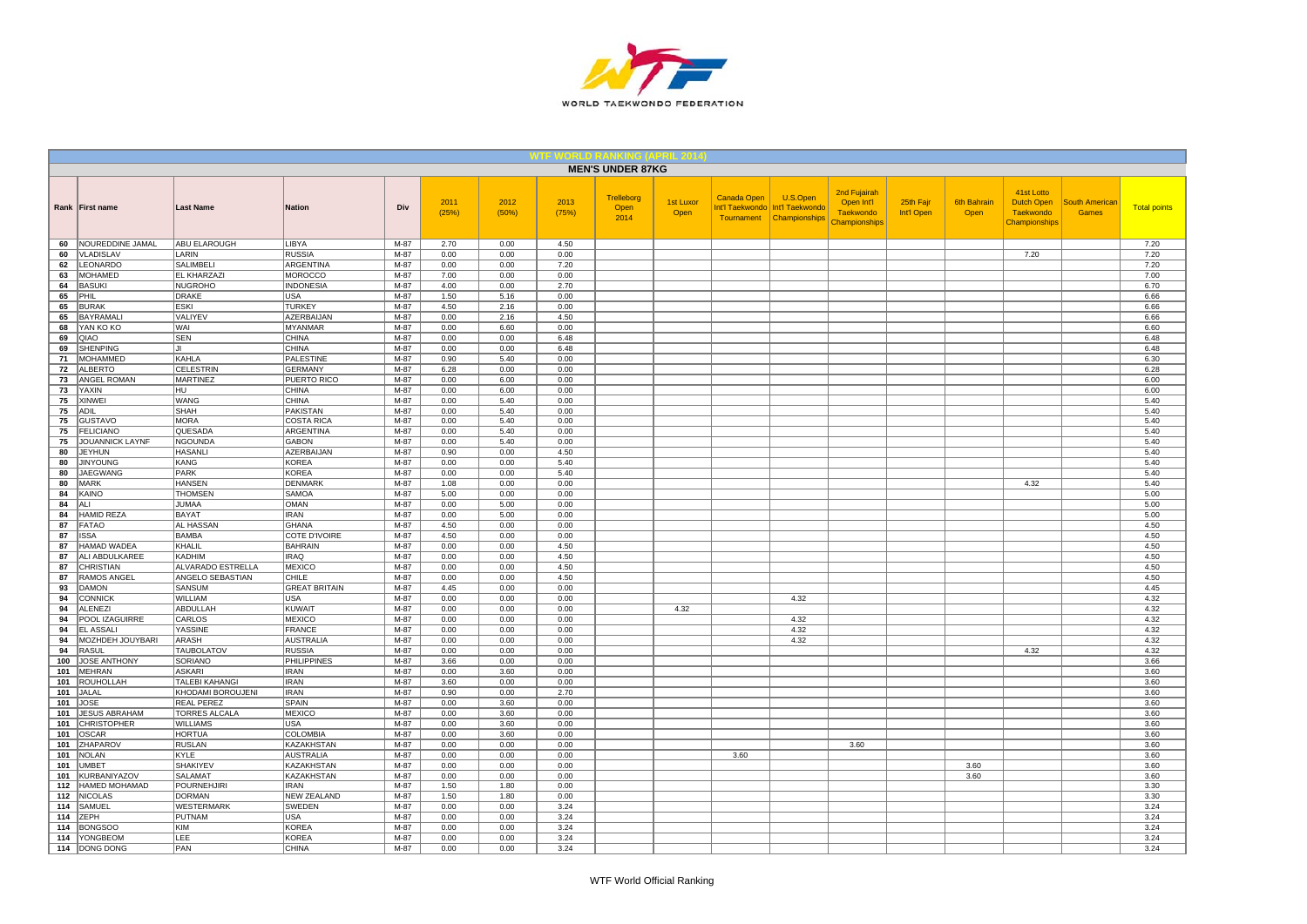## WTF WORLD RANKING (APRIL 2014)

### MEN'S UNDER 87KG

| Rank | First name | Last Name | Nation | Div | 2011 (25%) | 2012 (50%) | 2013 (75%) | Trelleborg Open 2014 | 1st Luxor Open | Canada Open Int'l Taekwondo Tournament | U.S.Open Int'l Taekwondo Championships | 2nd Fujairah Open Int'l Taekwondo Championships | 25th Fajr Int'l Open | 6th Bahrain Open | 41st Lotto Dutch Open Taekwondo Championships | South American Games | Total points |
|---|---|---|---|---|---|---|---|---|---|---|---|---|---|---|---|---|---|
| 60 | NOUREDDINE JAMAL | ABU ELAROUGH | LIBYA | M-87 | 2.70 | 0.00 | 4.50 | | | | | | | | | | 7.20 |
| 60 | VLADISLAV | LARIN | RUSSIA | M-87 | 0.00 | 0.00 | 0.00 | | | | | | | | 7.20 | | 7.20 |
| 62 | LEONARDO | SALIMBELI | ARGENTINA | M-87 | 0.00 | 0.00 | 7.20 | | | | | | | | | | 7.20 |
| 63 | MOHAMED | EL KHARZAZI | MOROCCO | M-87 | 7.00 | 0.00 | 0.00 | | | | | | | | | | 7.00 |
| 64 | BASUKI | NUGROHO | INDONESIA | M-87 | 4.00 | 0.00 | 2.70 | | | | | | | | | | 6.70 |
| 65 | PHIL | DRAKE | USA | M-87 | 1.50 | 5.16 | 0.00 | | | | | | | | | | 6.66 |
| 65 | BURAK | ESKI | TURKEY | M-87 | 4.50 | 2.16 | 0.00 | | | | | | | | | | 6.66 |
| 65 | BAYRAMALI | VALIYEV | AZERBAIJAN | M-87 | 0.00 | 2.16 | 4.50 | | | | | | | | | | 6.66 |
| 68 | YAN KO KO | WAI | MYANMAR | M-87 | 0.00 | 6.60 | 0.00 | | | | | | | | | | 6.60 |
| 69 | QIAO | SEN | CHINA | M-87 | 0.00 | 0.00 | 6.48 | | | | | | | | | | 6.48 |
| 69 | SHENPING | JI | CHINA | M-87 | 0.00 | 0.00 | 6.48 | | | | | | | | | | 6.48 |
| 71 | MOHAMMED | KAHLA | PALESTINE | M-87 | 0.90 | 5.40 | 0.00 | | | | | | | | | | 6.30 |
| 72 | ALBERTO | CELESTRIN | GERMANY | M-87 | 6.28 | 0.00 | 0.00 | | | | | | | | | | 6.28 |
| 73 | ANGEL ROMAN | MARTINEZ | PUERTO RICO | M-87 | 0.00 | 6.00 | 0.00 | | | | | | | | | | 6.00 |
| 73 | YAXIN | HU | CHINA | M-87 | 0.00 | 6.00 | 0.00 | | | | | | | | | | 6.00 |
| 75 | XINWEI | WANG | CHINA | M-87 | 0.00 | 5.40 | 0.00 | | | | | | | | | | 5.40 |
| 75 | ADIL | SHAH | PAKISTAN | M-87 | 0.00 | 5.40 | 0.00 | | | | | | | | | | 5.40 |
| 75 | GUSTAVO | MORA | COSTA RICA | M-87 | 0.00 | 5.40 | 0.00 | | | | | | | | | | 5.40 |
| 75 | FELICIANO | QUESADA | ARGENTINA | M-87 | 0.00 | 5.40 | 0.00 | | | | | | | | | | 5.40 |
| 75 | JOUANNICK LAYNF | NGOUNDA | GABON | M-87 | 0.00 | 5.40 | 0.00 | | | | | | | | | | 5.40 |
| 80 | JEYHUN | HASANLI | AZERBAIJAN | M-87 | 0.90 | 0.00 | 4.50 | | | | | | | | | | 5.40 |
| 80 | JINYOUNG | KANG | KOREA | M-87 | 0.00 | 0.00 | 5.40 | | | | | | | | | | 5.40 |
| 80 | JAEGWANG | PARK | KOREA | M-87 | 0.00 | 0.00 | 5.40 | | | | | | | | | | 5.40 |
| 80 | MARK | HANSEN | DENMARK | M-87 | 1.08 | 0.00 | 0.00 | | | | | | | | 4.32 | | 5.40 |
| 84 | KAINO | THOMSEN | SAMOA | M-87 | 5.00 | 0.00 | 0.00 | | | | | | | | | | 5.00 |
| 84 | ALI | JUMAA | OMAN | M-87 | 0.00 | 5.00 | 0.00 | | | | | | | | | | 5.00 |
| 84 | HAMID REZA | BAYAT | IRAN | M-87 | 0.00 | 5.00 | 0.00 | | | | | | | | | | 5.00 |
| 87 | FATAO | AL HASSAN | GHANA | M-87 | 4.50 | 0.00 | 0.00 | | | | | | | | | | 4.50 |
| 87 | ISSA | BAMBA | COTE D'IVOIRE | M-87 | 4.50 | 0.00 | 0.00 | | | | | | | | | | 4.50 |
| 87 | HAMAD WADEA | KHALIL | BAHRAIN | M-87 | 0.00 | 0.00 | 4.50 | | | | | | | | | | 4.50 |
| 87 | ALI ABDULKAREE | KADHIM | IRAQ | M-87 | 0.00 | 0.00 | 4.50 | | | | | | | | | | 4.50 |
| 87 | CHRISTIAN | ALVARADO ESTRELLA | MEXICO | M-87 | 0.00 | 0.00 | 4.50 | | | | | | | | | | 4.50 |
| 87 | RAMOS ANGEL | ANGELO SEBASTIAN | CHILE | M-87 | 0.00 | 0.00 | 4.50 | | | | | | | | | | 4.50 |
| 93 | DAMON | SANSUM | GREAT BRITAIN | M-87 | 4.45 | 0.00 | 0.00 | | | | | | | | | | 4.45 |
| 94 | CONNICK | WILLIAM | USA | M-87 | 0.00 | 0.00 | 0.00 | | | | 4.32 | | | | | | 4.32 |
| 94 | ALENEZI | ABDULLAH | KUWAIT | M-87 | 0.00 | 0.00 | 0.00 | | 4.32 | | | | | | | | 4.32 |
| 94 | POOL IZAGUIRRE | CARLOS | MEXICO | M-87 | 0.00 | 0.00 | 0.00 | | | | 4.32 | | | | | | 4.32 |
| 94 | EL ASSALI | YASSINE | FRANCE | M-87 | 0.00 | 0.00 | 0.00 | | | | 4.32 | | | | | | 4.32 |
| 94 | MOZHDEH JOUYBARI | ARASH | AUSTRALIA | M-87 | 0.00 | 0.00 | 0.00 | | | | 4.32 | | | | | | 4.32 |
| 94 | RASUL | TAUBOLATOV | RUSSIA | M-87 | 0.00 | 0.00 | 0.00 | | | | | | | | 4.32 | | 4.32 |
| 100 | JOSE ANTHONY | SORIANO | PHILIPPINES | M-87 | 3.66 | 0.00 | 0.00 | | | | | | | | | | 3.66 |
| 101 | MEHRAN | ASKARI | IRAN | M-87 | 0.00 | 3.60 | 0.00 | | | | | | | | | | 3.60 |
| 101 | ROUHOLLAH | TALEBI KAHANGI | IRAN | M-87 | 3.60 | 0.00 | 0.00 | | | | | | | | | | 3.60 |
| 101 | JALAL | KHODAMI BOROUJENI | IRAN | M-87 | 0.90 | 0.00 | 2.70 | | | | | | | | | | 3.60 |
| 101 | JOSE | REAL PEREZ | SPAIN | M-87 | 0.00 | 3.60 | 0.00 | | | | | | | | | | 3.60 |
| 101 | JESUS ABRAHAM | TORRES ALCALA | MEXICO | M-87 | 0.00 | 3.60 | 0.00 | | | | | | | | | | 3.60 |
| 101 | CHRISTOPHER | WILLIAMS | USA | M-87 | 0.00 | 3.60 | 0.00 | | | | | | | | | | 3.60 |
| 101 | OSCAR | HORTUA | COLOMBIA | M-87 | 0.00 | 3.60 | 0.00 | | | | | | | | | | 3.60 |
| 101 | ZHAPAROV | RUSLAN | KAZAKHSTAN | M-87 | 0.00 | 0.00 | 0.00 | | | | | 3.60 | | | | | 3.60 |
| 101 | NOLAN | KYLE | AUSTRALIA | M-87 | 0.00 | 0.00 | 0.00 | | | 3.60 | | | | | | | 3.60 |
| 101 | UMBET | SHAKIYEV | KAZAKHSTAN | M-87 | 0.00 | 0.00 | 0.00 | | | | | | | 3.60 | | | 3.60 |
| 101 | KURBANIYAZOV | SALAMAT | KAZAKHSTAN | M-87 | 0.00 | 0.00 | 0.00 | | | | | | | 3.60 | | | 3.60 |
| 112 | HAMED MOHAMAD | POURNEHJIRI | IRAN | M-87 | 1.50 | 1.80 | 0.00 | | | | | | | | | | 3.30 |
| 112 | NICOLAS | DORMAN | NEW ZEALAND | M-87 | 1.50 | 1.80 | 0.00 | | | | | | | | | | 3.30 |
| 114 | SAMUEL | WESTERMARK | SWEDEN | M-87 | 0.00 | 0.00 | 3.24 | | | | | | | | | | 3.24 |
| 114 | ZEPH | PUTNAM | USA | M-87 | 0.00 | 0.00 | 3.24 | | | | | | | | | | 3.24 |
| 114 | BONGSOO | KIM | KOREA | M-87 | 0.00 | 0.00 | 3.24 | | | | | | | | | | 3.24 |
| 114 | YONGBEOM | LEE | KOREA | M-87 | 0.00 | 0.00 | 3.24 | | | | | | | | | | 3.24 |
| 114 | DONG DONG | PAN | CHINA | M-87 | 0.00 | 0.00 | 3.24 | | | | | | | | | | 3.24 |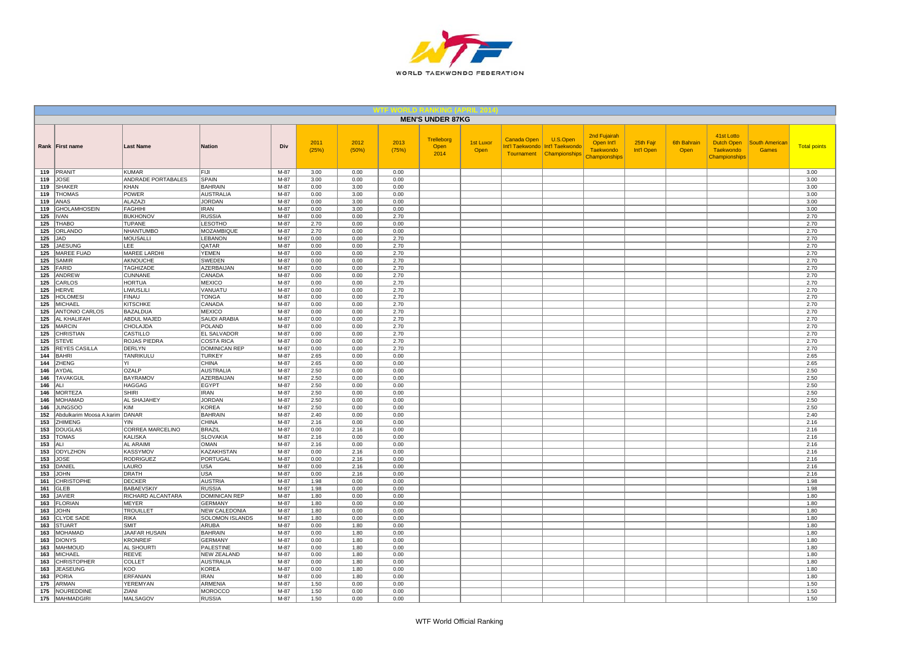## WTF WORLD RANKING (APRIL 2014)

### MEN'S UNDER 87KG

| Rank | First name | Last Name | Nation | Div | 2011 (25%) | 2012 (50%) | 2013 (75%) | Trelleborg Open 2014 | 1st Luxor Open | Canada Open Int'l Taekwondo Tournament | U.S.Open Int'l Taekwondo Championships | 2nd Fujairah Open Int'l Taekwondo Championships | 25th Fajr Int'l Open | 6th Bahrain Open | 41st Lotto Dutch Open Taekwondo Championships | South American Games | Total points |
|---|---|---|---|---|---|---|---|---|---|---|---|---|---|---|---|---|---|
| 119 | PRANIT | KUMAR | FIJI | M-87 | 3.00 | 0.00 | 0.00 | | | | | | | | | | 3.00 |
| 119 | JOSE | ANDRADE PORTABALES | SPAIN | M-87 | 3.00 | 0.00 | 0.00 | | | | | | | | | | 3.00 |
| 119 | SHAKER | KHAN | BAHRAIN | M-87 | 0.00 | 3.00 | 0.00 | | | | | | | | | | 3.00 |
| 119 | THOMAS | POWER | AUSTRALIA | M-87 | 0.00 | 3.00 | 0.00 | | | | | | | | | | 3.00 |
| 119 | ANAS | ALAZAZI | JORDAN | M-87 | 0.00 | 3.00 | 0.00 | | | | | | | | | | 3.00 |
| 119 | GHOLAMHOSEIN | FAGHIHI | IRAN | M-87 | 0.00 | 3.00 | 0.00 | | | | | | | | | | 3.00 |
| 125 | IVAN | BUKHONOV | RUSSIA | M-87 | 0.00 | 0.00 | 2.70 | | | | | | | | | | 2.70 |
| 125 | THABO | TUPANE | LESOTHO | M-87 | 2.70 | 0.00 | 0.00 | | | | | | | | | | 2.70 |
| 125 | ORLANDO | NHANTUMBO | MOZAMBIQUE | M-87 | 2.70 | 0.00 | 0.00 | | | | | | | | | | 2.70 |
| 125 | JAD | MOUSALLI | LEBANON | M-87 | 0.00 | 0.00 | 2.70 | | | | | | | | | | 2.70 |
| 125 | JAESUNG | LEE | QATAR | M-87 | 0.00 | 0.00 | 2.70 | | | | | | | | | | 2.70 |
| 125 | MAREE FUAD | MAREE LARDHI | YEMEN | M-87 | 0.00 | 0.00 | 2.70 | | | | | | | | | | 2.70 |
| 125 | SAMIR | AKNOUCHE | SWEDEN | M-87 | 0.00 | 0.00 | 2.70 | | | | | | | | | | 2.70 |
| 125 | FARID | TAGHIZADE | AZERBAIJAN | M-87 | 0.00 | 0.00 | 2.70 | | | | | | | | | | 2.70 |
| 125 | ANDREW | CUNNANE | CANADA | M-87 | 0.00 | 0.00 | 2.70 | | | | | | | | | | 2.70 |
| 125 | CARLOS | HORTUA | MEXICO | M-87 | 0.00 | 0.00 | 2.70 | | | | | | | | | | 2.70 |
| 125 | HERVE | LIWUSLILI | VANUATU | M-87 | 0.00 | 0.00 | 2.70 | | | | | | | | | | 2.70 |
| 125 | HOLOMESI | FINAU | TONGA | M-87 | 0.00 | 0.00 | 2.70 | | | | | | | | | | 2.70 |
| 125 | MICHAEL | KITSCHKE | CANADA | M-87 | 0.00 | 0.00 | 2.70 | | | | | | | | | | 2.70 |
| 125 | ANTONIO CARLOS | BAZALDUA | MEXICO | M-87 | 0.00 | 0.00 | 2.70 | | | | | | | | | | 2.70 |
| 125 | AL KHALIFAH | ABDUL MAJED | SAUDI ARABIA | M-87 | 0.00 | 0.00 | 2.70 | | | | | | | | | | 2.70 |
| 125 | MARCIN | CHOLAJDA | POLAND | M-87 | 0.00 | 0.00 | 2.70 | | | | | | | | | | 2.70 |
| 125 | CHRISTIAN | CASTILLO | EL SALVADOR | M-87 | 0.00 | 0.00 | 2.70 | | | | | | | | | | 2.70 |
| 125 | STEVE | ROJAS PIEDRA | COSTA RICA | M-87 | 0.00 | 0.00 | 2.70 | | | | | | | | | | 2.70 |
| 125 | REYES CASILLA | DERLYN | DOMINICAN REP | M-87 | 0.00 | 0.00 | 2.70 | | | | | | | | | | 2.70 |
| 144 | BAHRI | TANRIKULU | TURKEY | M-87 | 2.65 | 0.00 | 0.00 | | | | | | | | | | 2.65 |
| 144 | ZHENG | YI | CHINA | M-87 | 2.65 | 0.00 | 0.00 | | | | | | | | | | 2.65 |
| 146 | AYDAL | OZALP | AUSTRALIA | M-87 | 2.50 | 0.00 | 0.00 | | | | | | | | | | 2.50 |
| 146 | TAVAKGUL | BAYRAMOV | AZERBAIJAN | M-87 | 2.50 | 0.00 | 0.00 | | | | | | | | | | 2.50 |
| 146 | ALI | HAGGAG | EGYPT | M-87 | 2.50 | 0.00 | 0.00 | | | | | | | | | | 2.50 |
| 146 | MORTEZA | SHIRI | IRAN | M-87 | 2.50 | 0.00 | 0.00 | | | | | | | | | | 2.50 |
| 146 | MOHAMAD | AL SHAJAHEY | JORDAN | M-87 | 2.50 | 0.00 | 0.00 | | | | | | | | | | 2.50 |
| 146 | JUNGSOO | KIM | KOREA | M-87 | 2.50 | 0.00 | 0.00 | | | | | | | | | | 2.50 |
| 152 | Abdulkarim Moosa A.karim | DANAR | BAHRAIN | M-87 | 2.40 | 0.00 | 0.00 | | | | | | | | | | 2.40 |
| 153 | ZHIMENG | YIN | CHINA | M-87 | 2.16 | 0.00 | 0.00 | | | | | | | | | | 2.16 |
| 153 | DOUGLAS | CORREA MARCELINO | BRAZIL | M-87 | 0.00 | 2.16 | 0.00 | | | | | | | | | | 2.16 |
| 153 | TOMAS | KALISKA | SLOVAKIA | M-87 | 2.16 | 0.00 | 0.00 | | | | | | | | | | 2.16 |
| 153 | ALI | AL ARAIMI | OMAN | M-87 | 2.16 | 0.00 | 0.00 | | | | | | | | | | 2.16 |
| 153 | ODYLZHON | KASSYMOV | KAZAKHSTAN | M-87 | 0.00 | 2.16 | 0.00 | | | | | | | | | | 2.16 |
| 153 | JOSE | RODRIGUEZ | PORTUGAL | M-87 | 0.00 | 2.16 | 0.00 | | | | | | | | | | 2.16 |
| 153 | DANIEL | LAURO | USA | M-87 | 0.00 | 2.16 | 0.00 | | | | | | | | | | 2.16 |
| 153 | JOHN | DRATH | USA | M-87 | 0.00 | 2.16 | 0.00 | | | | | | | | | | 2.16 |
| 161 | CHRISTOPHE | DECKER | AUSTRIA | M-87 | 1.98 | 0.00 | 0.00 | | | | | | | | | | 1.98 |
| 161 | GLEB | BABAEVSKIY | RUSSIA | M-87 | 1.98 | 0.00 | 0.00 | | | | | | | | | | 1.98 |
| 163 | JAVIER | RICHARD ALCANTARA | DOMINICAN REP | M-87 | 1.80 | 0.00 | 0.00 | | | | | | | | | | 1.80 |
| 163 | FLORIAN | MEYER | GERMANY | M-87 | 1.80 | 0.00 | 0.00 | | | | | | | | | | 1.80 |
| 163 | JOHN | TROUILLET | NEW CALEDONIA | M-87 | 1.80 | 0.00 | 0.00 | | | | | | | | | | 1.80 |
| 163 | CLYDE SADE | RIKA | SOLOMON ISLANDS | M-87 | 1.80 | 0.00 | 0.00 | | | | | | | | | | 1.80 |
| 163 | STUART | SMIT | ARUBA | M-87 | 0.00 | 1.80 | 0.00 | | | | | | | | | | 1.80 |
| 163 | MOHAMAD | JAAFAR HUSAIN | BAHRAIN | M-87 | 0.00 | 1.80 | 0.00 | | | | | | | | | | 1.80 |
| 163 | DIONYS | KRONREIF | GERMANY | M-87 | 0.00 | 1.80 | 0.00 | | | | | | | | | | 1.80 |
| 163 | MAHMOUD | AL SHOURTI | PALESTINE | M-87 | 0.00 | 1.80 | 0.00 | | | | | | | | | | 1.80 |
| 163 | MICHAEL | REEVE | NEW ZEALAND | M-87 | 0.00 | 1.80 | 0.00 | | | | | | | | | | 1.80 |
| 163 | CHRISTOPHER | COLLET | AUSTRALIA | M-87 | 0.00 | 1.80 | 0.00 | | | | | | | | | | 1.80 |
| 163 | JEASEUNG | KOO | KOREA | M-87 | 0.00 | 1.80 | 0.00 | | | | | | | | | | 1.80 |
| 163 | PORIA | ERFANIAN | IRAN | M-87 | 0.00 | 1.80 | 0.00 | | | | | | | | | | 1.80 |
| 175 | ARMAN | YEREMYAN | ARMENIA | M-87 | 1.50 | 0.00 | 0.00 | | | | | | | | | | 1.50 |
| 175 | NOUREDDINE | ZIANI | MOROCCO | M-87 | 1.50 | 0.00 | 0.00 | | | | | | | | | | 1.50 |
| 175 | MAHMADGIRI | MALSAGOV | RUSSIA | M-87 | 1.50 | 0.00 | 0.00 | | | | | | | | | | 1.50 |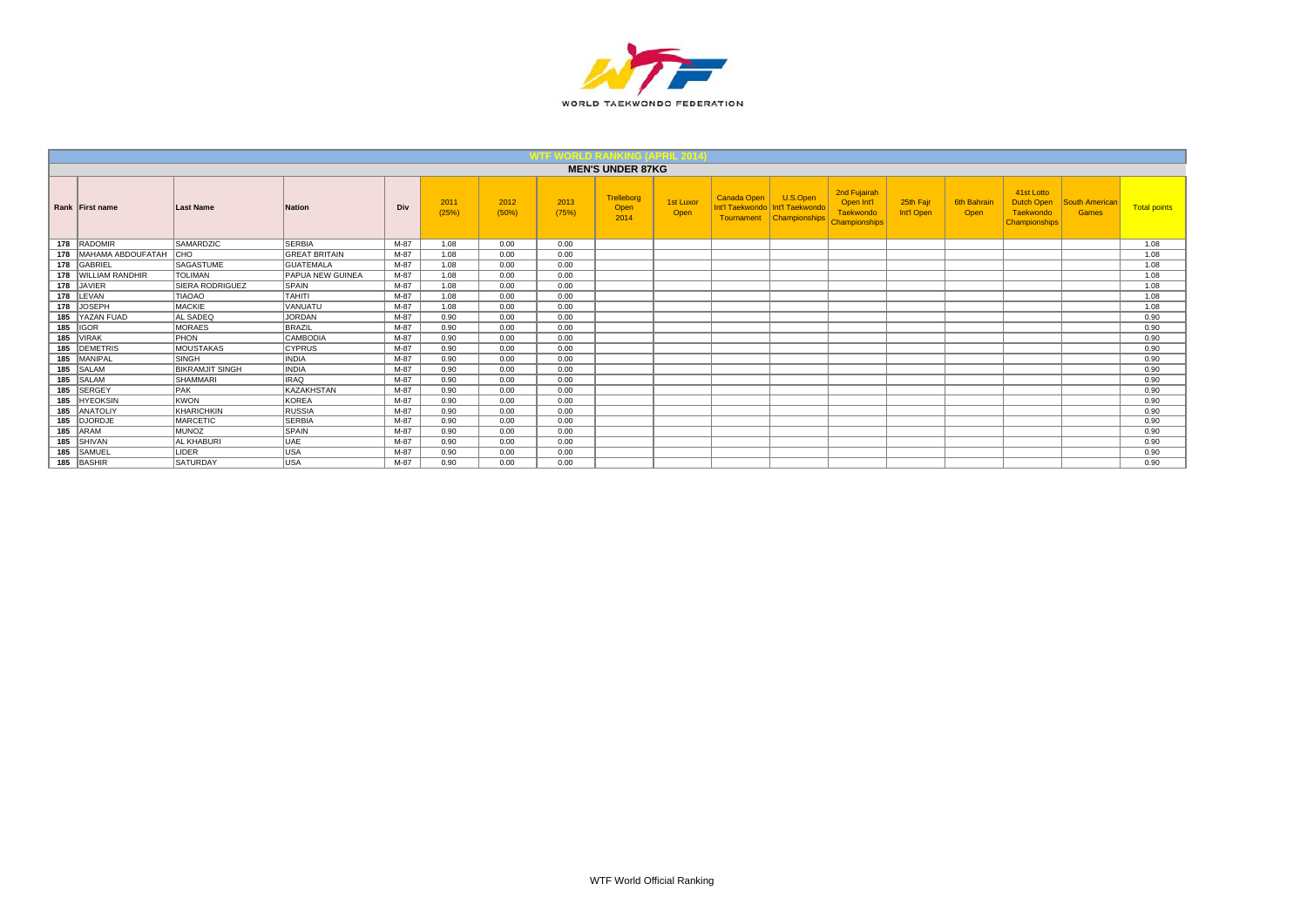WORLD TAEKWONDO FEDERATION

## WTF WORLD RANKING (APRIL 2014)

### MEN'S UNDER 87KG

| Rank | First name | Last Name | Nation | Div | 2011 (25%) | 2012 (50%) | 2013 (75%) | Trelleborg Open 2014 | 1st Luxor Open | Canada Open Int'l Taekwondo Tournament | U.S.Open Int'l Taekwondo Championships | 2nd Fujairah Open Int'l Taekwondo Championships | 25th Fajr Int'l Open | 6th Bahrain Open | 41st Lotto Dutch Open Taekwondo Championships | South American Games | Total points |
|---|---|---|---|---|---|---|---|---|---|---|---|---|---|---|---|---|---|
| 178 | RADOMIR | SAMARDZIC | SERBIA | M-87 | 1.08 | 0.00 | 0.00 | | | | | | | | | | 1.08 |
| 178 | MAHAMA ABDOUFATAH | CHO | GREAT BRITAIN | M-87 | 1.08 | 0.00 | 0.00 | | | | | | | | | | 1.08 |
| 178 | GABRIEL | SAGASTUME | GUATEMALA | M-87 | 1.08 | 0.00 | 0.00 | | | | | | | | | | 1.08 |
| 178 | WILLIAM RANDHIR | TOLIMAN | PAPUA NEW GUINEA | M-87 | 1.08 | 0.00 | 0.00 | | | | | | | | | | 1.08 |
| 178 | JAVIER | SIERA RODRIGUEZ | SPAIN | M-87 | 1.08 | 0.00 | 0.00 | | | | | | | | | | 1.08 |
| 178 | LEVAN | TIAOAO | TAHITI | M-87 | 1.08 | 0.00 | 0.00 | | | | | | | | | | 1.08 |
| 178 | JOSEPH | MACKIE | VANUATU | M-87 | 1.08 | 0.00 | 0.00 | | | | | | | | | | 1.08 |
| 185 | YAZAN FUAD | AL SADEQ | JORDAN | M-87 | 0.90 | 0.00 | 0.00 | | | | | | | | | | 0.90 |
| 185 | IGOR | MORAES | BRAZIL | M-87 | 0.90 | 0.00 | 0.00 | | | | | | | | | | 0.90 |
| 185 | VIRAK | PHON | CAMBODIA | M-87 | 0.90 | 0.00 | 0.00 | | | | | | | | | | 0.90 |
| 185 | DEMETRIS | MOUSTAKAS | CYPRUS | M-87 | 0.90 | 0.00 | 0.00 | | | | | | | | | | 0.90 |
| 185 | MANIPAL | SINGH | INDIA | M-87 | 0.90 | 0.00 | 0.00 | | | | | | | | | | 0.90 |
| 185 | SALAM | BIKRAMJIT SINGH | INDIA | M-87 | 0.90 | 0.00 | 0.00 | | | | | | | | | | 0.90 |
| 185 | SALAM | SHAMMARI | IRAQ | M-87 | 0.90 | 0.00 | 0.00 | | | | | | | | | | 0.90 |
| 185 | SERGEY | PAK | KAZAKHSTAN | M-87 | 0.90 | 0.00 | 0.00 | | | | | | | | | | 0.90 |
| 185 | HYEOKSIN | KWON | KOREA | M-87 | 0.90 | 0.00 | 0.00 | | | | | | | | | | 0.90 |
| 185 | ANATOLIY | KHARICHKIN | RUSSIA | M-87 | 0.90 | 0.00 | 0.00 | | | | | | | | | | 0.90 |
| 185 | DJORDJE | MARCETIC | SERBIA | M-87 | 0.90 | 0.00 | 0.00 | | | | | | | | | | 0.90 |
| 185 | ARAM | MUNOZ | SPAIN | M-87 | 0.90 | 0.00 | 0.00 | | | | | | | | | | 0.90 |
| 185 | SHIVAN | AL KHABURI | UAE | M-87 | 0.90 | 0.00 | 0.00 | | | | | | | | | | 0.90 |
| 185 | SAMUEL | LIDER | USA | M-87 | 0.90 | 0.00 | 0.00 | | | | | | | | | | 0.90 |
| 185 | BASHIR | SATURDAY | USA | M-87 | 0.90 | 0.00 | 0.00 | | | | | | | | | | 0.90 |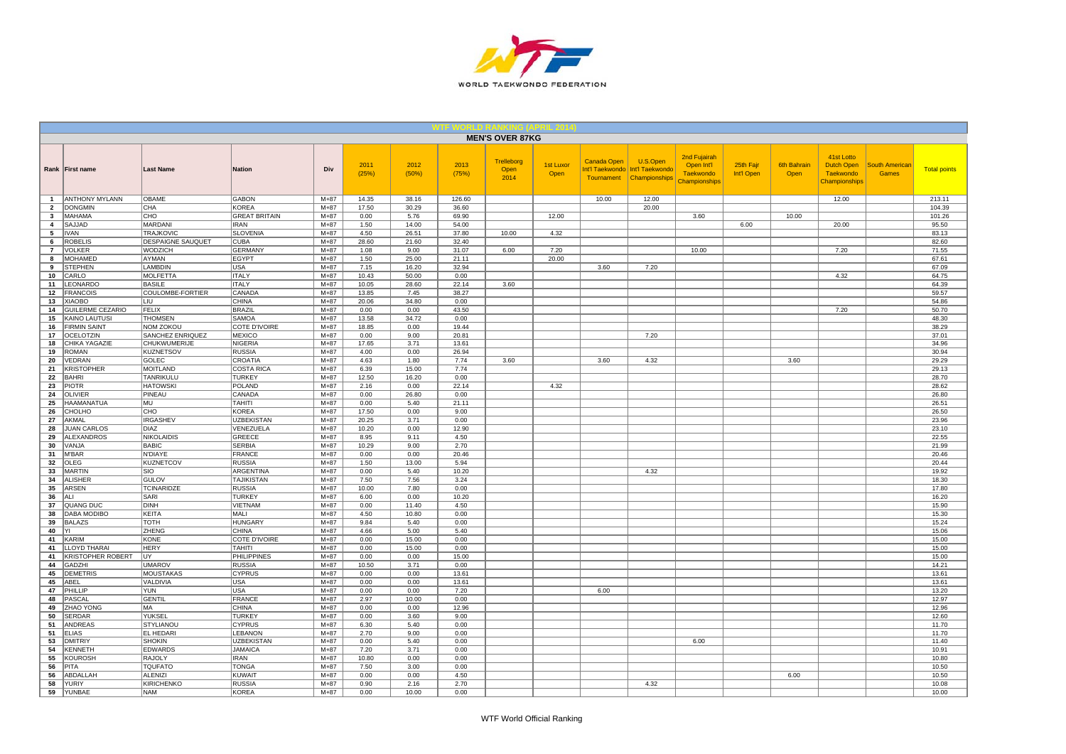# WTF WORLD RANKING (APRIL 2014)

## MEN'S OVER 87KG

| Rank | First name | Last Name | Nation | Div | 2011 (25%) | 2012 (50%) | 2013 (75%) | Trelleborg Open 2014 | 1st Luxor Open | Canada Open Int'l Taekwondo Tournament | U.S.Open Int'l Taekwondo Championships | 2nd Fujairah Open Int'l Taekwondo Championships | 25th Fajr Int'l Open | 6th Bahrain Open | 41st Lotto Dutch Open Taekwondo Championships | South American Games | Total points |
|---|---|---|---|---|---|---|---|---|---|---|---|---|---|---|---|---|---|
| 1 | ANTHONY MYLANN | OBAME | GABON | M+87 | 14.35 | 38.16 | 126.60 | | | 10.00 | 12.00 | | | | 12.00 | | 213.11 |
| 2 | DONGMIN | CHA | KOREA | M+87 | 17.50 | 30.29 | 36.60 | | | | 20.00 | | | | | | 104.39 |
| 3 | MAHAMA | CHO | GREAT BRITAIN | M+87 | 0.00 | 5.76 | 69.90 | | 12.00 | | | 3.60 | | 10.00 | | | 101.26 |
| 4 | SAJJAD | MARDANI | IRAN | M+87 | 1.50 | 14.00 | 54.00 | | | | | | 6.00 | | 20.00 | | 95.50 |
| 5 | IVAN | TRAJKOVIC | SLOVENIA | M+87 | 4.50 | 26.51 | 37.80 | 10.00 | 4.32 | | | | | | | | 83.13 |
| 6 | ROBELIS | DESPAIGNE SAUQUET | CUBA | M+87 | 28.60 | 21.60 | 32.40 | | | | | | | | | | 82.60 |
| 7 | VOLKER | WODZICH | GERMANY | M+87 | 1.08 | 9.00 | 31.07 | 6.00 | 7.20 | | | 10.00 | | | 7.20 | | 71.55 |
| 8 | MOHAMED | AYMAN | EGYPT | M+87 | 1.50 | 25.00 | 21.11 | | 20.00 | | | | | | | | 67.61 |
| 9 | STEPHEN | LAMBDIN | USA | M+87 | 7.15 | 16.20 | 32.94 | | | 3.60 | 7.20 | | | | | | 67.09 |
| 10 | CARLO | MOLFETTA | ITALY | M+87 | 10.43 | 50.00 | 0.00 | | | | | | | | 4.32 | | 64.75 |
| 11 | LEONARDO | BASILE | ITALY | M+87 | 10.05 | 28.60 | 22.14 | 3.60 | | | | | | | | | 64.39 |
| 12 | FRANCOIS | COULOMBE-FORTIER | CANADA | M+87 | 13.85 | 7.45 | 38.27 | | | | | | | | | | 59.57 |
| 13 | XIAOBO | LIU | CHINA | M+87 | 20.06 | 34.80 | 0.00 | | | | | | | | | | 54.86 |
| 14 | GUILERME CEZARIO | FELIX | BRAZIL | M+87 | 0.00 | 0.00 | 43.50 | | | | | | | | 7.20 | | 50.70 |
| 15 | KAINO LAUTUSI | THOMSEN | SAMOA | M+87 | 13.58 | 34.72 | 0.00 | | | | | | | | | | 48.30 |
| 16 | FIRMIN SAINT | NOM ZOKOU | COTE D'IVOIRE | M+87 | 18.85 | 0.00 | 19.44 | | | | | | | | | | 38.29 |
| 17 | OCELOTZIN | SANCHEZ ENRIQUEZ | MEXICO | M+87 | 0.00 | 9.00 | 20.81 | | | | 7.20 | | | | | | 37.01 |
| 18 | CHIKA YAGAZIE | CHUKWUMERIJE | NIGERIA | M+87 | 17.65 | 3.71 | 13.61 | | | | | | | | | | 34.96 |
| 19 | ROMAN | KUZNETSOV | RUSSIA | M+87 | 4.00 | 0.00 | 26.94 | | | | | | | | | | 30.94 |
| 20 | VEDRAN | GOLEC | CROATIA | M+87 | 4.63 | 1.80 | 7.74 | 3.60 | | 3.60 | 4.32 | | | 3.60 | | | 29.29 |
| 21 | KRISTOPHER | MOITLAND | COSTA RICA | M+87 | 6.39 | 15.00 | 7.74 | | | | | | | | | | 29.13 |
| 22 | BAHRI | TANRIKULU | TURKEY | M+87 | 12.50 | 16.20 | 0.00 | | | | | | | | | | 28.70 |
| 23 | PIOTR | HATOWSKI | POLAND | M+87 | 2.16 | 0.00 | 22.14 | | 4.32 | | | | | | | | 28.62 |
| 24 | OLIVIER | PINEAU | CANADA | M+87 | 0.00 | 26.80 | 0.00 | | | | | | | | | | 26.80 |
| 25 | HAAMANATUA | MU | TAHITI | M+87 | 0.00 | 5.40 | 21.11 | | | | | | | | | | 26.51 |
| 26 | CHOLHO | CHO | KOREA | M+87 | 17.50 | 0.00 | 9.00 | | | | | | | | | | 26.50 |
| 27 | AKMAL | IRGASHEV | UZBEKISTAN | M+87 | 20.25 | 3.71 | 0.00 | | | | | | | | | | 23.96 |
| 28 | JUAN CARLOS | DIAZ | VENEZUELA | M+87 | 10.20 | 0.00 | 12.90 | | | | | | | | | | 23.10 |
| 29 | ALEXANDROS | NIKOLAIDIS | GREECE | M+87 | 8.95 | 9.11 | 4.50 | | | | | | | | | | 22.55 |
| 30 | VANJA | BABIC | SERBIA | M+87 | 10.29 | 9.00 | 2.70 | | | | | | | | | | 21.99 |
| 31 | M'BAR | N'DIAYE | FRANCE | M+87 | 0.00 | 0.00 | 20.46 | | | | | | | | | | 20.46 |
| 32 | OLEG | KUZNETCOV | RUSSIA | M+87 | 1.50 | 13.00 | 5.94 | | | | | | | | | | 20.44 |
| 33 | MARTIN | SIO | ARGENTINA | M+87 | 0.00 | 5.40 | 10.20 | | | | 4.32 | | | | | | 19.92 |
| 34 | ALISHER | GULOV | TAJIKISTAN | M+87 | 7.50 | 7.56 | 3.24 | | | | | | | | | | 18.30 |
| 35 | ARSEN | TCINARIDZE | RUSSIA | M+87 | 10.00 | 7.80 | 0.00 | | | | | | | | | | 17.80 |
| 36 | ALI | SARI | TURKEY | M+87 | 6.00 | 0.00 | 10.20 | | | | | | | | | | 16.20 |
| 37 | QUANG DUC | DINH | VIETNAM | M+87 | 0.00 | 11.40 | 4.50 | | | | | | | | | | 15.90 |
| 38 | DABA MODIBO | KEITA | MALI | M+87 | 4.50 | 10.80 | 0.00 | | | | | | | | | | 15.30 |
| 39 | BALAZS | TOTH | HUNGARY | M+87 | 9.84 | 5.40 | 0.00 | | | | | | | | | | 15.24 |
| 40 | YI | ZHENG | CHINA | M+87 | 4.66 | 5.00 | 5.40 | | | | | | | | | | 15.06 |
| 41 | KARIM | KONE | COTE D'IVOIRE | M+87 | 0.00 | 15.00 | 0.00 | | | | | | | | | | 15.00 |
| 41 | LLOYD THARAI | HERY | TAHITI | M+87 | 0.00 | 15.00 | 0.00 | | | | | | | | | | 15.00 |
| 41 | KRISTOPHER ROBERT | UY | PHILIPPINES | M+87 | 0.00 | 0.00 | 15.00 | | | | | | | | | | 15.00 |
| 44 | GADZHI | UMAROV | RUSSIA | M+87 | 10.50 | 3.71 | 0.00 | | | | | | | | | | 14.21 |
| 45 | DEMETRIS | MOUSTAKAS | CYPRUS | M+87 | 0.00 | 0.00 | 13.61 | | | | | | | | | | 13.61 |
| 45 | ABEL | VALDIVIA | USA | M+87 | 0.00 | 0.00 | 13.61 | | | | | | | | | | 13.61 |
| 47 | PHILLIP | YUN | USA | M+87 | 0.00 | 0.00 | 7.20 | | | 6.00 | | | | | | | 13.20 |
| 48 | PASCAL | GENTIL | FRANCE | M+87 | 2.97 | 10.00 | 0.00 | | | | | | | | | | 12.97 |
| 49 | ZHAO YONG | MA | CHINA | M+87 | 0.00 | 0.00 | 12.96 | | | | | | | | | | 12.96 |
| 50 | SERDAR | YUKSEL | TURKEY | M+87 | 0.00 | 3.60 | 9.00 | | | | | | | | | | 12.60 |
| 51 | ANDREAS | STYLIANOU | CYPRUS | M+87 | 6.30 | 5.40 | 0.00 | | | | | | | | | | 11.70 |
| 51 | ELIAS | EL HEDARI | LEBANON | M+87 | 2.70 | 9.00 | 0.00 | | | | | | | | | | 11.70 |
| 53 | DMITRIY | SHOKIN | UZBEKISTAN | M+87 | 0.00 | 5.40 | 0.00 | | | | | 6.00 | | | | | 11.40 |
| 54 | KENNETH | EDWARDS | JAMAICA | M+87 | 7.20 | 3.71 | 0.00 | | | | | | | | | | 10.91 |
| 55 | KOUROSH | RAJOLY | IRAN | M+87 | 10.80 | 0.00 | 0.00 | | | | | | | | | | 10.80 |
| 56 | PITA | TQUFATO | TONGA | M+87 | 7.50 | 3.00 | 0.00 | | | | | | | | | | 10.50 |
| 56 | ABDALLAH | ALENIZI | KUWAIT | M+87 | 0.00 | 0.00 | 4.50 | | | | | | | 6.00 | | | 10.50 |
| 58 | YURIY | KIRICHENKO | RUSSIA | M+87 | 0.90 | 2.16 | 2.70 | | | | 4.32 | | | | | | 10.08 |
| 59 | YUNBAE | NAM | KOREA | M+87 | 0.00 | 10.00 | 0.00 | | | | | | | | | | 10.00 |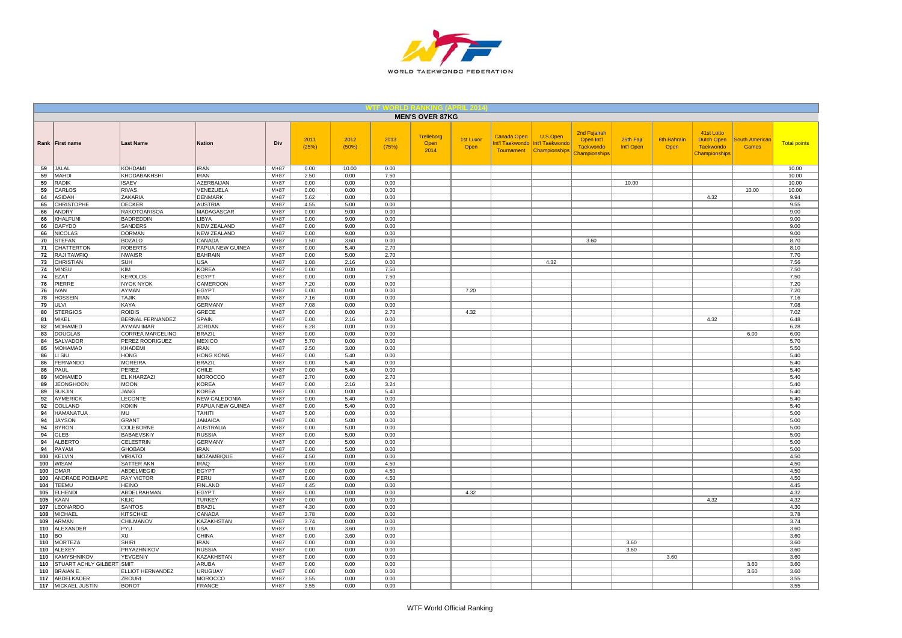WORLD TAEKWONDO FEDERATION

## WTF WORLD RANKING (APRIL 2014)

### MEN'S OVER 87KG

| Rank | First name | Last Name | Nation | Div | 2011 (25%) | 2012 (50%) | 2013 (75%) | Trelleborg Open 2014 | 1st Luxor Open | Canada Open Int'l Taekwondo Tournament | U.S.Open Int'l Taekwondo Championships | 2nd Fujairah Open Int'l Taekwondo Championships | 25th Fajr Int'l Open | 6th Bahrain Open | 41st Lotto Dutch Open Taekwondo Championships | South American Games | Total points |
|---|---|---|---|---|---|---|---|---|---|---|---|---|---|---|---|---|---|
| 59 | JALAL | KOHDAMI | IRAN | M+87 | 0.00 | 10.00 | 0.00 | | | | | | | | | | 10.00 |
| 59 | MAHDI | KHODABAKHSHI | IRAN | M+87 | 2.50 | 0.00 | 7.50 | | | | | | | | | | 10.00 |
| 59 | RADIK | ISAEV | AZERBAIJAN | M+87 | 0.00 | 0.00 | 0.00 | | | | | | 10.00 | | | | 10.00 |
| 59 | CARLOS | RIVAS | VENEZUELA | M+87 | 0.00 | 0.00 | 0.00 | | | | | | | | | 10.00 | 10.00 |
| 64 | ASIDAH | ZAKARIA | DENMARK | M+87 | 5.62 | 0.00 | 0.00 | | | | | | | | 4.32 | | 9.94 |
| 65 | CHRISTOPHE | DECKER | AUSTRIA | M+87 | 4.55 | 5.00 | 0.00 | | | | | | | | | | 9.55 |
| 66 | ANDRY | RAKOTOARISOA | MADAGASCAR | M+87 | 0.00 | 9.00 | 0.00 | | | | | | | | | | 9.00 |
| 66 | KHALFUNI | BADREDDIN | LIBYA | M+87 | 0.00 | 9.00 | 0.00 | | | | | | | | | | 9.00 |
| 66 | DAFYDD | SANDERS | NEW ZEALAND | M+87 | 0.00 | 9.00 | 0.00 | | | | | | | | | | 9.00 |
| 66 | NICOLAS | DORMAN | NEW ZEALAND | M+87 | 0.00 | 9.00 | 0.00 | | | | | | | | | | 9.00 |
| 70 | STEFAN | BOZALO | CANADA | M+87 | 1.50 | 3.60 | 0.00 | | | | | 3.60 | | | | | 8.70 |
| 71 | CHATTERTON | ROBERTS | PAPUA NEW GUINEA | M+87 | 0.00 | 5.40 | 2.70 | | | | | | | | | | 8.10 |
| 72 | RAJI TAWFIQ | NWAISR | BAHRAIN | M+87 | 0.00 | 5.00 | 2.70 | | | | | | | | | | 7.70 |
| 73 | CHRISTIAN | SUH | USA | M+87 | 1.08 | 2.16 | 0.00 | | | | 4.32 | | | | | | 7.56 |
| 74 | MINSU | KIM | KOREA | M+87 | 0.00 | 0.00 | 7.50 | | | | | | | | | | 7.50 |
| 74 | EZAT | KEROLOS | EGYPT | M+87 | 0.00 | 0.00 | 7.50 | | | | | | | | | | 7.50 |
| 76 | PIERRE | NYOK NYOK | CAMEROON | M+87 | 7.20 | 0.00 | 0.00 | | | | | | | | | | 7.20 |
| 76 | IVAN | AYMAN | EGYPT | M+87 | 0.00 | 0.00 | 0.00 | | 7.20 | | | | | | | | 7.20 |
| 78 | HOSSEIN | TAJIK | IRAN | M+87 | 7.16 | 0.00 | 0.00 | | | | | | | | | | 7.16 |
| 79 | ULVI | KAYA | GERMANY | M+87 | 7.08 | 0.00 | 0.00 | | | | | | | | | | 7.08 |
| 80 | STERGIOS | ROIDIS | GRECE | M+87 | 0.00 | 0.00 | 2.70 | | 4.32 | | | | | | | | 7.02 |
| 81 | MIKEL | BERNAL FERNANDEZ | SPAIN | M+87 | 0.00 | 2.16 | 0.00 | | | | | | | | 4.32 | | 6.48 |
| 82 | MOHAMED | AYMAN IMAR | JORDAN | M+87 | 6.28 | 0.00 | 0.00 | | | | | | | | | | 6.28 |
| 83 | DOUGLAS | CORREA MARCELINO | BRAZIL | M+87 | 0.00 | 0.00 | 0.00 | | | | | | | | | 6.00 | 6.00 |
| 84 | SALVADOR | PEREZ RODRIGUEZ | MEXICO | M+87 | 5.70 | 0.00 | 0.00 | | | | | | | | | | 5.70 |
| 85 | MOHAMAD | KHADEMI | IRAN | M+87 | 2.50 | 3.00 | 0.00 | | | | | | | | | | 5.50 |
| 86 | LI SIU | HONG | HONG KONG | M+87 | 0.00 | 5.40 | 0.00 | | | | | | | | | | 5.40 |
| 86 | FERNANDO | MOREIRA | BRAZIL | M+87 | 0.00 | 5.40 | 0.00 | | | | | | | | | | 5.40 |
| 86 | PAUL | PEREZ | CHILE | M+87 | 0.00 | 5.40 | 0.00 | | | | | | | | | | 5.40 |
| 89 | MOHAMED | EL KHARZAZI | MOROCCO | M+87 | 2.70 | 0.00 | 2.70 | | | | | | | | | | 5.40 |
| 89 | JEONGHOON | MOON | KOREA | M+87 | 0.00 | 2.16 | 3.24 | | | | | | | | | | 5.40 |
| 89 | SUKJIN | JANG | KOREA | M+87 | 0.00 | 0.00 | 5.40 | | | | | | | | | | 5.40 |
| 92 | AYMERICK | LECONTE | NEW CALEDONIA | M+87 | 0.00 | 5.40 | 0.00 | | | | | | | | | | 5.40 |
| 92 | COLLAND | KOKIN | PAPUA NEW GUINEA | M+87 | 0.00 | 5.40 | 0.00 | | | | | | | | | | 5.40 |
| 94 | HAMANATUA | MU | TAHITI | M+87 | 5.00 | 0.00 | 0.00 | | | | | | | | | | 5.00 |
| 94 | JAYSON | GRANT | JAMAICA | M+87 | 0.00 | 5.00 | 0.00 | | | | | | | | | | 5.00 |
| 94 | BYRON | COLEBORNE | AUSTRALIA | M+87 | 0.00 | 5.00 | 0.00 | | | | | | | | | | 5.00 |
| 94 | GLEB | BABAEVSKIY | RUSSIA | M+87 | 0.00 | 5.00 | 0.00 | | | | | | | | | | 5.00 |
| 94 | ALBERTO | CELESTRIN | GERMANY | M+87 | 0.00 | 5.00 | 0.00 | | | | | | | | | | 5.00 |
| 94 | PAYAM | GHOBADI | IRAN | M+87 | 0.00 | 5.00 | 0.00 | | | | | | | | | | 5.00 |
| 100 | KELVIN | VIRIATO | MOZAMBIQUE | M+87 | 4.50 | 0.00 | 0.00 | | | | | | | | | | 4.50 |
| 100 | WISAM | SATTER AKN | IRAQ | M+87 | 0.00 | 0.00 | 4.50 | | | | | | | | | | 4.50 |
| 100 | OMAR | ABDELMEGID | EGYPT | M+87 | 0.00 | 0.00 | 4.50 | | | | | | | | | | 4.50 |
| 100 | ANDRADE POEMAPE | RAY VICTOR | PERU | M+87 | 0.00 | 0.00 | 4.50 | | | | | | | | | | 4.50 |
| 104 | TEEMU | HEINO | FINLAND | M+87 | 4.45 | 0.00 | 0.00 | | | | | | | | | | 4.45 |
| 105 | ELHENDI | ABDELRAHMAN | EGYPT | M+87 | 0.00 | 0.00 | 0.00 | | 4.32 | | | | | | | | 4.32 |
| 105 | KAAN | KILIC | TURKEY | M+87 | 0.00 | 0.00 | 0.00 | | | | | | | | 4.32 | | 4.32 |
| 107 | LEONARDO | SANTOS | BRAZIL | M+87 | 4.30 | 0.00 | 0.00 | | | | | | | | | | 4.30 |
| 108 | MICHAEL | KITSCHKE | CANADA | M+87 | 3.78 | 0.00 | 0.00 | | | | | | | | | | 3.78 |
| 109 | ARMAN | CHILMANOV | KAZAKHSTAN | M+87 | 3.74 | 0.00 | 0.00 | | | | | | | | | | 3.74 |
| 110 | ALEXANDER | PYU | USA | M+87 | 0.00 | 3.60 | 0.00 | | | | | | | | | | 3.60 |
| 110 | BO | XU | CHINA | M+87 | 0.00 | 3.60 | 0.00 | | | | | | | | | | 3.60 |
| 110 | MORTEZA | SHIRI | IRAN | M+87 | 0.00 | 0.00 | 0.00 | | | | | | 3.60 | | | | 3.60 |
| 110 | ALEXEY | PRYAZHNIKOV | RUSSIA | M+87 | 0.00 | 0.00 | 0.00 | | | | | | 3.60 | | | | 3.60 |
| 110 | KAMYSHNIKOV | YEVGENIY | KAZAKHSTAN | M+87 | 0.00 | 0.00 | 0.00 | | | | | | | 3.60 | | | 3.60 |
| 110 | STUART ACHLY GILBERT | SMIT | ARUBA | M+87 | 0.00 | 0.00 | 0.00 | | | | | | | | | 3.60 | 3.60 |
| 110 | BRAIAN E. | ELLIOT HERNANDEZ | URUGUAY | M+87 | 0.00 | 0.00 | 0.00 | | | | | | | | | 3.60 | 3.60 |
| 117 | ABDELKADER | ZROURI | MOROCCO | M+87 | 3.55 | 0.00 | 0.00 | | | | | | | | | | 3.55 |
| 117 | MICKAEL JUSTIN | BOROT | FRANCE | M+87 | 3.55 | 0.00 | 0.00 | | | | | | | | | | 3.55 |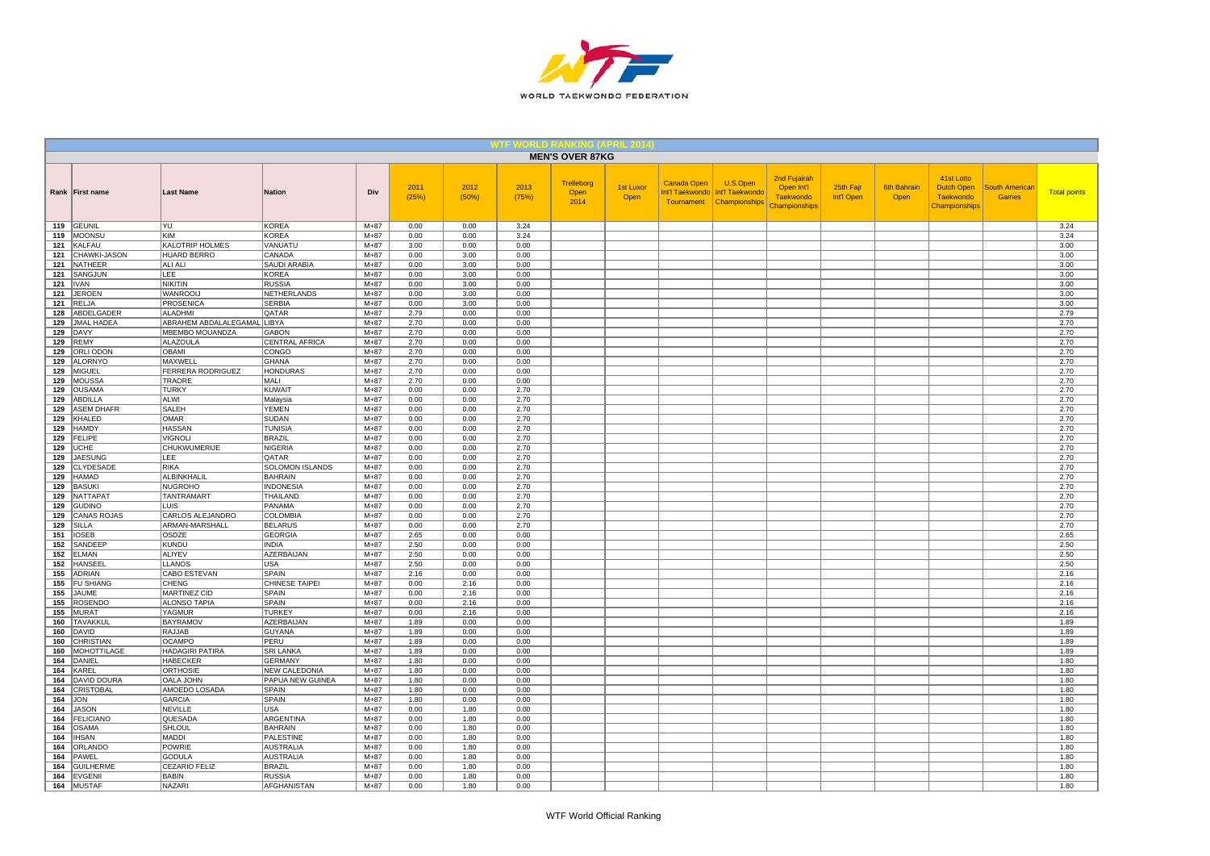# WTF WORLD RANKING (APRIL 2014)

## MEN'S OVER 87KG

| Rank | First name | Last Name | Nation | Div | 2011 (25%) | 2012 (50%) | 2013 (75%) | Trelleborg Open 2014 | 1st Luxor Open | Canada Open Int'l Taekwondo Tournament | U.S.Open Int'l Taekwondo Championships | 2nd Fujairah Open Int'l Taekwondo Championships | 25th Fajr Int'l Open | 6th Bahrain Open | 41st Lotto Dutch Open Taekwondo Championships | South American Games | Total points |
|---|---|---|---|---|---|---|---|---|---|---|---|---|---|---|---|---|---|
| 119 | GEUNIL | YU | KOREA | M+87 | 0.00 | 0.00 | 3.24 | | | | | | | | | | 3.24 |
| 119 | MOONSU | KIM | KOREA | M+87 | 0.00 | 0.00 | 3.24 | | | | | | | | | | 3.24 |
| 121 | KALFAU | KALOTRIP HOLMES | VANUATU | M+87 | 3.00 | 0.00 | 0.00 | | | | | | | | | | 3.00 |
| 121 | CHAWKI-JASON | HUARD BERRO | CANADA | M+87 | 0.00 | 3.00 | 0.00 | | | | | | | | | | 3.00 |
| 121 | NATHEER | ALI ALI | SAUDI ARABIA | M+87 | 0.00 | 3.00 | 0.00 | | | | | | | | | | 3.00 |
| 121 | SANGJUN | LEE | KOREA | M+87 | 0.00 | 3.00 | 0.00 | | | | | | | | | | 3.00 |
| 121 | IVAN | NIKITIN | RUSSIA | M+87 | 0.00 | 3.00 | 0.00 | | | | | | | | | | 3.00 |
| 121 | JEROEN | WANROOIJ | NETHERLANDS | M+87 | 0.00 | 3.00 | 0.00 | | | | | | | | | | 3.00 |
| 121 | RELJA | PROSENICA | SERBIA | M+87 | 0.00 | 3.00 | 0.00 | | | | | | | | | | 3.00 |
| 128 | ABDELGADER | ALADHMI | QATAR | M+87 | 2.79 | 0.00 | 0.00 | | | | | | | | | | 2.79 |
| 129 | JMAL HADEA | ABRAHEM ABDALALEGAMAL | LIBYA | M+87 | 2.70 | 0.00 | 0.00 | | | | | | | | | | 2.70 |
| 129 | DAVY | MBEMBO MOUANDZA | GABON | M+87 | 2.70 | 0.00 | 0.00 | | | | | | | | | | 2.70 |
| 129 | REMY | ALAZOULA | CENTRAL AFRICA | M+87 | 2.70 | 0.00 | 0.00 | | | | | | | | | | 2.70 |
| 129 | ORLI ODON | OBAMI | CONGO | M+87 | 2.70 | 0.00 | 0.00 | | | | | | | | | | 2.70 |
| 129 | ALORNYO | MAXWELL | GHANA | M+87 | 2.70 | 0.00 | 0.00 | | | | | | | | | | 2.70 |
| 129 | MIGUEL | FERRERA RODRIGUEZ | HONDURAS | M+87 | 2.70 | 0.00 | 0.00 | | | | | | | | | | 2.70 |
| 129 | MOUSSA | TRAORE | MALI | M+87 | 2.70 | 0.00 | 0.00 | | | | | | | | | | 2.70 |
| 129 | OUSAMA | TURKY | KUWAIT | M+87 | 0.00 | 0.00 | 2.70 | | | | | | | | | | 2.70 |
| 129 | ABDILLA | ALWI | Malaysia | M+87 | 0.00 | 0.00 | 2.70 | | | | | | | | | | 2.70 |
| 129 | ASEM DHAFR | SALEH | YEMEN | M+87 | 0.00 | 0.00 | 2.70 | | | | | | | | | | 2.70 |
| 129 | KHALED | OMAR | SUDAN | M+87 | 0.00 | 0.00 | 2.70 | | | | | | | | | | 2.70 |
| 129 | HAMDY | HASSAN | TUNISIA | M+87 | 0.00 | 0.00 | 2.70 | | | | | | | | | | 2.70 |
| 129 | FELIPE | VIGNOLI | BRAZIL | M+87 | 0.00 | 0.00 | 2.70 | | | | | | | | | | 2.70 |
| 129 | UCHE | CHUKWUMERIJE | NIGERIA | M+87 | 0.00 | 0.00 | 2.70 | | | | | | | | | | 2.70 |
| 129 | JAESUNG | LEE | QATAR | M+87 | 0.00 | 0.00 | 2.70 | | | | | | | | | | 2.70 |
| 129 | CLYDESADE | RIKA | SOLOMON ISLANDS | M+87 | 0.00 | 0.00 | 2.70 | | | | | | | | | | 2.70 |
| 129 | HAMAD | ALBINKHALIL | BAHRAIN | M+87 | 0.00 | 0.00 | 2.70 | | | | | | | | | | 2.70 |
| 129 | BASUKI | NUGROHO | INDONESIA | M+87 | 0.00 | 0.00 | 2.70 | | | | | | | | | | 2.70 |
| 129 | NATTAPAT | TANTRAMART | THAILAND | M+87 | 0.00 | 0.00 | 2.70 | | | | | | | | | | 2.70 |
| 129 | GUDINO | LUIS | PANAMA | M+87 | 0.00 | 0.00 | 2.70 | | | | | | | | | | 2.70 |
| 129 | CANAS ROJAS | CARLOS ALEJANDRO | COLOMBIA | M+87 | 0.00 | 0.00 | 2.70 | | | | | | | | | | 2.70 |
| 129 | SILLA | ARMAN-MARSHALL | BELARUS | M+87 | 0.00 | 0.00 | 2.70 | | | | | | | | | | 2.70 |
| 151 | IOSEB | OSDZE | GEORGIA | M+87 | 2.65 | 0.00 | 0.00 | | | | | | | | | | 2.65 |
| 152 | SANDEEP | KUNDU | INDIA | M+87 | 2.50 | 0.00 | 0.00 | | | | | | | | | | 2.50 |
| 152 | ELMAN | ALIYEV | AZERBAIJAN | M+87 | 2.50 | 0.00 | 0.00 | | | | | | | | | | 2.50 |
| 152 | HANSEEL | LLANOS | USA | M+87 | 2.50 | 0.00 | 0.00 | | | | | | | | | | 2.50 |
| 155 | ADRIAN | CABO ESTEVAN | SPAIN | M+87 | 2.16 | 0.00 | 0.00 | | | | | | | | | | 2.16 |
| 155 | FU SHIANG | CHENG | CHINESE TAIPEI | M+87 | 0.00 | 2.16 | 0.00 | | | | | | | | | | 2.16 |
| 155 | JAUME | MARTINEZ CID | SPAIN | M+87 | 0.00 | 2.16 | 0.00 | | | | | | | | | | 2.16 |
| 155 | ROSENDO | ALONSO TAPIA | SPAIN | M+87 | 0.00 | 2.16 | 0.00 | | | | | | | | | | 2.16 |
| 155 | MURAT | YAGMUR | TURKEY | M+87 | 0.00 | 2.16 | 0.00 | | | | | | | | | | 2.16 |
| 160 | TAVAKKUL | BAYRAMOV | AZERBAIJAN | M+87 | 1.89 | 0.00 | 0.00 | | | | | | | | | | 1.89 |
| 160 | DAVID | RAJJAB | GUYANA | M+87 | 1.89 | 0.00 | 0.00 | | | | | | | | | | 1.89 |
| 160 | CHRISTIAN | OCAMPO | PERU | M+87 | 1.89 | 0.00 | 0.00 | | | | | | | | | | 1.89 |
| 160 | MOHOTTILAGE | HADAGIRI PATIRA | SRI LANKA | M+87 | 1.89 | 0.00 | 0.00 | | | | | | | | | | 1.89 |
| 164 | DANIEL | HABECKER | GERMANY | M+87 | 1.80 | 0.00 | 0.00 | | | | | | | | | | 1.80 |
| 164 | KAREL | ORTHOSIE | NEW CALEDONIA | M+87 | 1.80 | 0.00 | 0.00 | | | | | | | | | | 1.80 |
| 164 | DAVID DOURA | OALA JOHN | PAPUA NEW GUINEA | M+87 | 1.80 | 0.00 | 0.00 | | | | | | | | | | 1.80 |
| 164 | CRISTOBAL | AMOEDO LOSADA | SPAIN | M+87 | 1.80 | 0.00 | 0.00 | | | | | | | | | | 1.80 |
| 164 | JON | GARCIA | SPAIN | M+87 | 1.80 | 0.00 | 0.00 | | | | | | | | | | 1.80 |
| 164 | JASON | NEVILLE | USA | M+87 | 0.00 | 1.80 | 0.00 | | | | | | | | | | 1.80 |
| 164 | FELICIANO | QUESADA | ARGENTINA | M+87 | 0.00 | 1.80 | 0.00 | | | | | | | | | | 1.80 |
| 164 | OSAMA | SHLOUL | BAHRAIN | M+87 | 0.00 | 1.80 | 0.00 | | | | | | | | | | 1.80 |
| 164 | IHSAN | MADDI | PALESTINE | M+87 | 0.00 | 1.80 | 0.00 | | | | | | | | | | 1.80 |
| 164 | ORLANDO | POWRIE | AUSTRALIA | M+87 | 0.00 | 1.80 | 0.00 | | | | | | | | | | 1.80 |
| 164 | PAWEL | GODULA | AUSTRALIA | M+87 | 0.00 | 1.80 | 0.00 | | | | | | | | | | 1.80 |
| 164 | GUILHERME | CEZARIO FELIZ | BRAZIL | M+87 | 0.00 | 1.80 | 0.00 | | | | | | | | | | 1.80 |
| 164 | EVGENII | BABIN | RUSSIA | M+87 | 0.00 | 1.80 | 0.00 | | | | | | | | | | 1.80 |
| 164 | MUSTAF | NAZARI | AFGHANISTAN | M+87 | 0.00 | 1.80 | 0.00 | | | | | | | | | | 1.80 |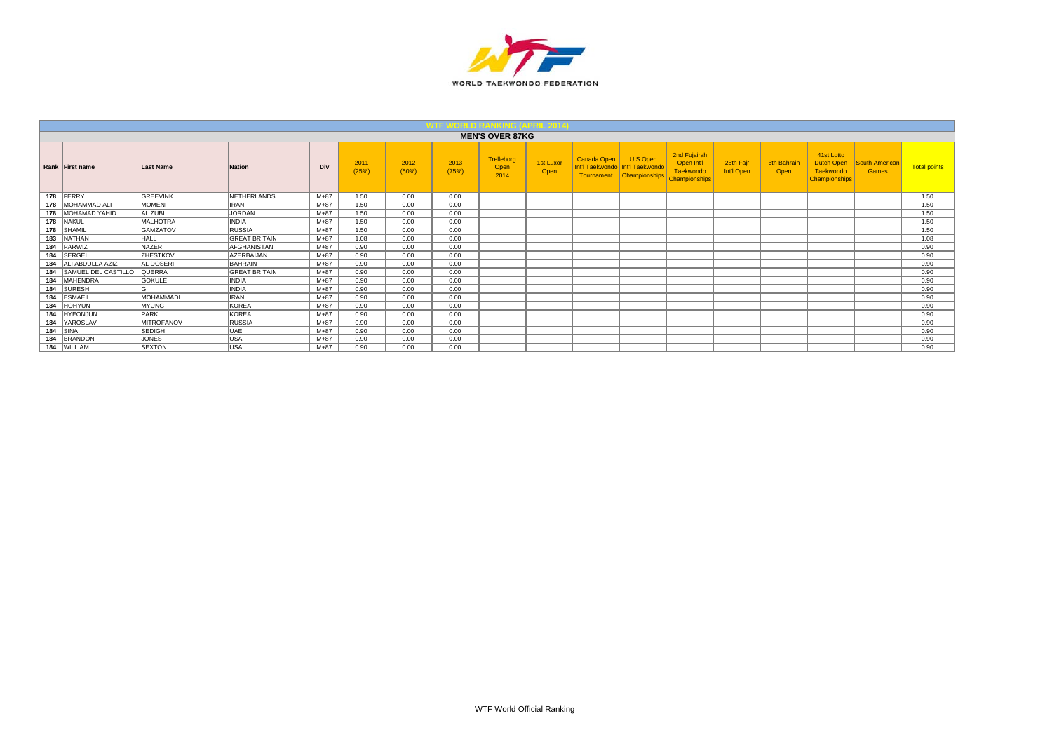WORLD TAEKWONDO FEDERATION

## WTF WORLD RANKING (APRIL 2014)

### MEN'S OVER 87KG

| Rank | First name | Last Name | Nation | Div | 2011 (25%) | 2012 (50%) | 2013 (75%) | Trelleborg Open 2014 | 1st Luxor Open | Canada Open Int'l Taekwondo Tournament | U.S.Open Int'l Taekwondo Championships | 2nd Fujairah Open Int'l Taekwondo Championships | 25th Fajr Int'l Open | 6th Bahrain Open | 41st Lotto Dutch Open Taekwondo Championships | South American Games | Total points |
|---|---|---|---|---|---|---|---|---|---|---|---|---|---|---|---|---|---|
| 178 | FERRY | GREEVINK | NETHERLANDS | M+87 | 1.50 | 0.00 | 0.00 | | | | | | | | | | 1.50 |
| 178 | MOHAMMAD ALI | MOMENI | IRAN | M+87 | 1.50 | 0.00 | 0.00 | | | | | | | | | | 1.50 |
| 178 | MOHAMAD YAHID | AL ZUBI | JORDAN | M+87 | 1.50 | 0.00 | 0.00 | | | | | | | | | | 1.50 |
| 178 | NAKUL | MALHOTRA | INDIA | M+87 | 1.50 | 0.00 | 0.00 | | | | | | | | | | 1.50 |
| 178 | SHAMIL | GAMZATOV | RUSSIA | M+87 | 1.50 | 0.00 | 0.00 | | | | | | | | | | 1.50 |
| 183 | NATHAN | HALL | GREAT BRITAIN | M+87 | 1.08 | 0.00 | 0.00 | | | | | | | | | | 1.08 |
| 184 | PARWIZ | NAZERI | AFGHANISTAN | M+87 | 0.90 | 0.00 | 0.00 | | | | | | | | | | 0.90 |
| 184 | SERGEI | ZHESTKOV | AZERBAIJAN | M+87 | 0.90 | 0.00 | 0.00 | | | | | | | | | | 0.90 |
| 184 | ALI ABDULLA AZIZ | AL DOSERI | BAHRAIN | M+87 | 0.90 | 0.00 | 0.00 | | | | | | | | | | 0.90 |
| 184 | SAMUEL DEL CASTILLO | QUERRA | GREAT BRITAIN | M+87 | 0.90 | 0.00 | 0.00 | | | | | | | | | | 0.90 |
| 184 | MAHENDRA | GOKULE | INDIA | M+87 | 0.90 | 0.00 | 0.00 | | | | | | | | | | 0.90 |
| 184 | SURESH | G | INDIA | M+87 | 0.90 | 0.00 | 0.00 | | | | | | | | | | 0.90 |
| 184 | ESMAEIL | MOHAMMADI | IRAN | M+87 | 0.90 | 0.00 | 0.00 | | | | | | | | | | 0.90 |
| 184 | HOHYUN | MYUNG | KOREA | M+87 | 0.90 | 0.00 | 0.00 | | | | | | | | | | 0.90 |
| 184 | HYEONJUN | PARK | KOREA | M+87 | 0.90 | 0.00 | 0.00 | | | | | | | | | | 0.90 |
| 184 | YAROSLAV | MITROFANOV | RUSSIA | M+87 | 0.90 | 0.00 | 0.00 | | | | | | | | | | 0.90 |
| 184 | SINA | SEDIGH | UAE | M+87 | 0.90 | 0.00 | 0.00 | | | | | | | | | | 0.90 |
| 184 | BRANDON | JONES | USA | M+87 | 0.90 | 0.00 | 0.00 | | | | | | | | | | 0.90 |
| 184 | WILLIAM | SEXTON | USA | M+87 | 0.90 | 0.00 | 0.00 | | | | | | | | | | 0.90 |